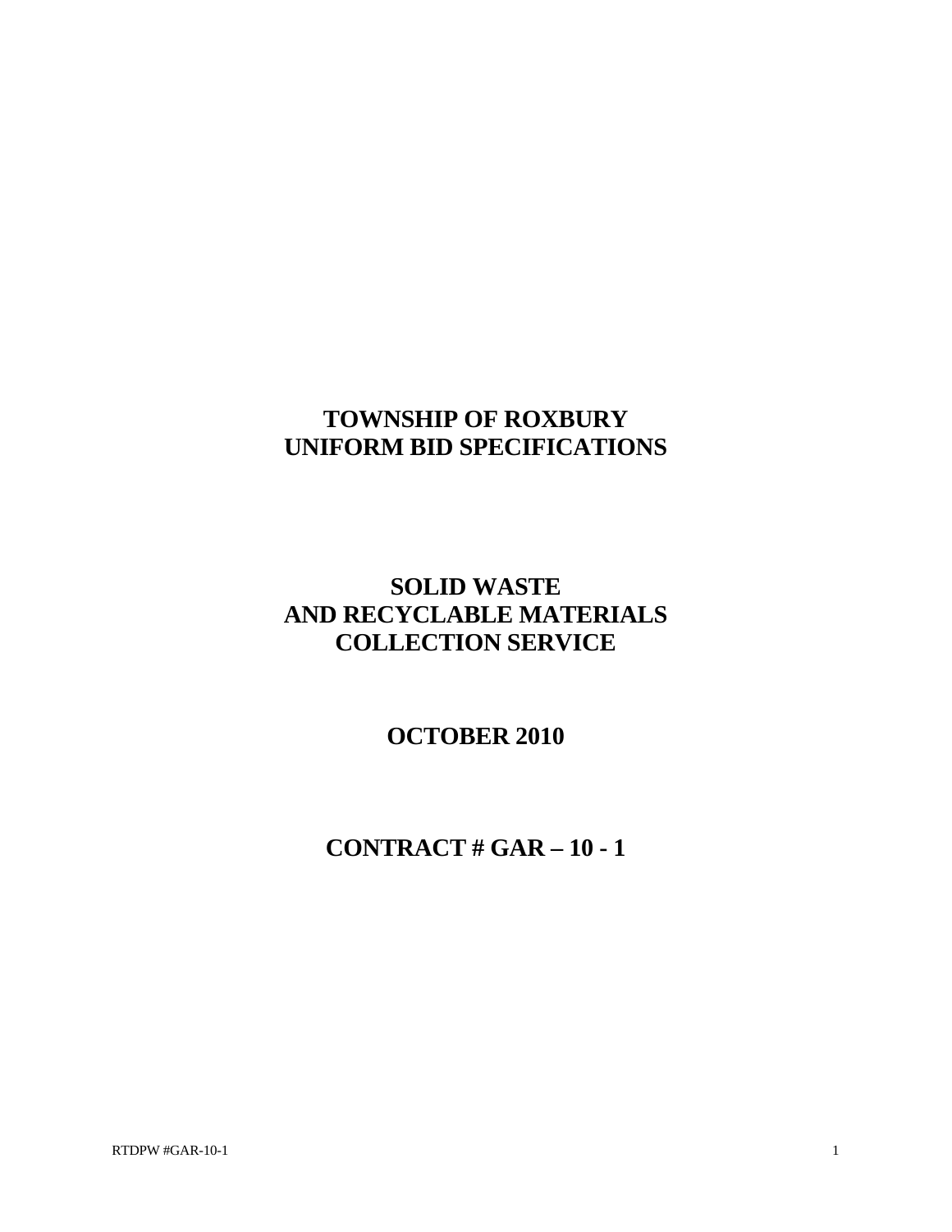# TOWNSHIP OF ROXBURY
# UNIFORM BID SPECIFICATIONS

## SOLID WASTE
## AND RECYCLABLE MATERIALS
## COLLECTION SERVICE

## OCTOBER 2010

## CONTRACT # GAR – 10 - 1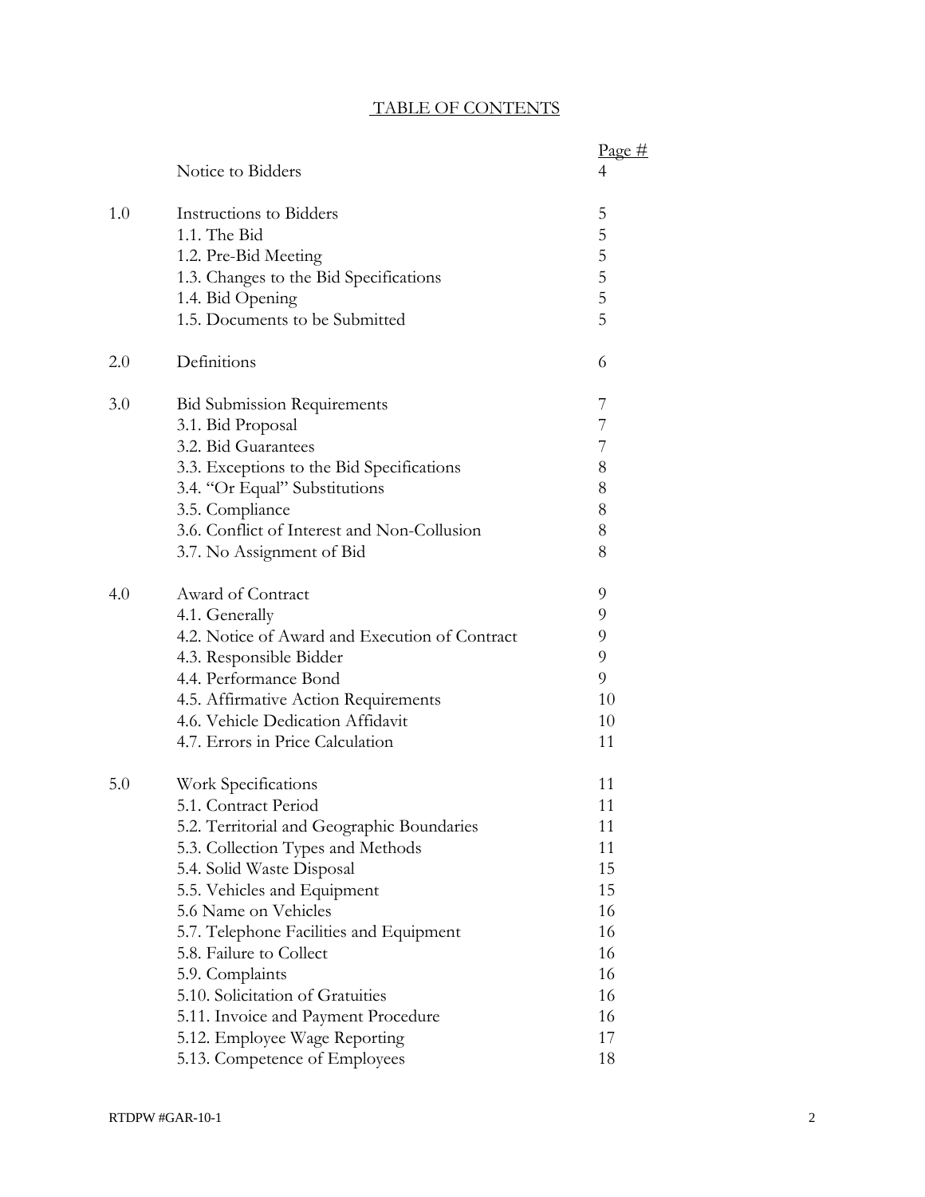# TABLE OF CONTENTS

| | | Page # |
|---|---|---|
| | Notice to Bidders | 4 |
| 1.0 | Instructions to Bidders | 5 |
| | 1.1. The Bid | 5 |
| | 1.2. Pre-Bid Meeting | 5 |
| | 1.3. Changes to the Bid Specifications | 5 |
| | 1.4. Bid Opening | 5 |
| | 1.5. Documents to be Submitted | 5 |
| 2.0 | Definitions | 6 |
| 3.0 | Bid Submission Requirements | 7 |
| | 3.1. Bid Proposal | 7 |
| | 3.2. Bid Guarantees | 7 |
| | 3.3. Exceptions to the Bid Specifications | 8 |
| | 3.4. "Or Equal" Substitutions | 8 |
| | 3.5. Compliance | 8 |
| | 3.6. Conflict of Interest and Non-Collusion | 8 |
| | 3.7. No Assignment of Bid | 8 |
| 4.0 | Award of Contract | 9 |
| | 4.1. Generally | 9 |
| | 4.2. Notice of Award and Execution of Contract | 9 |
| | 4.3. Responsible Bidder | 9 |
| | 4.4. Performance Bond | 9 |
| | 4.5. Affirmative Action Requirements | 10 |
| | 4.6. Vehicle Dedication Affidavit | 10 |
| | 4.7. Errors in Price Calculation | 11 |
| 5.0 | Work Specifications | 11 |
| | 5.1. Contract Period | 11 |
| | 5.2. Territorial and Geographic Boundaries | 11 |
| | 5.3. Collection Types and Methods | 11 |
| | 5.4. Solid Waste Disposal | 15 |
| | 5.5. Vehicles and Equipment | 15 |
| | 5.6 Name on Vehicles | 16 |
| | 5.7. Telephone Facilities and Equipment | 16 |
| | 5.8. Failure to Collect | 16 |
| | 5.9. Complaints | 16 |
| | 5.10. Solicitation of Gratuities | 16 |
| | 5.11. Invoice and Payment Procedure | 16 |
| | 5.12. Employee Wage Reporting | 17 |
| | 5.13. Competence of Employees | 18 |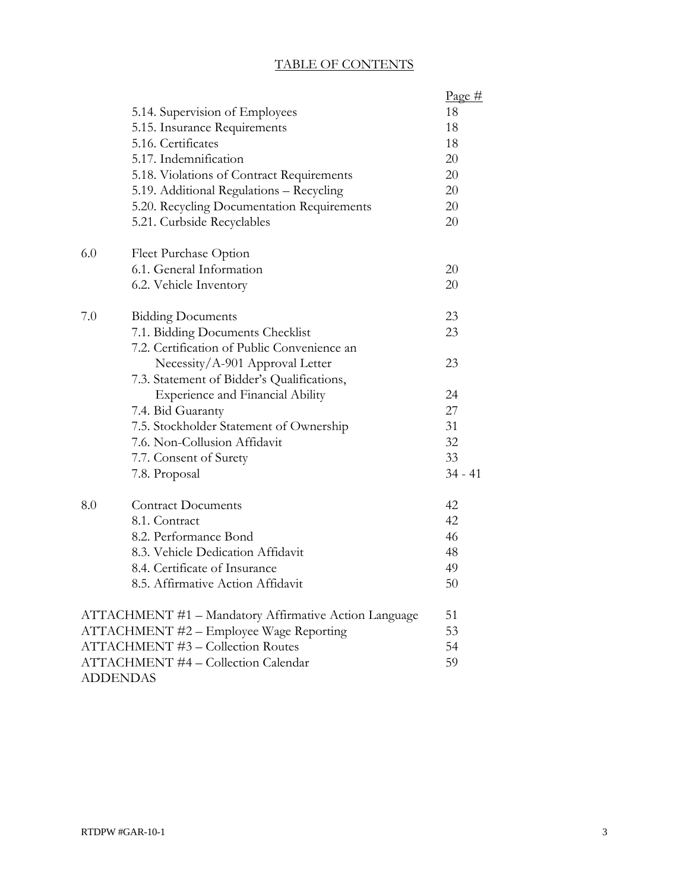# TABLE OF CONTENTS

| | | Page # |
|---|---|---|
| | 5.14. Supervision of Employees | 18 |
| | 5.15. Insurance Requirements | 18 |
| | 5.16. Certificates | 18 |
| | 5.17. Indemnification | 20 |
| | 5.18. Violations of Contract Requirements | 20 |
| | 5.19. Additional Regulations – Recycling | 20 |
| | 5.20. Recycling Documentation Requirements | 20 |
| | 5.21. Curbside Recyclables | 20 |
| 6.0 | Fleet Purchase Option | |
| | 6.1. General Information | 20 |
| | 6.2. Vehicle Inventory | 20 |
| 7.0 | Bidding Documents | 23 |
| | 7.1. Bidding Documents Checklist | 23 |
| | 7.2. Certification of Public Convenience an Necessity/A-901 Approval Letter | 23 |
| | 7.3. Statement of Bidder's Qualifications, Experience and Financial Ability | 24 |
| | 7.4. Bid Guaranty | 27 |
| | 7.5. Stockholder Statement of Ownership | 31 |
| | 7.6. Non-Collusion Affidavit | 32 |
| | 7.7. Consent of Surety | 33 |
| | 7.8. Proposal | 34 - 41 |
| 8.0 | Contract Documents | 42 |
| | 8.1. Contract | 42 |
| | 8.2. Performance Bond | 46 |
| | 8.3. Vehicle Dedication Affidavit | 48 |
| | 8.4. Certificate of Insurance | 49 |
| | 8.5. Affirmative Action Affidavit | 50 |
| ATTACHMENT #1 – Mandatory Affirmative Action Language | | 51 |
| ATTACHMENT #2 – Employee Wage Reporting | | 53 |
| ATTACHMENT #3 – Collection Routes | | 54 |
| ATTACHMENT #4 – Collection Calendar | | 59 |
| ADDENDAS | | |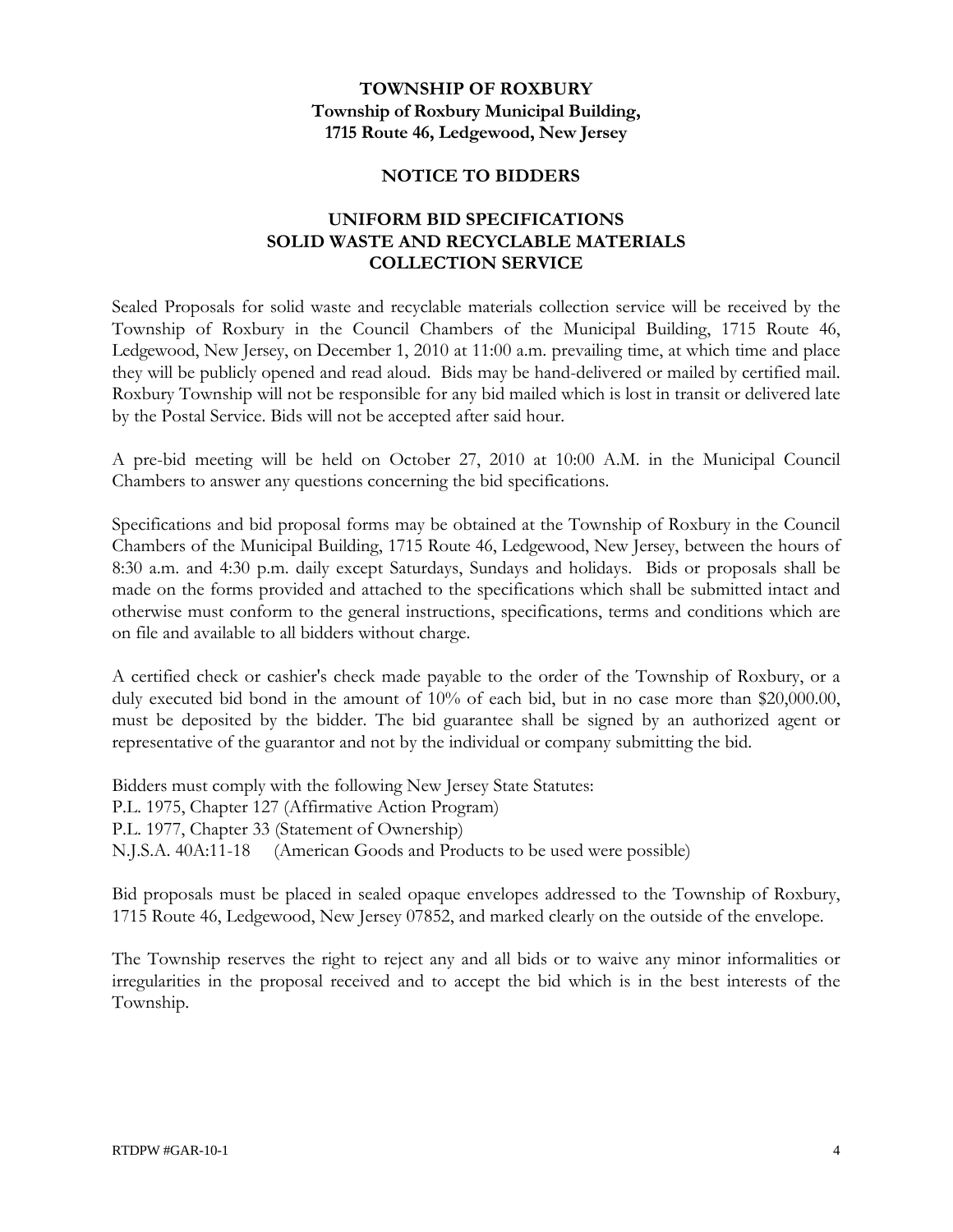**TOWNSHIP OF ROXBURY**
**Township of Roxbury Municipal Building,**
**1715 Route 46, Ledgewood, New Jersey**

**NOTICE TO BIDDERS**

**UNIFORM BID SPECIFICATIONS**
**SOLID WASTE AND RECYCLABLE MATERIALS**
**COLLECTION SERVICE**

Sealed Proposals for solid waste and recyclable materials collection service will be received by the Township of Roxbury in the Council Chambers of the Municipal Building, 1715 Route 46, Ledgewood, New Jersey, on December 1, 2010 at 11:00 a.m. prevailing time, at which time and place they will be publicly opened and read aloud. Bids may be hand-delivered or mailed by certified mail. Roxbury Township will not be responsible for any bid mailed which is lost in transit or delivered late by the Postal Service. Bids will not be accepted after said hour.

A pre-bid meeting will be held on October 27, 2010 at 10:00 A.M. in the Municipal Council Chambers to answer any questions concerning the bid specifications.

Specifications and bid proposal forms may be obtained at the Township of Roxbury in the Council Chambers of the Municipal Building, 1715 Route 46, Ledgewood, New Jersey, between the hours of 8:30 a.m. and 4:30 p.m. daily except Saturdays, Sundays and holidays. Bids or proposals shall be made on the forms provided and attached to the specifications which shall be submitted intact and otherwise must conform to the general instructions, specifications, terms and conditions which are on file and available to all bidders without charge.

A certified check or cashier's check made payable to the order of the Township of Roxbury, or a duly executed bid bond in the amount of 10% of each bid, but in no case more than $20,000.00, must be deposited by the bidder. The bid guarantee shall be signed by an authorized agent or representative of the guarantor and not by the individual or company submitting the bid.

Bidders must comply with the following New Jersey State Statutes:
P.L. 1975, Chapter 127 (Affirmative Action Program)
P.L. 1977, Chapter 33 (Statement of Ownership)
N.J.S.A. 40A:11-18 (American Goods and Products to be used were possible)

Bid proposals must be placed in sealed opaque envelopes addressed to the Township of Roxbury, 1715 Route 46, Ledgewood, New Jersey 07852, and marked clearly on the outside of the envelope.

The Township reserves the right to reject any and all bids or to waive any minor informalities or irregularities in the proposal received and to accept the bid which is in the best interests of the Township.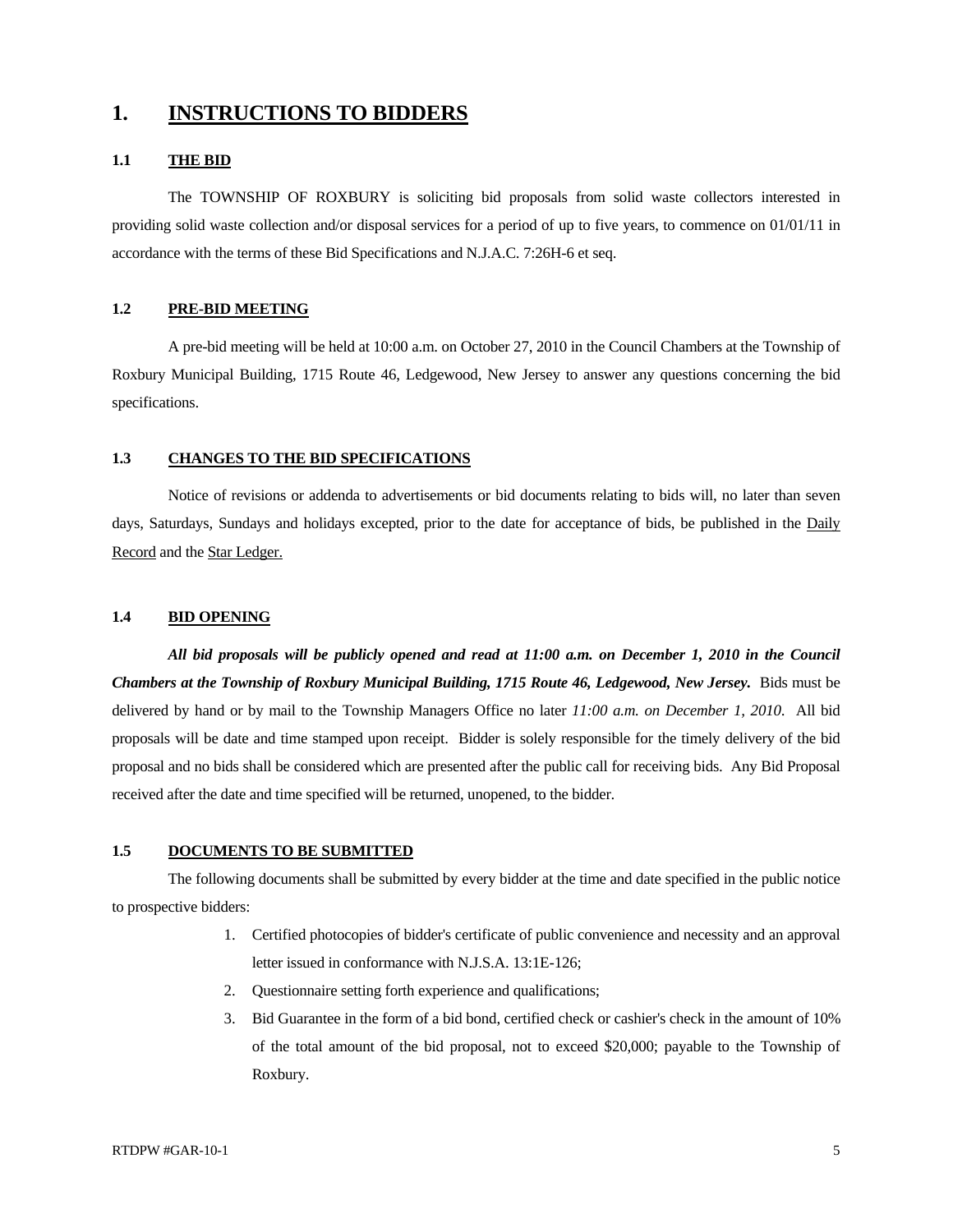# 1. INSTRUCTIONS TO BIDDERS

## 1.1 THE BID

The TOWNSHIP OF ROXBURY is soliciting bid proposals from solid waste collectors interested in providing solid waste collection and/or disposal services for a period of up to five years, to commence on 01/01/11 in accordance with the terms of these Bid Specifications and N.J.A.C. 7:26H-6 et seq.

## 1.2 PRE-BID MEETING

A pre-bid meeting will be held at 10:00 a.m. on October 27, 2010 in the Council Chambers at the Township of Roxbury Municipal Building, 1715 Route 46, Ledgewood, New Jersey to answer any questions concerning the bid specifications.

## 1.3 CHANGES TO THE BID SPECIFICATIONS

Notice of revisions or addenda to advertisements or bid documents relating to bids will, no later than seven days, Saturdays, Sundays and holidays excepted, prior to the date for acceptance of bids, be published in the Daily Record and the Star Ledger.

## 1.4 BID OPENING

***All bid proposals will be publicly opened and read at 11:00 a.m. on December 1, 2010 in the Council Chambers at the Township of Roxbury Municipal Building, 1715 Route 46, Ledgewood, New Jersey.*** Bids must be delivered by hand or by mail to the Township Managers Office no later *11:00 a.m. on December 1, 2010.* All bid proposals will be date and time stamped upon receipt. Bidder is solely responsible for the timely delivery of the bid proposal and no bids shall be considered which are presented after the public call for receiving bids. Any Bid Proposal received after the date and time specified will be returned, unopened, to the bidder.

## 1.5 DOCUMENTS TO BE SUBMITTED

The following documents shall be submitted by every bidder at the time and date specified in the public notice to prospective bidders:

1. Certified photocopies of bidder's certificate of public convenience and necessity and an approval letter issued in conformance with N.J.S.A. 13:1E-126;
2. Questionnaire setting forth experience and qualifications;
3. Bid Guarantee in the form of a bid bond, certified check or cashier's check in the amount of 10% of the total amount of the bid proposal, not to exceed $20,000; payable to the Township of Roxbury.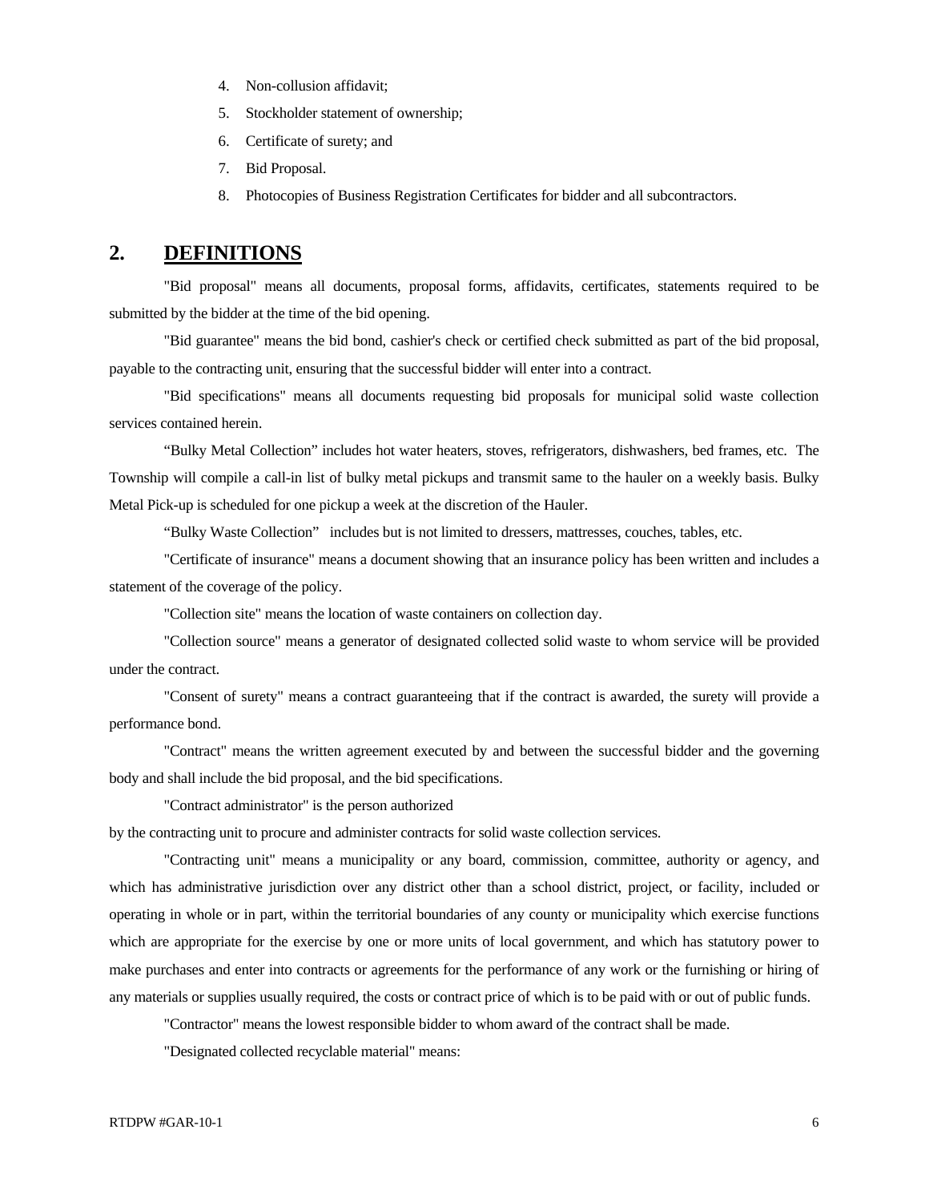4. Non-collusion affidavit;
5. Stockholder statement of ownership;
6. Certificate of surety; and
7. Bid Proposal.
8. Photocopies of Business Registration Certificates for bidder and all subcontractors.

## 2. DEFINITIONS

"Bid proposal" means all documents, proposal forms, affidavits, certificates, statements required to be submitted by the bidder at the time of the bid opening.

"Bid guarantee" means the bid bond, cashier's check or certified check submitted as part of the bid proposal, payable to the contracting unit, ensuring that the successful bidder will enter into a contract.

"Bid specifications" means all documents requesting bid proposals for municipal solid waste collection services contained herein.

“Bulky Metal Collection” includes hot water heaters, stoves, refrigerators, dishwashers, bed frames, etc. The Township will compile a call-in list of bulky metal pickups and transmit same to the hauler on a weekly basis. Bulky Metal Pick-up is scheduled for one pickup a week at the discretion of the Hauler.

“Bulky Waste Collection” includes but is not limited to dressers, mattresses, couches, tables, etc.

"Certificate of insurance" means a document showing that an insurance policy has been written and includes a statement of the coverage of the policy.

"Collection site" means the location of waste containers on collection day.

"Collection source" means a generator of designated collected solid waste to whom service will be provided under the contract.

"Consent of surety" means a contract guaranteeing that if the contract is awarded, the surety will provide a performance bond.

"Contract" means the written agreement executed by and between the successful bidder and the governing body and shall include the bid proposal, and the bid specifications.

"Contract administrator" is the person authorized by the contracting unit to procure and administer contracts for solid waste collection services.

"Contracting unit" means a municipality or any board, commission, committee, authority or agency, and which has administrative jurisdiction over any district other than a school district, project, or facility, included or operating in whole or in part, within the territorial boundaries of any county or municipality which exercise functions which are appropriate for the exercise by one or more units of local government, and which has statutory power to make purchases and enter into contracts or agreements for the performance of any work or the furnishing or hiring of any materials or supplies usually required, the costs or contract price of which is to be paid with or out of public funds.

"Contractor" means the lowest responsible bidder to whom award of the contract shall be made.

"Designated collected recyclable material" means: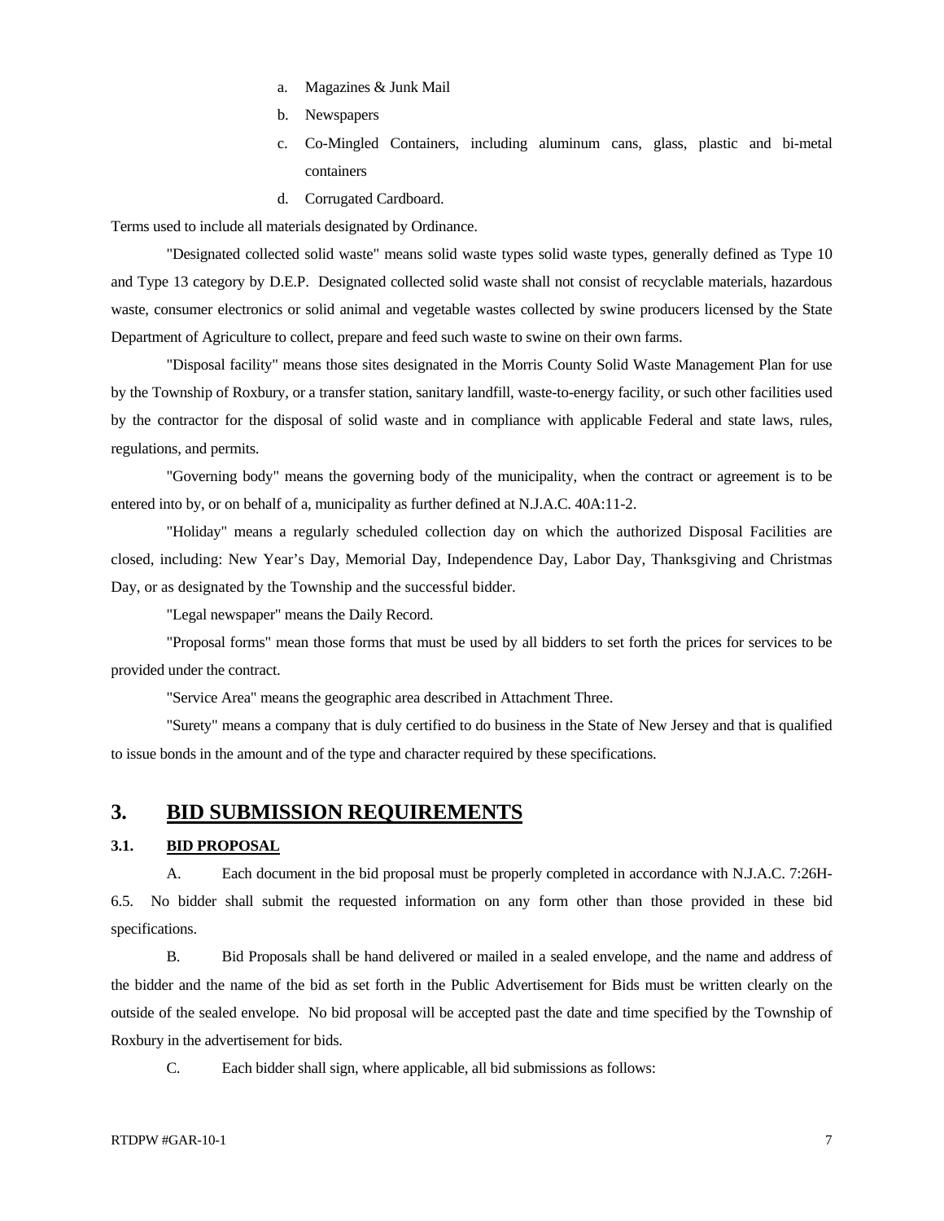a. Magazines & Junk Mail
b. Newspapers
c. Co-Mingled Containers, including aluminum cans, glass, plastic and bi-metal containers
d. Corrugated Cardboard.

Terms used to include all materials designated by Ordinance.

"Designated collected solid waste" means solid waste types solid waste types, generally defined as Type 10 and Type 13 category by D.E.P. Designated collected solid waste shall not consist of recyclable materials, hazardous waste, consumer electronics or solid animal and vegetable wastes collected by swine producers licensed by the State Department of Agriculture to collect, prepare and feed such waste to swine on their own farms.

"Disposal facility" means those sites designated in the Morris County Solid Waste Management Plan for use by the Township of Roxbury, or a transfer station, sanitary landfill, waste-to-energy facility, or such other facilities used by the contractor for the disposal of solid waste and in compliance with applicable Federal and state laws, rules, regulations, and permits.

"Governing body" means the governing body of the municipality, when the contract or agreement is to be entered into by, or on behalf of a, municipality as further defined at N.J.A.C. 40A:11-2.

"Holiday" means a regularly scheduled collection day on which the authorized Disposal Facilities are closed, including: New Year's Day, Memorial Day, Independence Day, Labor Day, Thanksgiving and Christmas Day, or as designated by the Township and the successful bidder.

"Legal newspaper" means the Daily Record.

"Proposal forms" mean those forms that must be used by all bidders to set forth the prices for services to be provided under the contract.

"Service Area" means the geographic area described in Attachment Three.

"Surety" means a company that is duly certified to do business in the State of New Jersey and that is qualified to issue bonds in the amount and of the type and character required by these specifications.

# 3. BID SUBMISSION REQUIREMENTS

## 3.1. BID PROPOSAL

A. Each document in the bid proposal must be properly completed in accordance with N.J.A.C. 7:26H-6.5. No bidder shall submit the requested information on any form other than those provided in these bid specifications.

B. Bid Proposals shall be hand delivered or mailed in a sealed envelope, and the name and address of the bidder and the name of the bid as set forth in the Public Advertisement for Bids must be written clearly on the outside of the sealed envelope. No bid proposal will be accepted past the date and time specified by the Township of Roxbury in the advertisement for bids.

C. Each bidder shall sign, where applicable, all bid submissions as follows: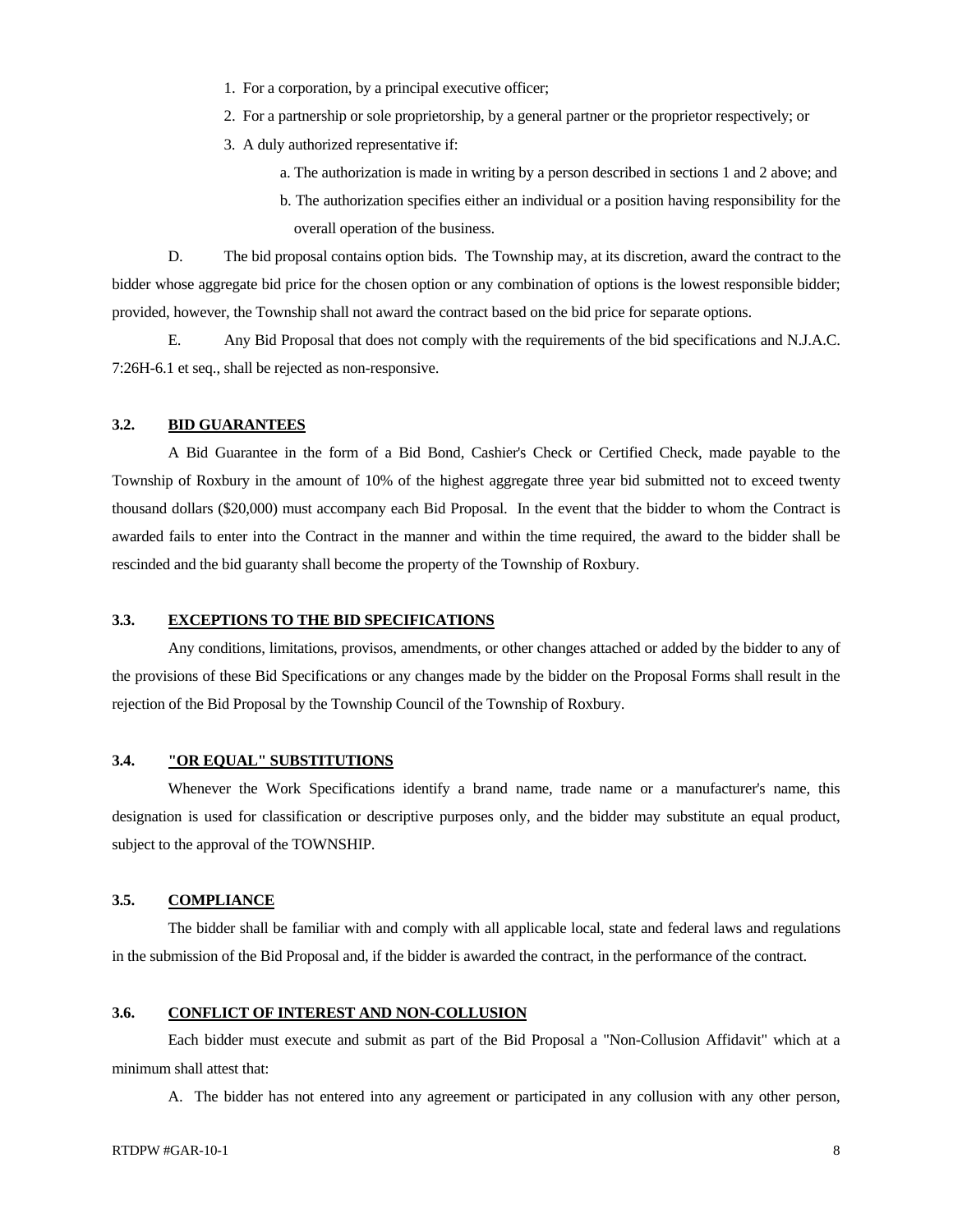1. For a corporation, by a principal executive officer;
2. For a partnership or sole proprietorship, by a general partner or the proprietor respectively; or
3. A duly authorized representative if:
   a. The authorization is made in writing by a person described in sections 1 and 2 above; and
   b. The authorization specifies either an individual or a position having responsibility for the overall operation of the business.

D. The bid proposal contains option bids. The Township may, at its discretion, award the contract to the bidder whose aggregate bid price for the chosen option or any combination of options is the lowest responsible bidder; provided, however, the Township shall not award the contract based on the bid price for separate options.

E. Any Bid Proposal that does not comply with the requirements of the bid specifications and N.J.A.C. 7:26H-6.1 et seq., shall be rejected as non-responsive.

### 3.2. BID GUARANTEES

A Bid Guarantee in the form of a Bid Bond, Cashier's Check or Certified Check, made payable to the Township of Roxbury in the amount of 10% of the highest aggregate three year bid submitted not to exceed twenty thousand dollars ($20,000) must accompany each Bid Proposal. In the event that the bidder to whom the Contract is awarded fails to enter into the Contract in the manner and within the time required, the award to the bidder shall be rescinded and the bid guaranty shall become the property of the Township of Roxbury.

### 3.3. EXCEPTIONS TO THE BID SPECIFICATIONS

Any conditions, limitations, provisos, amendments, or other changes attached or added by the bidder to any of the provisions of these Bid Specifications or any changes made by the bidder on the Proposal Forms shall result in the rejection of the Bid Proposal by the Township Council of the Township of Roxbury.

### 3.4. "OR EQUAL" SUBSTITUTIONS

Whenever the Work Specifications identify a brand name, trade name or a manufacturer's name, this designation is used for classification or descriptive purposes only, and the bidder may substitute an equal product, subject to the approval of the TOWNSHIP.

### 3.5. COMPLIANCE

The bidder shall be familiar with and comply with all applicable local, state and federal laws and regulations in the submission of the Bid Proposal and, if the bidder is awarded the contract, in the performance of the contract.

### 3.6. CONFLICT OF INTEREST AND NON-COLLUSION

Each bidder must execute and submit as part of the Bid Proposal a "Non-Collusion Affidavit" which at a minimum shall attest that:

A. The bidder has not entered into any agreement or participated in any collusion with any other person,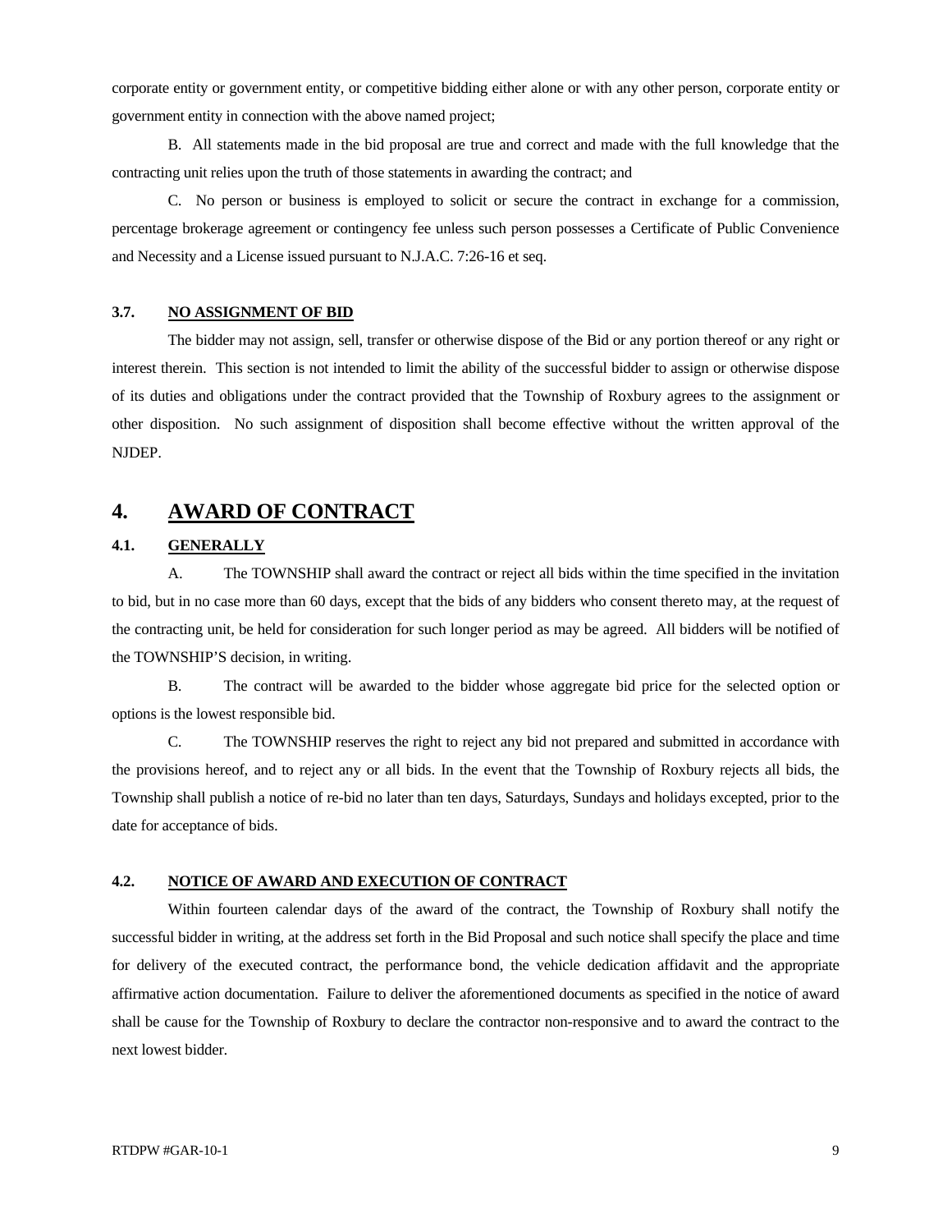corporate entity or government entity, or competitive bidding either alone or with any other person, corporate entity or government entity in connection with the above named project;

B. All statements made in the bid proposal are true and correct and made with the full knowledge that the contracting unit relies upon the truth of those statements in awarding the contract; and

C. No person or business is employed to solicit or secure the contract in exchange for a commission, percentage brokerage agreement or contingency fee unless such person possesses a Certificate of Public Convenience and Necessity and a License issued pursuant to N.J.A.C. 7:26-16 et seq.

### 3.7. NO ASSIGNMENT OF BID

The bidder may not assign, sell, transfer or otherwise dispose of the Bid or any portion thereof or any right or interest therein. This section is not intended to limit the ability of the successful bidder to assign or otherwise dispose of its duties and obligations under the contract provided that the Township of Roxbury agrees to the assignment or other disposition. No such assignment of disposition shall become effective without the written approval of the NJDEP.

## 4. AWARD OF CONTRACT

### 4.1. GENERALLY

A. The TOWNSHIP shall award the contract or reject all bids within the time specified in the invitation to bid, but in no case more than 60 days, except that the bids of any bidders who consent thereto may, at the request of the contracting unit, be held for consideration for such longer period as may be agreed. All bidders will be notified of the TOWNSHIP'S decision, in writing.

B. The contract will be awarded to the bidder whose aggregate bid price for the selected option or options is the lowest responsible bid.

C. The TOWNSHIP reserves the right to reject any bid not prepared and submitted in accordance with the provisions hereof, and to reject any or all bids. In the event that the Township of Roxbury rejects all bids, the Township shall publish a notice of re-bid no later than ten days, Saturdays, Sundays and holidays excepted, prior to the date for acceptance of bids.

### 4.2. NOTICE OF AWARD AND EXECUTION OF CONTRACT

Within fourteen calendar days of the award of the contract, the Township of Roxbury shall notify the successful bidder in writing, at the address set forth in the Bid Proposal and such notice shall specify the place and time for delivery of the executed contract, the performance bond, the vehicle dedication affidavit and the appropriate affirmative action documentation. Failure to deliver the aforementioned documents as specified in the notice of award shall be cause for the Township of Roxbury to declare the contractor non-responsive and to award the contract to the next lowest bidder.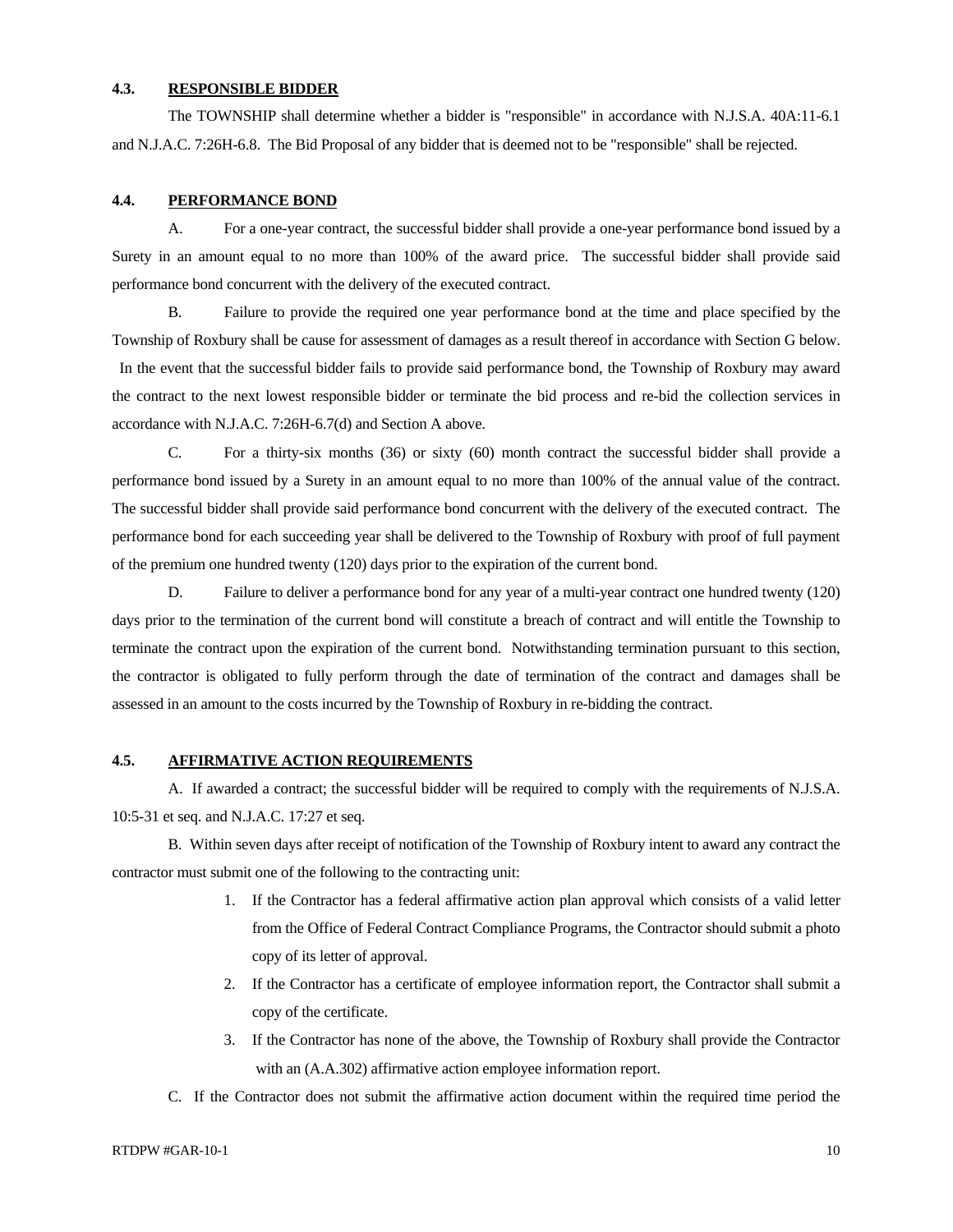### 4.3. RESPONSIBLE BIDDER

The TOWNSHIP shall determine whether a bidder is "responsible" in accordance with N.J.S.A. 40A:11-6.1 and N.J.A.C. 7:26H-6.8. The Bid Proposal of any bidder that is deemed not to be "responsible" shall be rejected.

### 4.4. PERFORMANCE BOND

A. For a one-year contract, the successful bidder shall provide a one-year performance bond issued by a Surety in an amount equal to no more than 100% of the award price. The successful bidder shall provide said performance bond concurrent with the delivery of the executed contract.

B. Failure to provide the required one year performance bond at the time and place specified by the Township of Roxbury shall be cause for assessment of damages as a result thereof in accordance with Section G below. In the event that the successful bidder fails to provide said performance bond, the Township of Roxbury may award the contract to the next lowest responsible bidder or terminate the bid process and re-bid the collection services in accordance with N.J.A.C. 7:26H-6.7(d) and Section A above.

C. For a thirty-six months (36) or sixty (60) month contract the successful bidder shall provide a performance bond issued by a Surety in an amount equal to no more than 100% of the annual value of the contract. The successful bidder shall provide said performance bond concurrent with the delivery of the executed contract. The performance bond for each succeeding year shall be delivered to the Township of Roxbury with proof of full payment of the premium one hundred twenty (120) days prior to the expiration of the current bond.

D. Failure to deliver a performance bond for any year of a multi-year contract one hundred twenty (120) days prior to the termination of the current bond will constitute a breach of contract and will entitle the Township to terminate the contract upon the expiration of the current bond. Notwithstanding termination pursuant to this section, the contractor is obligated to fully perform through the date of termination of the contract and damages shall be assessed in an amount to the costs incurred by the Township of Roxbury in re-bidding the contract.

### 4.5. AFFIRMATIVE ACTION REQUIREMENTS

A. If awarded a contract; the successful bidder will be required to comply with the requirements of N.J.S.A. 10:5-31 et seq. and N.J.A.C. 17:27 et seq.

B. Within seven days after receipt of notification of the Township of Roxbury intent to award any contract the contractor must submit one of the following to the contracting unit:

1. If the Contractor has a federal affirmative action plan approval which consists of a valid letter from the Office of Federal Contract Compliance Programs, the Contractor should submit a photo copy of its letter of approval.
2. If the Contractor has a certificate of employee information report, the Contractor shall submit a copy of the certificate.
3. If the Contractor has none of the above, the Township of Roxbury shall provide the Contractor with an (A.A.302) affirmative action employee information report.

C. If the Contractor does not submit the affirmative action document within the required time period the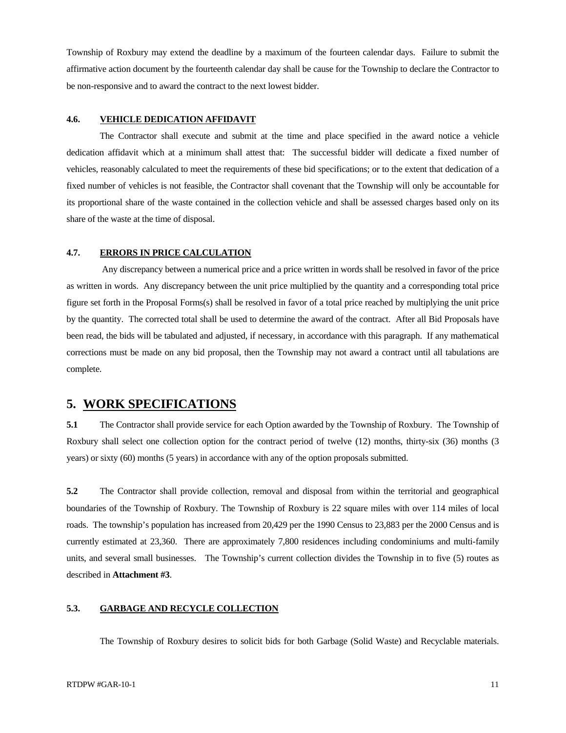Township of Roxbury may extend the deadline by a maximum of the fourteen calendar days. Failure to submit the affirmative action document by the fourteenth calendar day shall be cause for the Township to declare the Contractor to be non-responsive and to award the contract to the next lowest bidder.

#### 4.6. VEHICLE DEDICATION AFFIDAVIT

The Contractor shall execute and submit at the time and place specified in the award notice a vehicle dedication affidavit which at a minimum shall attest that: The successful bidder will dedicate a fixed number of vehicles, reasonably calculated to meet the requirements of these bid specifications; or to the extent that dedication of a fixed number of vehicles is not feasible, the Contractor shall covenant that the Township will only be accountable for its proportional share of the waste contained in the collection vehicle and shall be assessed charges based only on its share of the waste at the time of disposal.

#### 4.7. ERRORS IN PRICE CALCULATION

Any discrepancy between a numerical price and a price written in words shall be resolved in favor of the price as written in words. Any discrepancy between the unit price multiplied by the quantity and a corresponding total price figure set forth in the Proposal Forms(s) shall be resolved in favor of a total price reached by multiplying the unit price by the quantity. The corrected total shall be used to determine the award of the contract. After all Bid Proposals have been read, the bids will be tabulated and adjusted, if necessary, in accordance with this paragraph. If any mathematical corrections must be made on any bid proposal, then the Township may not award a contract until all tabulations are complete.

## 5. WORK SPECIFICATIONS

**5.1** The Contractor shall provide service for each Option awarded by the Township of Roxbury. The Township of Roxbury shall select one collection option for the contract period of twelve (12) months, thirty-six (36) months (3 years) or sixty (60) months (5 years) in accordance with any of the option proposals submitted.

**5.2** The Contractor shall provide collection, removal and disposal from within the territorial and geographical boundaries of the Township of Roxbury. The Township of Roxbury is 22 square miles with over 114 miles of local roads. The township's population has increased from 20,429 per the 1990 Census to 23,883 per the 2000 Census and is currently estimated at 23,360. There are approximately 7,800 residences including condominiums and multi-family units, and several small businesses. The Township's current collection divides the Township in to five (5) routes as described in **Attachment #3**.

#### 5.3. GARBAGE AND RECYCLE COLLECTION

The Township of Roxbury desires to solicit bids for both Garbage (Solid Waste) and Recyclable materials.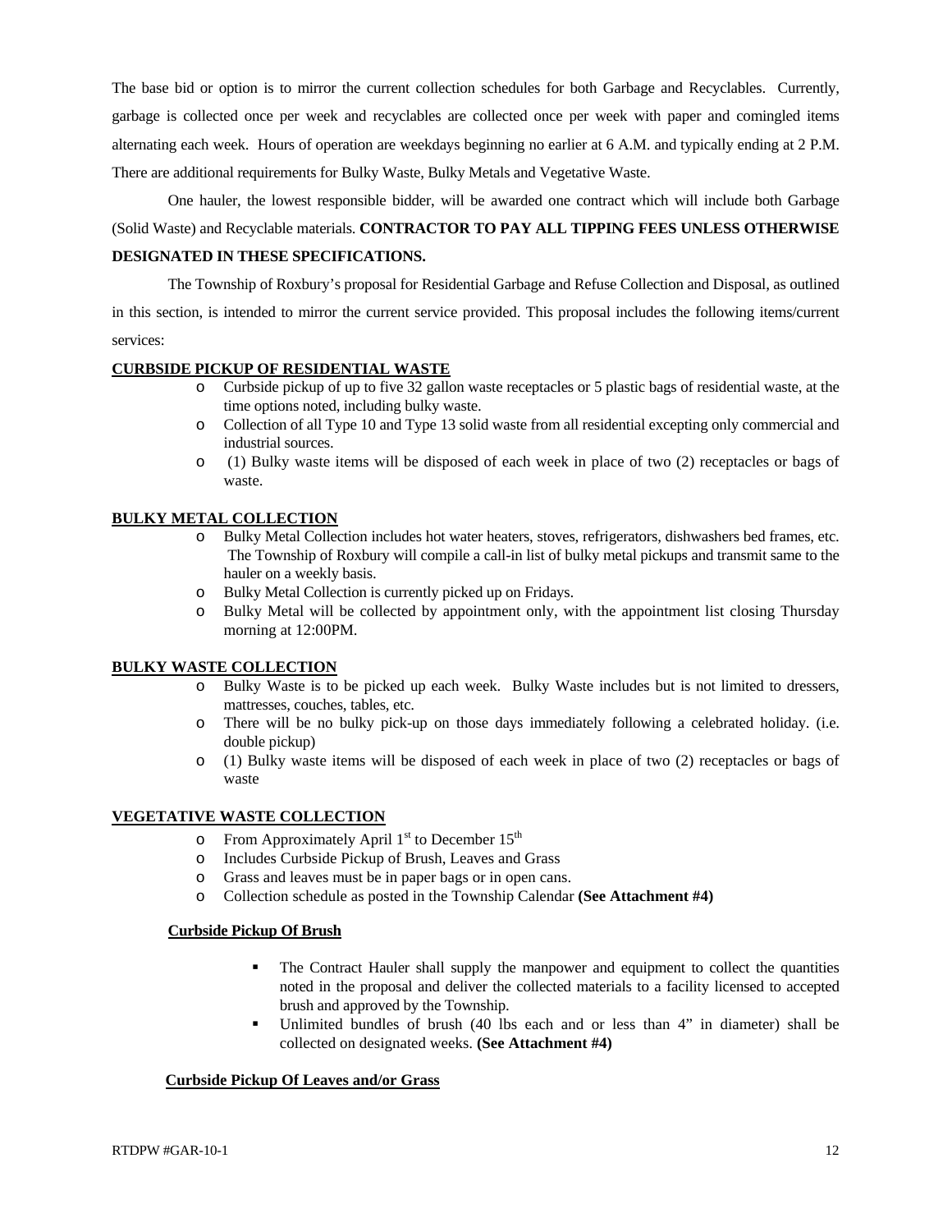The base bid or option is to mirror the current collection schedules for both Garbage and Recyclables. Currently, garbage is collected once per week and recyclables are collected once per week with paper and comingled items alternating each week. Hours of operation are weekdays beginning no earlier at 6 A.M. and typically ending at 2 P.M. There are additional requirements for Bulky Waste, Bulky Metals and Vegetative Waste.

One hauler, the lowest responsible bidder, will be awarded one contract which will include both Garbage (Solid Waste) and Recyclable materials. **CONTRACTOR TO PAY ALL TIPPING FEES UNLESS OTHERWISE DESIGNATED IN THESE SPECIFICATIONS.**

The Township of Roxbury's proposal for Residential Garbage and Refuse Collection and Disposal, as outlined in this section, is intended to mirror the current service provided. This proposal includes the following items/current services:

**CURBSIDE PICKUP OF RESIDENTIAL WASTE**

- Curbside pickup of up to five 32 gallon waste receptacles or 5 plastic bags of residential waste, at the time options noted, including bulky waste.
- Collection of all Type 10 and Type 13 solid waste from all residential excepting only commercial and industrial sources.
- (1) Bulky waste items will be disposed of each week in place of two (2) receptacles or bags of waste.

**BULKY METAL COLLECTION**

- Bulky Metal Collection includes hot water heaters, stoves, refrigerators, dishwashers bed frames, etc. The Township of Roxbury will compile a call-in list of bulky metal pickups and transmit same to the hauler on a weekly basis.
- Bulky Metal Collection is currently picked up on Fridays.
- Bulky Metal will be collected by appointment only, with the appointment list closing Thursday morning at 12:00PM.

**BULKY WASTE COLLECTION**

- Bulky Waste is to be picked up each week. Bulky Waste includes but is not limited to dressers, mattresses, couches, tables, etc.
- There will be no bulky pick-up on those days immediately following a celebrated holiday. (i.e. double pickup)
- (1) Bulky waste items will be disposed of each week in place of two (2) receptacles or bags of waste

**VEGETATIVE WASTE COLLECTION**

- From Approximately April 1st to December 15th
- Includes Curbside Pickup of Brush, Leaves and Grass
- Grass and leaves must be in paper bags or in open cans.
- Collection schedule as posted in the Township Calendar **(See Attachment #4)**

**Curbside Pickup Of Brush**

- The Contract Hauler shall supply the manpower and equipment to collect the quantities noted in the proposal and deliver the collected materials to a facility licensed to accepted brush and approved by the Township.
- Unlimited bundles of brush (40 lbs each and or less than 4" in diameter) shall be collected on designated weeks. **(See Attachment #4)**

**Curbside Pickup Of Leaves and/or Grass**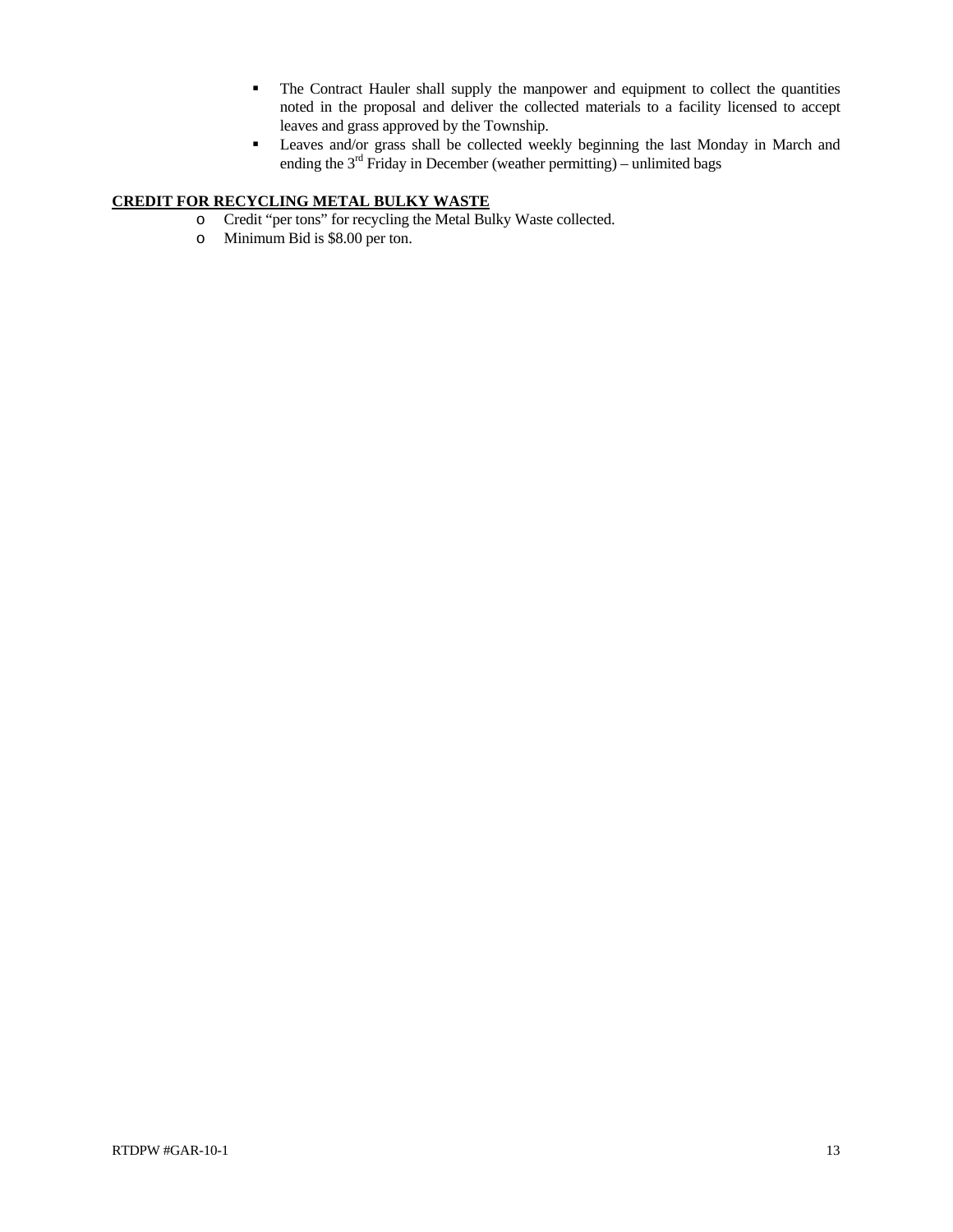- The Contract Hauler shall supply the manpower and equipment to collect the quantities noted in the proposal and deliver the collected materials to a facility licensed to accept leaves and grass approved by the Township.
- Leaves and/or grass shall be collected weekly beginning the last Monday in March and ending the 3rd Friday in December (weather permitting) – unlimited bags

**CREDIT FOR RECYCLING METAL BULKY WASTE**

- Credit "per tons" for recycling the Metal Bulky Waste collected.
- Minimum Bid is $8.00 per ton.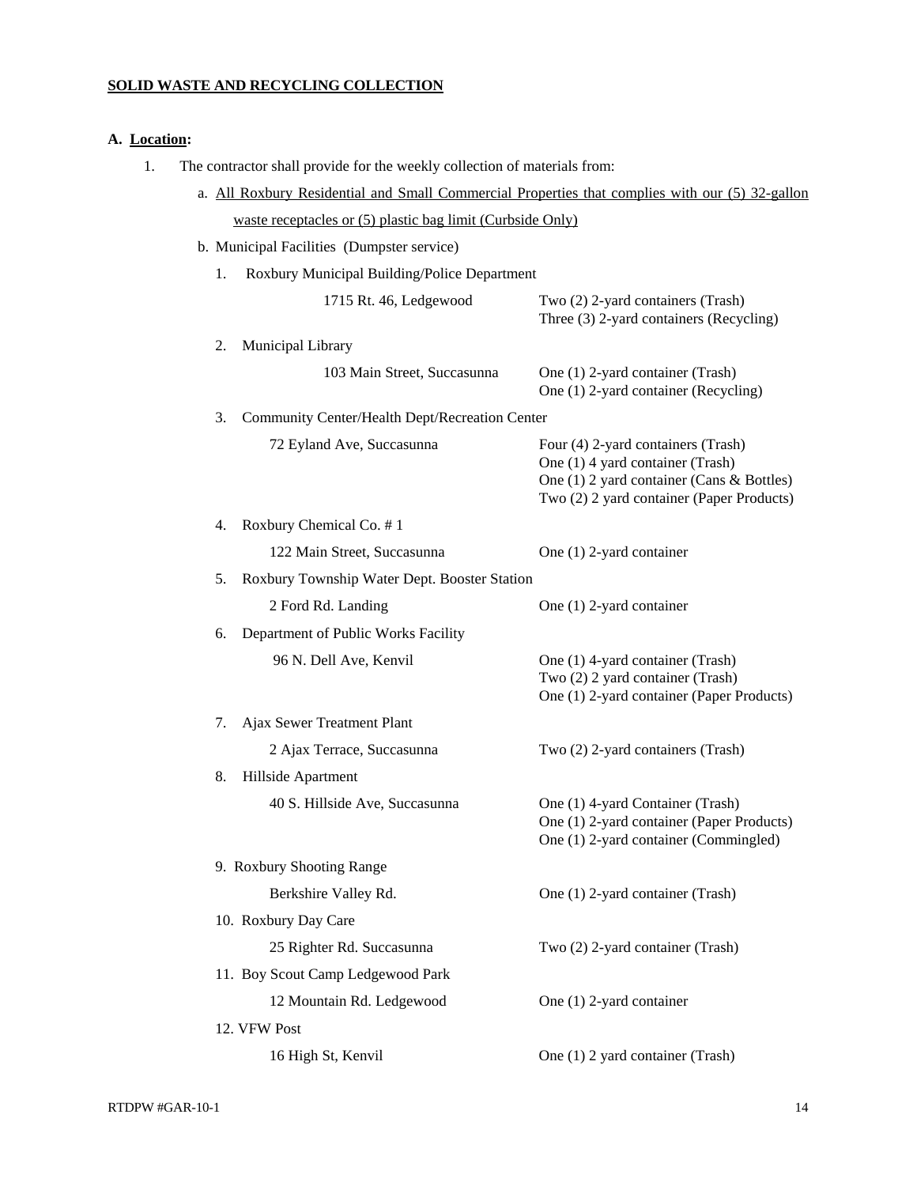**<u>SOLID WASTE AND RECYCLING COLLECTION</u>**

**A. <u>Location</u>:**

1. The contractor shall provide for the weekly collection of materials from:

   a. <u>All Roxbury Residential and Small Commercial Properties that complies with our (5) 32-gallon waste receptacles or (5) plastic bag limit (Curbside Only)</u>

   b. Municipal Facilities (Dumpster service)

| Facility | Address | Containers |
|---|---|---|
| 1. Roxbury Municipal Building/Police Department | 1715 Rt. 46, Ledgewood | Two (2) 2-yard containers (Trash)<br>Three (3) 2-yard containers (Recycling) |
| 2. Municipal Library | 103 Main Street, Succasunna | One (1) 2-yard container (Trash)<br>One (1) 2-yard container (Recycling) |
| 3. Community Center/Health Dept/Recreation Center | 72 Eyland Ave, Succasunna | Four (4) 2-yard containers (Trash)<br>One (1) 4 yard container (Trash)<br>One (1) 2 yard container (Cans & Bottles)<br>Two (2) 2 yard container (Paper Products) |
| 4. Roxbury Chemical Co. # 1 | 122 Main Street, Succasunna | One (1) 2-yard container |
| 5. Roxbury Township Water Dept. Booster Station | 2 Ford Rd. Landing | One (1) 2-yard container |
| 6. Department of Public Works Facility | 96 N. Dell Ave, Kenvil | One (1) 4-yard container (Trash)<br>Two (2) 2 yard container (Trash)<br>One (1) 2-yard container (Paper Products) |
| 7. Ajax Sewer Treatment Plant | 2 Ajax Terrace, Succasunna | Two (2) 2-yard containers (Trash) |
| 8. Hillside Apartment | 40 S. Hillside Ave, Succasunna | One (1) 4-yard Container (Trash)<br>One (1) 2-yard container (Paper Products)<br>One (1) 2-yard container (Commingled) |
| 9. Roxbury Shooting Range | Berkshire Valley Rd. | One (1) 2-yard container (Trash) |
| 10. Roxbury Day Care | 25 Righter Rd. Succasunna | Two (2) 2-yard container (Trash) |
| 11. Boy Scout Camp Ledgewood Park | 12 Mountain Rd. Ledgewood | One (1) 2-yard container |
| 12. VFW Post | 16 High St, Kenvil | One (1) 2 yard container (Trash) |

RTDPW #GAR-10-1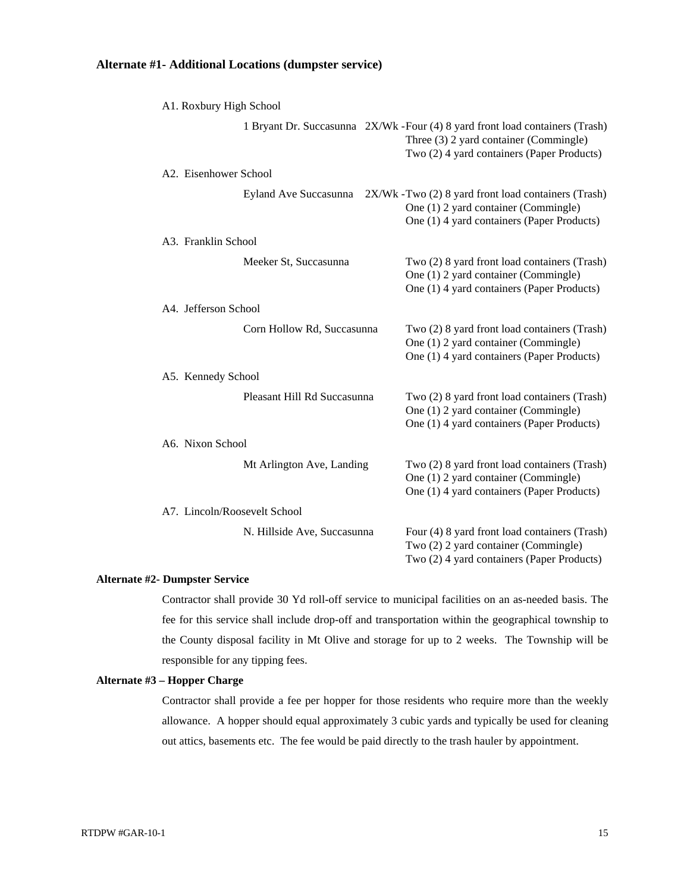### Alternate #1- Additional Locations (dumpster service)

A1. Roxbury High School

1 Bryant Dr. Succasunna  2X/Wk - Four (4) 8 yard front load containers (Trash)
Three (3) 2 yard container (Commingle)
Two (2) 4 yard containers (Paper Products)

A2. Eisenhower School

Eyland Ave Succasunna  2X/Wk - Two (2) 8 yard front load containers (Trash)
One (1) 2 yard container (Commingle)
One (1) 4 yard containers (Paper Products)

A3. Franklin School

Meeker St, Succasunna  Two (2) 8 yard front load containers (Trash)
One (1) 2 yard container (Commingle)
One (1) 4 yard containers (Paper Products)

A4. Jefferson School

Corn Hollow Rd, Succasunna  Two (2) 8 yard front load containers (Trash)
One (1) 2 yard container (Commingle)
One (1) 4 yard containers (Paper Products)

A5. Kennedy School

Pleasant Hill Rd Succasunna  Two (2) 8 yard front load containers (Trash)
One (1) 2 yard container (Commingle)
One (1) 4 yard containers (Paper Products)

A6. Nixon School

Mt Arlington Ave, Landing  Two (2) 8 yard front load containers (Trash)
One (1) 2 yard container (Commingle)
One (1) 4 yard containers (Paper Products)

A7. Lincoln/Roosevelt School

N. Hillside Ave, Succasunna  Four (4) 8 yard front load containers (Trash)
Two (2) 2 yard container (Commingle)
Two (2) 4 yard containers (Paper Products)

### Alternate #2- Dumpster Service

Contractor shall provide 30 Yd roll-off service to municipal facilities on an as-needed basis. The fee for this service shall include drop-off and transportation within the geographical township to the County disposal facility in Mt Olive and storage for up to 2 weeks. The Township will be responsible for any tipping fees.

### Alternate #3 – Hopper Charge

Contractor shall provide a fee per hopper for those residents who require more than the weekly allowance. A hopper should equal approximately 3 cubic yards and typically be used for cleaning out attics, basements etc. The fee would be paid directly to the trash hauler by appointment.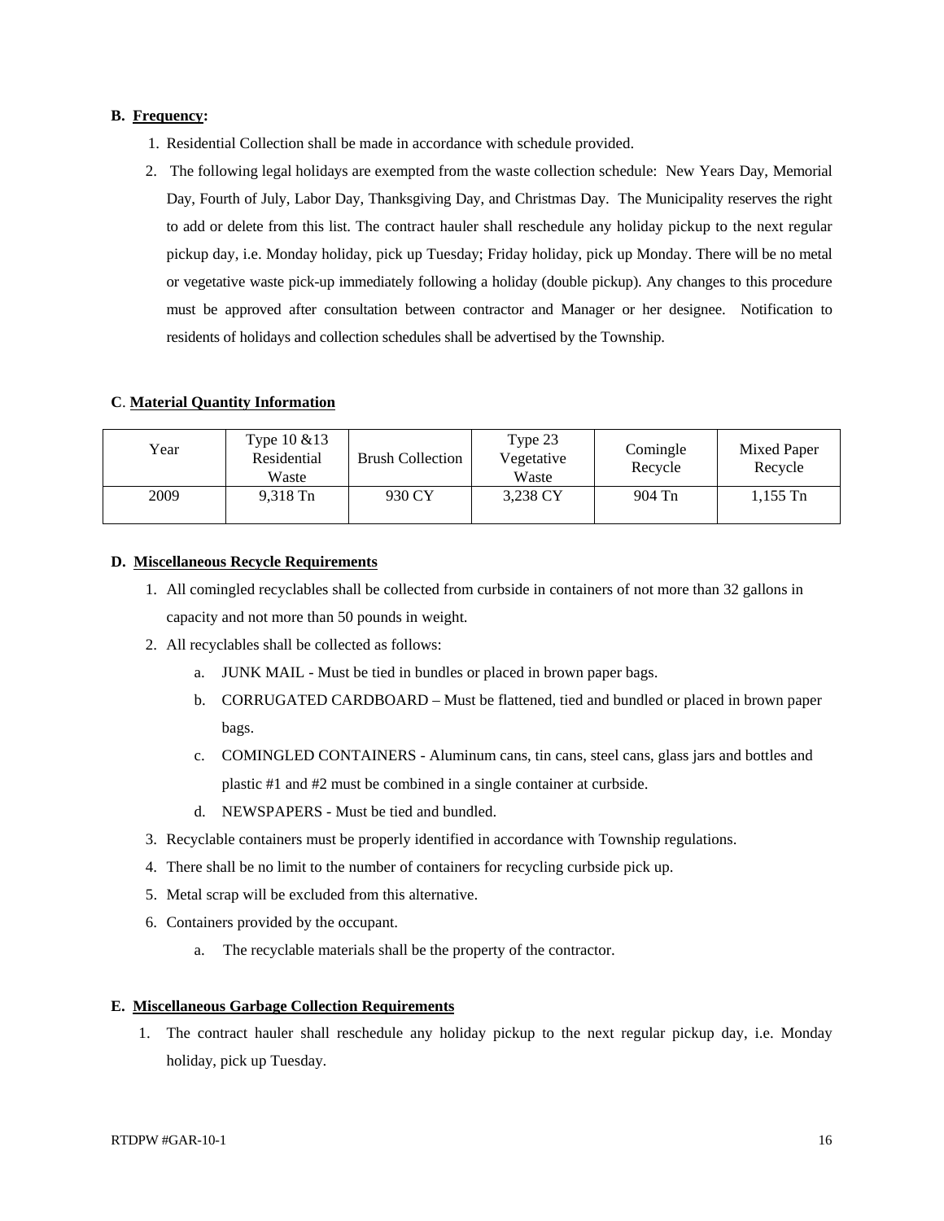**B. Frequency:**

1. Residential Collection shall be made in accordance with schedule provided.
2. The following legal holidays are exempted from the waste collection schedule: New Years Day, Memorial Day, Fourth of July, Labor Day, Thanksgiving Day, and Christmas Day. The Municipality reserves the right to add or delete from this list. The contract hauler shall reschedule any holiday pickup to the next regular pickup day, i.e. Monday holiday, pick up Tuesday; Friday holiday, pick up Monday. There will be no metal or vegetative waste pick-up immediately following a holiday (double pickup). Any changes to this procedure must be approved after consultation between contractor and Manager or her designee. Notification to residents of holidays and collection schedules shall be advertised by the Township.

**C. Material Quantity Information**

| Year | Type 10 &13 Residential Waste | Brush Collection | Type 23 Vegetative Waste | Comingle Recycle | Mixed Paper Recycle |
|---|---|---|---|---|---|
| 2009 | 9,318 Tn | 930 CY | 3,238 CY | 904 Tn | 1,155 Tn |

**D. Miscellaneous Recycle Requirements**

1. All comingled recyclables shall be collected from curbside in containers of not more than 32 gallons in capacity and not more than 50 pounds in weight.
2. All recyclables shall be collected as follows:
   a. JUNK MAIL - Must be tied in bundles or placed in brown paper bags.
   b. CORRUGATED CARDBOARD – Must be flattened, tied and bundled or placed in brown paper bags.
   c. COMINGLED CONTAINERS - Aluminum cans, tin cans, steel cans, glass jars and bottles and plastic #1 and #2 must be combined in a single container at curbside.
   d. NEWSPAPERS - Must be tied and bundled.
3. Recyclable containers must be properly identified in accordance with Township regulations.
4. There shall be no limit to the number of containers for recycling curbside pick up.
5. Metal scrap will be excluded from this alternative.
6. Containers provided by the occupant.
   a. The recyclable materials shall be the property of the contractor.

**E. Miscellaneous Garbage Collection Requirements**

1. The contract hauler shall reschedule any holiday pickup to the next regular pickup day, i.e. Monday holiday, pick up Tuesday.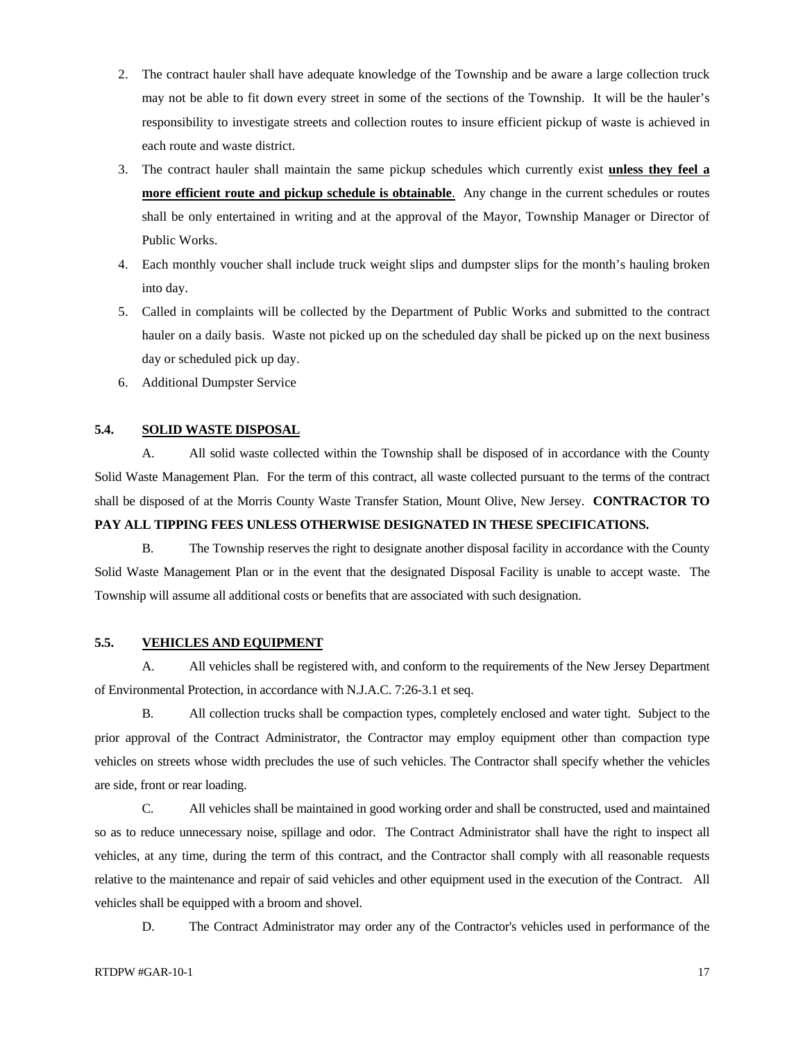2. The contract hauler shall have adequate knowledge of the Township and be aware a large collection truck may not be able to fit down every street in some of the sections of the Township. It will be the hauler's responsibility to investigate streets and collection routes to insure efficient pickup of waste is achieved in each route and waste district.
3. The contract hauler shall maintain the same pickup schedules which currently exist **unless they feel a more efficient route and pickup schedule is obtainable**. Any change in the current schedules or routes shall be only entertained in writing and at the approval of the Mayor, Township Manager or Director of Public Works.
4. Each monthly voucher shall include truck weight slips and dumpster slips for the month's hauling broken into day.
5. Called in complaints will be collected by the Department of Public Works and submitted to the contract hauler on a daily basis. Waste not picked up on the scheduled day shall be picked up on the next business day or scheduled pick up day.
6. Additional Dumpster Service

## 5.4. SOLID WASTE DISPOSAL

A. All solid waste collected within the Township shall be disposed of in accordance with the County Solid Waste Management Plan. For the term of this contract, all waste collected pursuant to the terms of the contract shall be disposed of at the Morris County Waste Transfer Station, Mount Olive, New Jersey. **CONTRACTOR TO PAY ALL TIPPING FEES UNLESS OTHERWISE DESIGNATED IN THESE SPECIFICATIONS.**

B. The Township reserves the right to designate another disposal facility in accordance with the County Solid Waste Management Plan or in the event that the designated Disposal Facility is unable to accept waste. The Township will assume all additional costs or benefits that are associated with such designation.

## 5.5. VEHICLES AND EQUIPMENT

A. All vehicles shall be registered with, and conform to the requirements of the New Jersey Department of Environmental Protection, in accordance with N.J.A.C. 7:26-3.1 et seq.

B. All collection trucks shall be compaction types, completely enclosed and water tight. Subject to the prior approval of the Contract Administrator, the Contractor may employ equipment other than compaction type vehicles on streets whose width precludes the use of such vehicles. The Contractor shall specify whether the vehicles are side, front or rear loading.

C. All vehicles shall be maintained in good working order and shall be constructed, used and maintained so as to reduce unnecessary noise, spillage and odor. The Contract Administrator shall have the right to inspect all vehicles, at any time, during the term of this contract, and the Contractor shall comply with all reasonable requests relative to the maintenance and repair of said vehicles and other equipment used in the execution of the Contract. All vehicles shall be equipped with a broom and shovel.

D. The Contract Administrator may order any of the Contractor's vehicles used in performance of the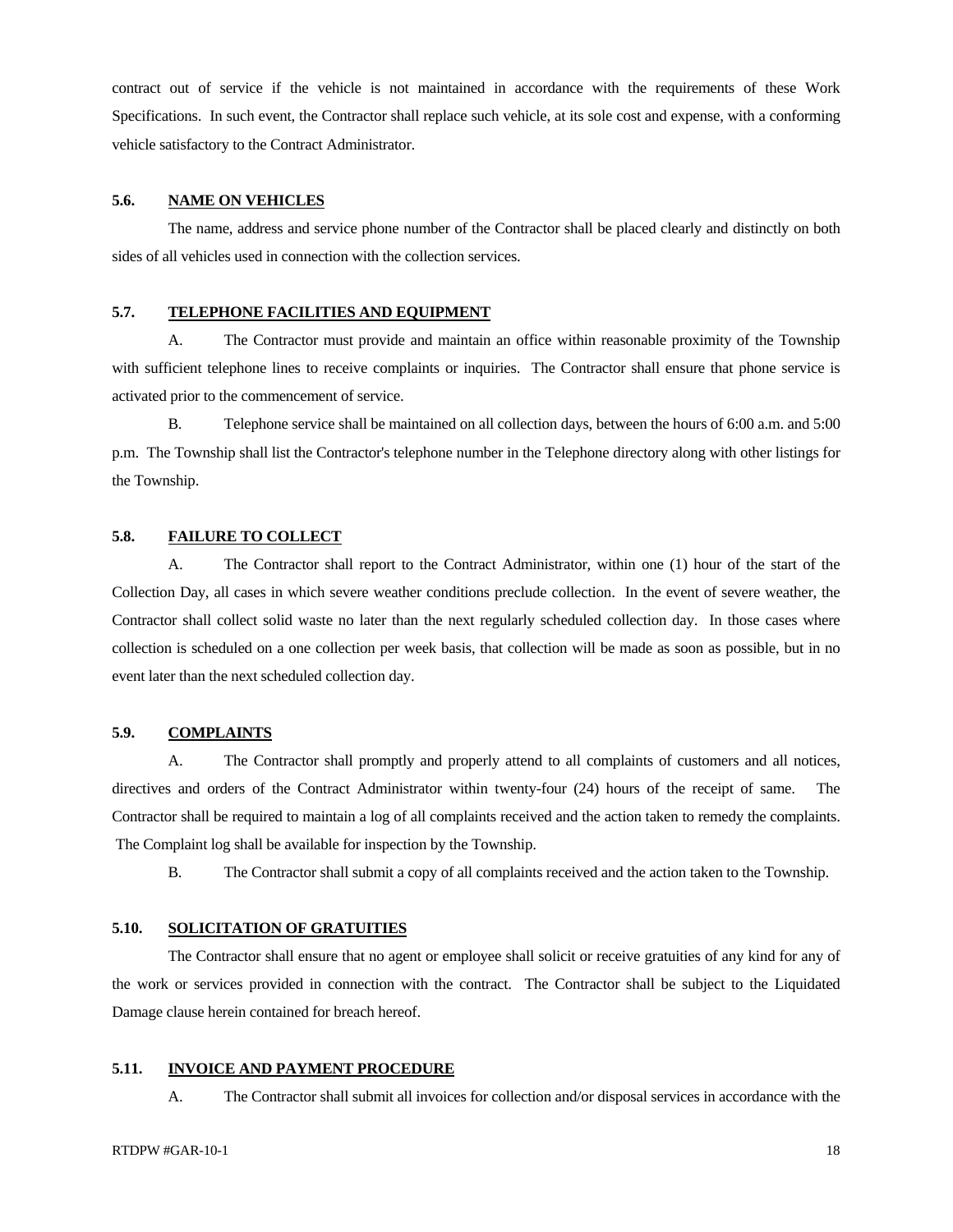contract out of service if the vehicle is not maintained in accordance with the requirements of these Work Specifications. In such event, the Contractor shall replace such vehicle, at its sole cost and expense, with a conforming vehicle satisfactory to the Contract Administrator.

### 5.6. NAME ON VEHICLES

The name, address and service phone number of the Contractor shall be placed clearly and distinctly on both sides of all vehicles used in connection with the collection services.

### 5.7. TELEPHONE FACILITIES AND EQUIPMENT

A. The Contractor must provide and maintain an office within reasonable proximity of the Township with sufficient telephone lines to receive complaints or inquiries. The Contractor shall ensure that phone service is activated prior to the commencement of service.

B. Telephone service shall be maintained on all collection days, between the hours of 6:00 a.m. and 5:00 p.m. The Township shall list the Contractor's telephone number in the Telephone directory along with other listings for the Township.

### 5.8. FAILURE TO COLLECT

A. The Contractor shall report to the Contract Administrator, within one (1) hour of the start of the Collection Day, all cases in which severe weather conditions preclude collection. In the event of severe weather, the Contractor shall collect solid waste no later than the next regularly scheduled collection day. In those cases where collection is scheduled on a one collection per week basis, that collection will be made as soon as possible, but in no event later than the next scheduled collection day.

### 5.9. COMPLAINTS

A. The Contractor shall promptly and properly attend to all complaints of customers and all notices, directives and orders of the Contract Administrator within twenty-four (24) hours of the receipt of same. The Contractor shall be required to maintain a log of all complaints received and the action taken to remedy the complaints. The Complaint log shall be available for inspection by the Township.

B. The Contractor shall submit a copy of all complaints received and the action taken to the Township.

### 5.10. SOLICITATION OF GRATUITIES

The Contractor shall ensure that no agent or employee shall solicit or receive gratuities of any kind for any of the work or services provided in connection with the contract. The Contractor shall be subject to the Liquidated Damage clause herein contained for breach hereof.

### 5.11. INVOICE AND PAYMENT PROCEDURE

A. The Contractor shall submit all invoices for collection and/or disposal services in accordance with the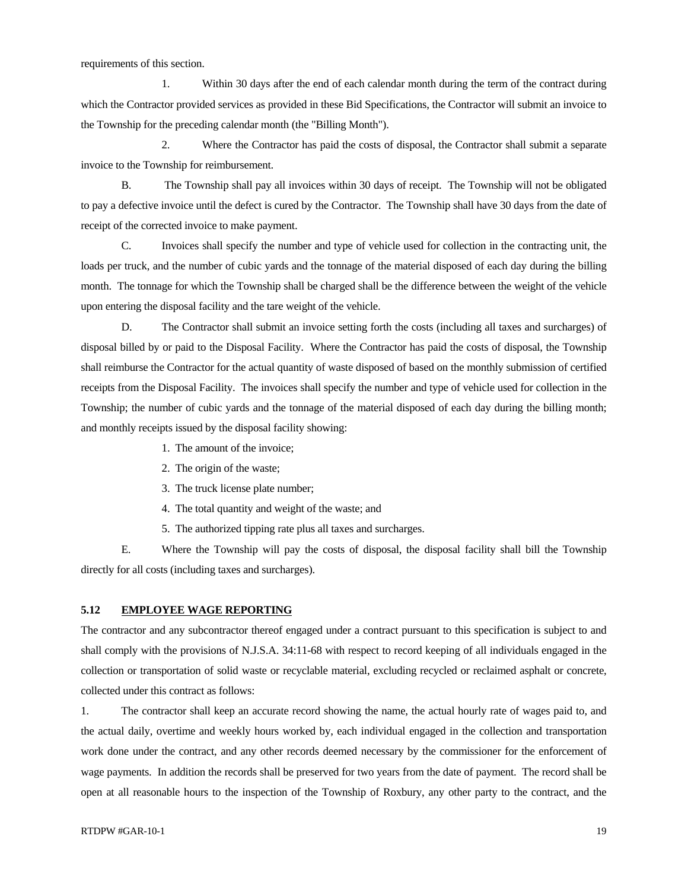requirements of this section.

1. Within 30 days after the end of each calendar month during the term of the contract during which the Contractor provided services as provided in these Bid Specifications, the Contractor will submit an invoice to the Township for the preceding calendar month (the "Billing Month").

2. Where the Contractor has paid the costs of disposal, the Contractor shall submit a separate invoice to the Township for reimbursement.

B. The Township shall pay all invoices within 30 days of receipt. The Township will not be obligated to pay a defective invoice until the defect is cured by the Contractor. The Township shall have 30 days from the date of receipt of the corrected invoice to make payment.

C. Invoices shall specify the number and type of vehicle used for collection in the contracting unit, the loads per truck, and the number of cubic yards and the tonnage of the material disposed of each day during the billing month. The tonnage for which the Township shall be charged shall be the difference between the weight of the vehicle upon entering the disposal facility and the tare weight of the vehicle.

D. The Contractor shall submit an invoice setting forth the costs (including all taxes and surcharges) of disposal billed by or paid to the Disposal Facility. Where the Contractor has paid the costs of disposal, the Township shall reimburse the Contractor for the actual quantity of waste disposed of based on the monthly submission of certified receipts from the Disposal Facility. The invoices shall specify the number and type of vehicle used for collection in the Township; the number of cubic yards and the tonnage of the material disposed of each day during the billing month; and monthly receipts issued by the disposal facility showing:

1. The amount of the invoice;
2. The origin of the waste;
3. The truck license plate number;
4. The total quantity and weight of the waste; and
5. The authorized tipping rate plus all taxes and surcharges.

E. Where the Township will pay the costs of disposal, the disposal facility shall bill the Township directly for all costs (including taxes and surcharges).

### 5.12 EMPLOYEE WAGE REPORTING

The contractor and any subcontractor thereof engaged under a contract pursuant to this specification is subject to and shall comply with the provisions of N.J.S.A. 34:11-68 with respect to record keeping of all individuals engaged in the collection or transportation of solid waste or recyclable material, excluding recycled or reclaimed asphalt or concrete, collected under this contract as follows:

1. The contractor shall keep an accurate record showing the name, the actual hourly rate of wages paid to, and the actual daily, overtime and weekly hours worked by, each individual engaged in the collection and transportation work done under the contract, and any other records deemed necessary by the commissioner for the enforcement of wage payments. In addition the records shall be preserved for two years from the date of payment. The record shall be open at all reasonable hours to the inspection of the Township of Roxbury, any other party to the contract, and the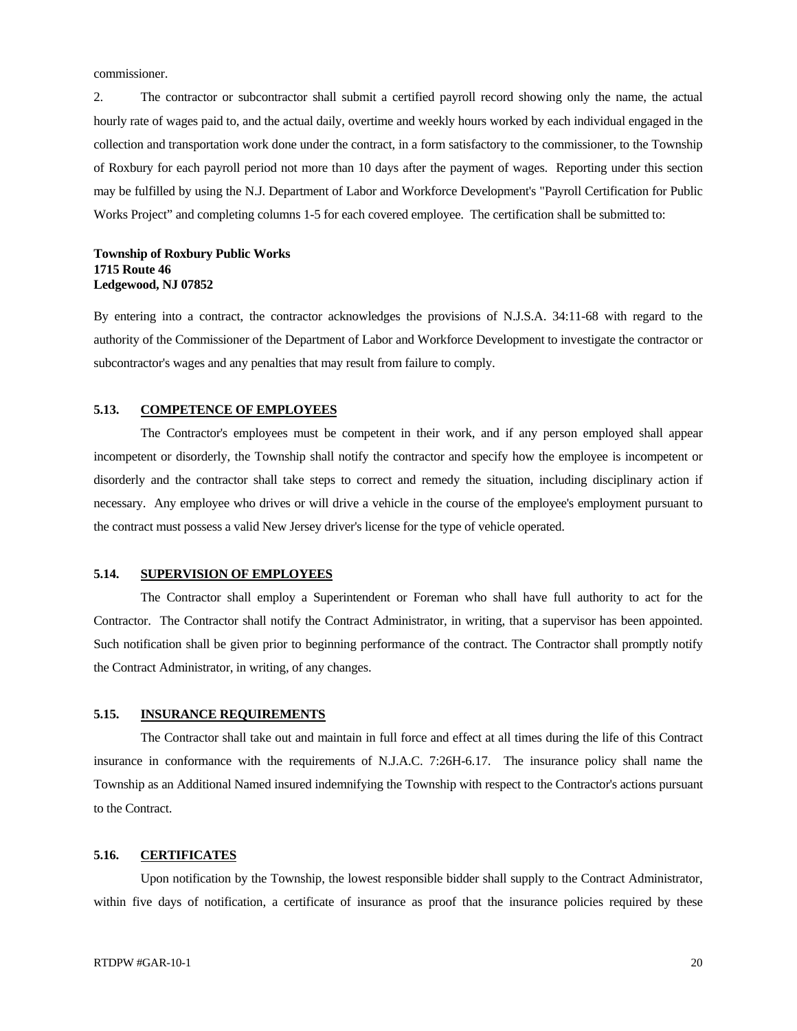commissioner.

2. The contractor or subcontractor shall submit a certified payroll record showing only the name, the actual hourly rate of wages paid to, and the actual daily, overtime and weekly hours worked by each individual engaged in the collection and transportation work done under the contract, in a form satisfactory to the commissioner, to the Township of Roxbury for each payroll period not more than 10 days after the payment of wages. Reporting under this section may be fulfilled by using the N.J. Department of Labor and Workforce Development's "Payroll Certification for Public Works Project" and completing columns 1-5 for each covered employee. The certification shall be submitted to:

**Township of Roxbury Public Works**
**1715 Route 46**
**Ledgewood, NJ 07852**

By entering into a contract, the contractor acknowledges the provisions of N.J.S.A. 34:11-68 with regard to the authority of the Commissioner of the Department of Labor and Workforce Development to investigate the contractor or subcontractor's wages and any penalties that may result from failure to comply.

### 5.13. COMPETENCE OF EMPLOYEES

The Contractor's employees must be competent in their work, and if any person employed shall appear incompetent or disorderly, the Township shall notify the contractor and specify how the employee is incompetent or disorderly and the contractor shall take steps to correct and remedy the situation, including disciplinary action if necessary. Any employee who drives or will drive a vehicle in the course of the employee's employment pursuant to the contract must possess a valid New Jersey driver's license for the type of vehicle operated.

### 5.14. SUPERVISION OF EMPLOYEES

The Contractor shall employ a Superintendent or Foreman who shall have full authority to act for the Contractor. The Contractor shall notify the Contract Administrator, in writing, that a supervisor has been appointed. Such notification shall be given prior to beginning performance of the contract. The Contractor shall promptly notify the Contract Administrator, in writing, of any changes.

### 5.15. INSURANCE REQUIREMENTS

The Contractor shall take out and maintain in full force and effect at all times during the life of this Contract insurance in conformance with the requirements of N.J.A.C. 7:26H-6.17. The insurance policy shall name the Township as an Additional Named insured indemnifying the Township with respect to the Contractor's actions pursuant to the Contract.

### 5.16. CERTIFICATES

Upon notification by the Township, the lowest responsible bidder shall supply to the Contract Administrator, within five days of notification, a certificate of insurance as proof that the insurance policies required by these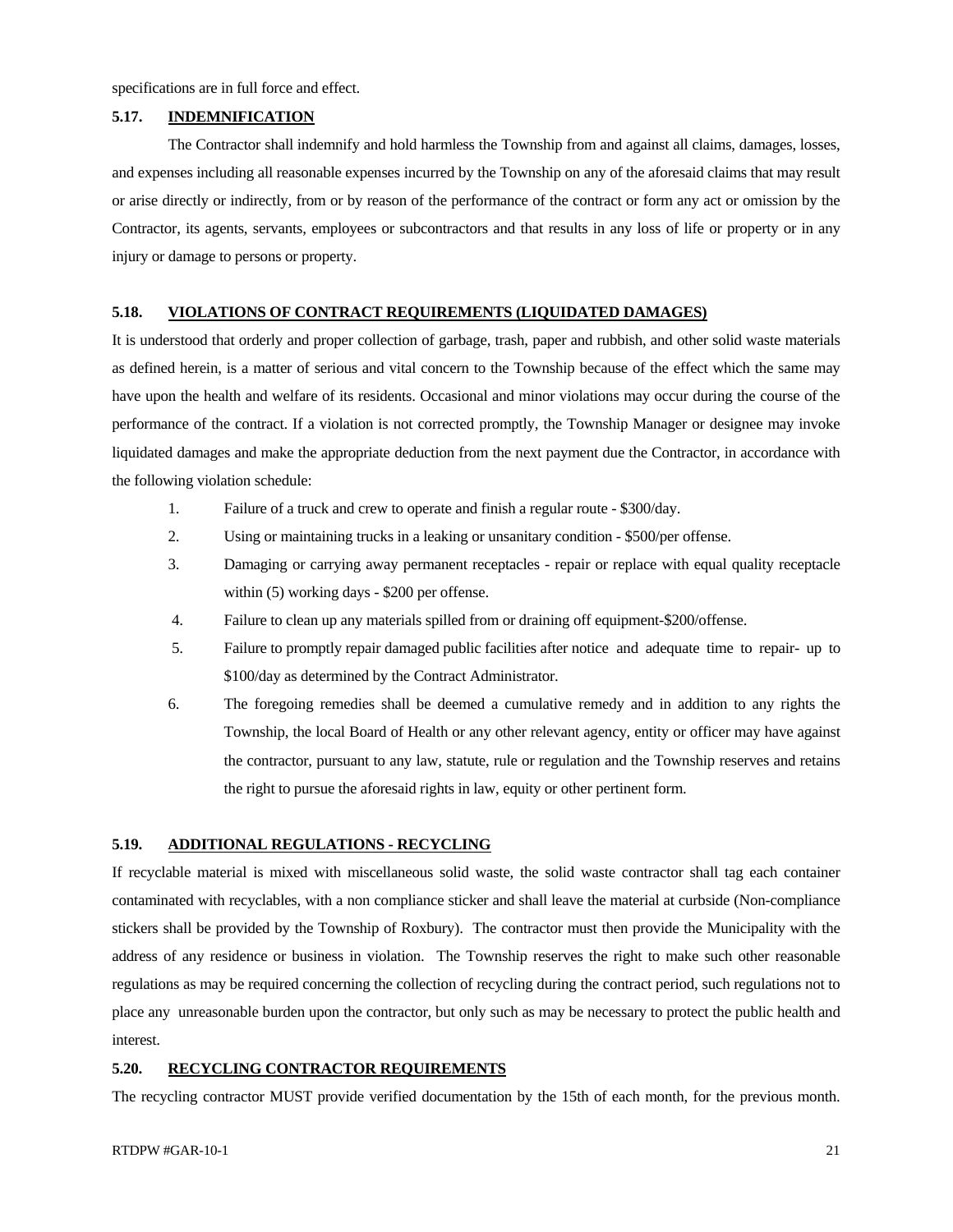specifications are in full force and effect.

### 5.17. INDEMNIFICATION

The Contractor shall indemnify and hold harmless the Township from and against all claims, damages, losses, and expenses including all reasonable expenses incurred by the Township on any of the aforesaid claims that may result or arise directly or indirectly, from or by reason of the performance of the contract or form any act or omission by the Contractor, its agents, servants, employees or subcontractors and that results in any loss of life or property or in any injury or damage to persons or property.

### 5.18. VIOLATIONS OF CONTRACT REQUIREMENTS (LIQUIDATED DAMAGES)

It is understood that orderly and proper collection of garbage, trash, paper and rubbish, and other solid waste materials as defined herein, is a matter of serious and vital concern to the Township because of the effect which the same may have upon the health and welfare of its residents. Occasional and minor violations may occur during the course of the performance of the contract. If a violation is not corrected promptly, the Township Manager or designee may invoke liquidated damages and make the appropriate deduction from the next payment due the Contractor, in accordance with the following violation schedule:

1. Failure of a truck and crew to operate and finish a regular route - $300/day.
2. Using or maintaining trucks in a leaking or unsanitary condition - $500/per offense.
3. Damaging or carrying away permanent receptacles - repair or replace with equal quality receptacle within (5) working days - $200 per offense.
4. Failure to clean up any materials spilled from or draining off equipment-$200/offense.
5. Failure to promptly repair damaged public facilities after notice and adequate time to repair- up to $100/day as determined by the Contract Administrator.
6. The foregoing remedies shall be deemed a cumulative remedy and in addition to any rights the Township, the local Board of Health or any other relevant agency, entity or officer may have against the contractor, pursuant to any law, statute, rule or regulation and the Township reserves and retains the right to pursue the aforesaid rights in law, equity or other pertinent form.

### 5.19. ADDITIONAL REGULATIONS - RECYCLING

If recyclable material is mixed with miscellaneous solid waste, the solid waste contractor shall tag each container contaminated with recyclables, with a non compliance sticker and shall leave the material at curbside (Non-compliance stickers shall be provided by the Township of Roxbury). The contractor must then provide the Municipality with the address of any residence or business in violation. The Township reserves the right to make such other reasonable regulations as may be required concerning the collection of recycling during the contract period, such regulations not to place any unreasonable burden upon the contractor, but only such as may be necessary to protect the public health and interest.

### 5.20. RECYCLING CONTRACTOR REQUIREMENTS

The recycling contractor MUST provide verified documentation by the 15th of each month, for the previous month.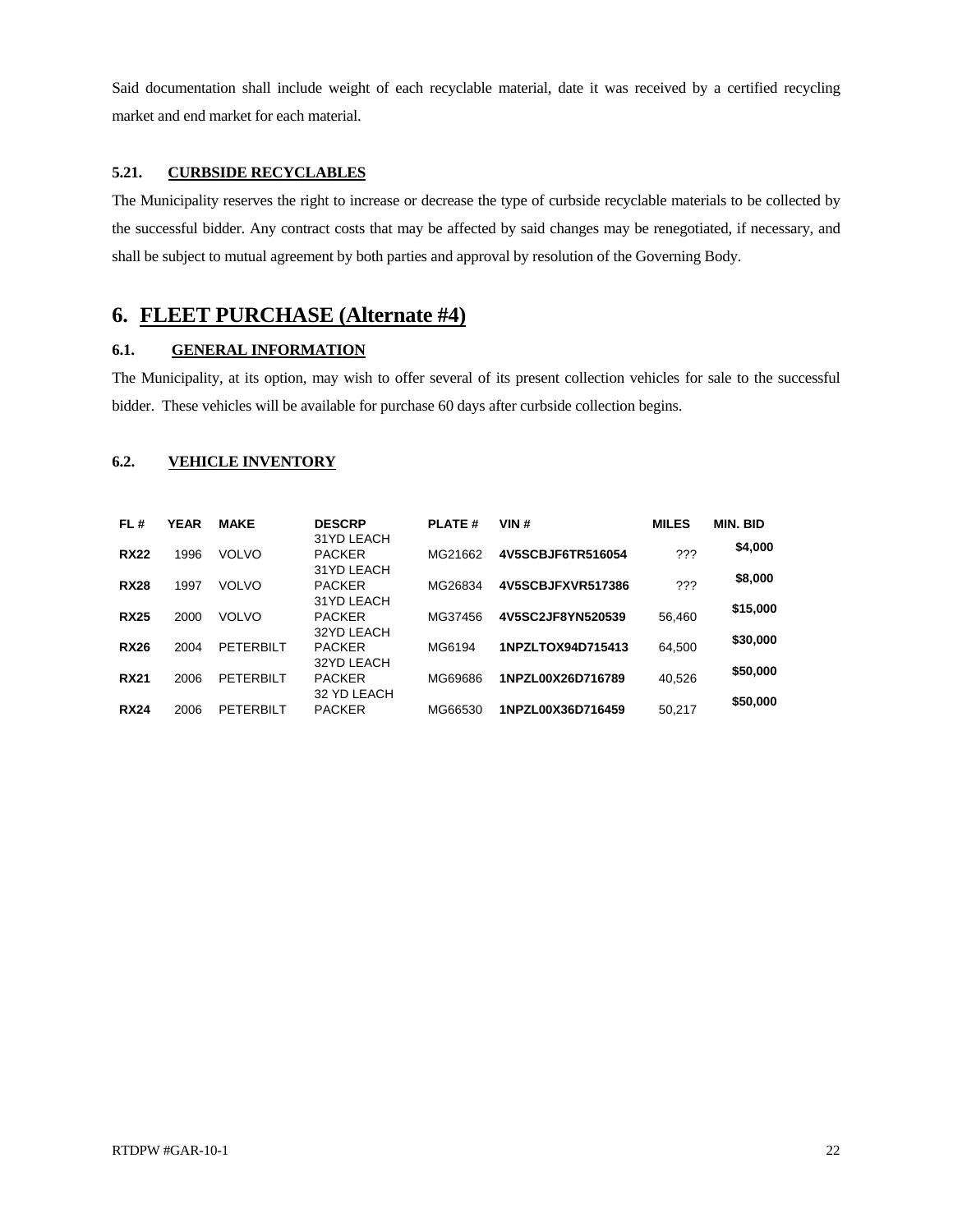Said documentation shall include weight of each recyclable material, date it was received by a certified recycling market and end market for each material.

### 5.21. CURBSIDE RECYCLABLES

The Municipality reserves the right to increase or decrease the type of curbside recyclable materials to be collected by the successful bidder. Any contract costs that may be affected by said changes may be renegotiated, if necessary, and shall be subject to mutual agreement by both parties and approval by resolution of the Governing Body.

# 6. FLEET PURCHASE (Alternate #4)

### 6.1. GENERAL INFORMATION

The Municipality, at its option, may wish to offer several of its present collection vehicles for sale to the successful bidder. These vehicles will be available for purchase 60 days after curbside collection begins.

### 6.2. VEHICLE INVENTORY

| FL # | YEAR | MAKE | DESCRP | PLATE # | VIN # | MILES | MIN. BID |
|---|---|---|---|---|---|---|---|
| **RX22** | 1996 | VOLVO | 31YD LEACH PACKER | MG21662 | **4V5SCBJF6TR516054** | ??? | **$4,000** |
| **RX28** | 1997 | VOLVO | 31YD LEACH PACKER | MG26834 | **4V5SCBJFXVR517386** | ??? | **$8,000** |
| **RX25** | 2000 | VOLVO | 31YD LEACH PACKER | MG37456 | **4V5SC2JF8YN520539** | 56,460 | **$15,000** |
| **RX26** | 2004 | PETERBILT | 32YD LEACH PACKER | MG6194 | **1NPZLTOX94D715413** | 64,500 | **$30,000** |
| **RX21** | 2006 | PETERBILT | 32YD LEACH PACKER | MG69686 | **1NPZL00X26D716789** | 40,526 | **$50,000** |
| **RX24** | 2006 | PETERBILT | 32 YD LEACH PACKER | MG66530 | **1NPZL00X36D716459** | 50,217 | **$50,000** |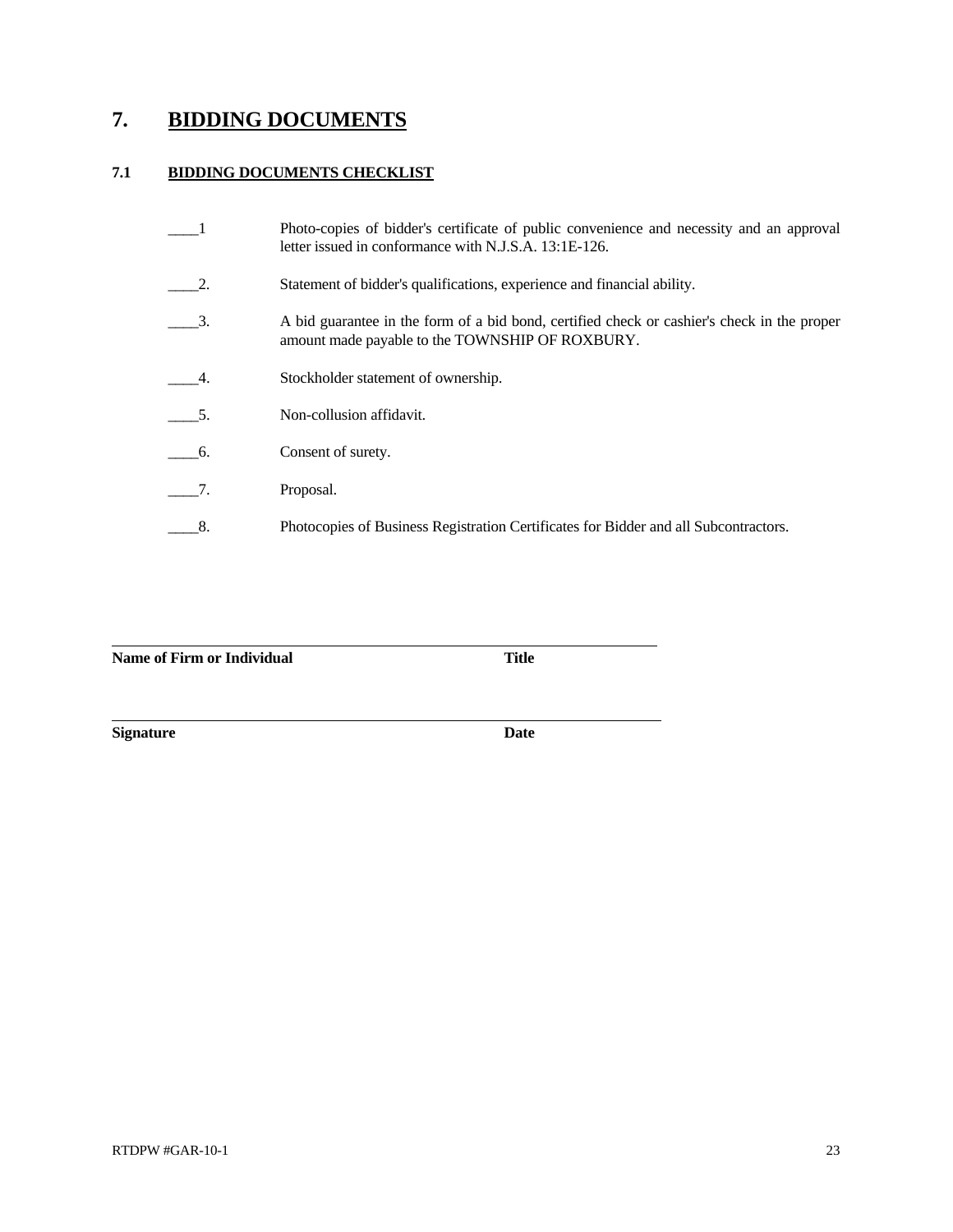# 7. BIDDING DOCUMENTS

## 7.1 BIDDING DOCUMENTS CHECKLIST

____1 Photo-copies of bidder's certificate of public convenience and necessity and an approval letter issued in conformance with N.J.S.A. 13:1E-126.

____2. Statement of bidder's qualifications, experience and financial ability.

____3. A bid guarantee in the form of a bid bond, certified check or cashier's check in the proper amount made payable to the TOWNSHIP OF ROXBURY.

____4. Stockholder statement of ownership.

____5. Non-collusion affidavit.

____6. Consent of surety.

____7. Proposal.

____8. Photocopies of Business Registration Certificates for Bidder and all Subcontractors.

______________________________________________________________

**Name of Firm or Individual** **Title**

______________________________________________________________

**Signature** **Date**

RTDPW #GAR-10-1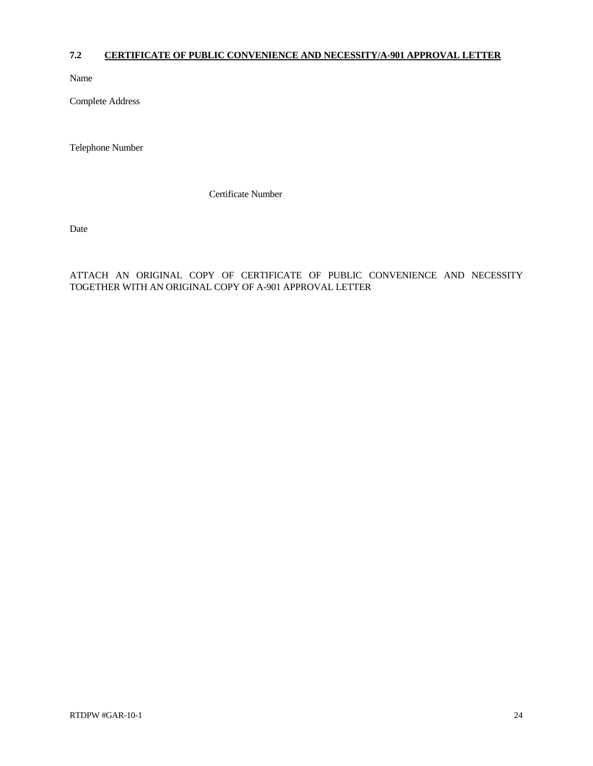## 7.2 CERTIFICATE OF PUBLIC CONVENIENCE AND NECESSITY/A-901 APPROVAL LETTER

Name

Complete Address

Telephone Number

Certificate Number

Date

ATTACH AN ORIGINAL COPY OF CERTIFICATE OF PUBLIC CONVENIENCE AND NECESSITY TOGETHER WITH AN ORIGINAL COPY OF A-901 APPROVAL LETTER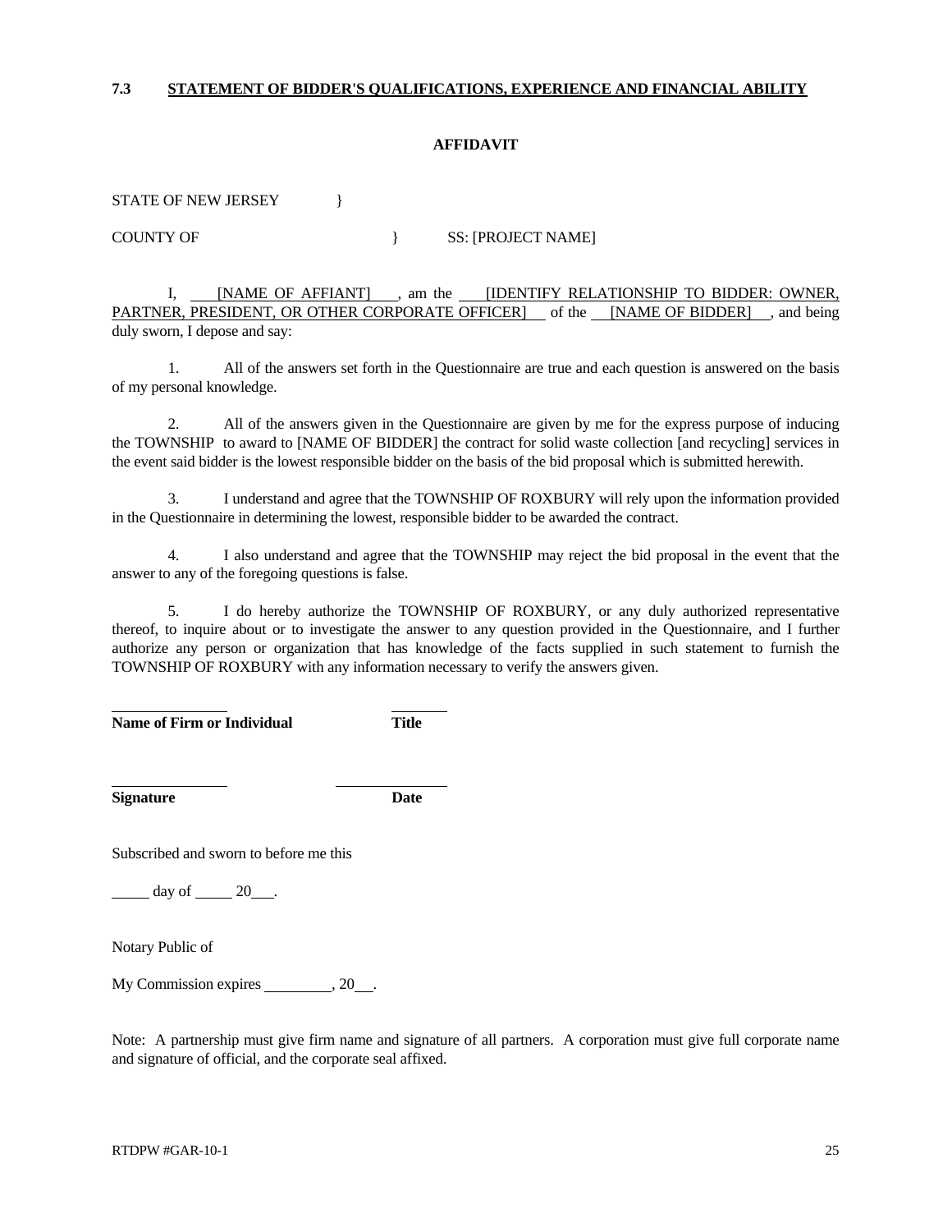**7.3 STATEMENT OF BIDDER'S QUALIFICATIONS, EXPERIENCE AND FINANCIAL ABILITY**

**AFFIDAVIT**

STATE OF NEW JERSEY }

COUNTY OF } SS: [PROJECT NAME]

I, [NAME OF AFFIANT] , am the [IDENTIFY RELATIONSHIP TO BIDDER: OWNER, PARTNER, PRESIDENT, OR OTHER CORPORATE OFFICER] of the [NAME OF BIDDER] , and being duly sworn, I depose and say:

1. All of the answers set forth in the Questionnaire are true and each question is answered on the basis of my personal knowledge.

2. All of the answers given in the Questionnaire are given by me for the express purpose of inducing the TOWNSHIP to award to [NAME OF BIDDER] the contract for solid waste collection [and recycling] services in the event said bidder is the lowest responsible bidder on the basis of the bid proposal which is submitted herewith.

3. I understand and agree that the TOWNSHIP OF ROXBURY will rely upon the information provided in the Questionnaire in determining the lowest, responsible bidder to be awarded the contract.

4. I also understand and agree that the TOWNSHIP may reject the bid proposal in the event that the answer to any of the foregoing questions is false.

5. I do hereby authorize the TOWNSHIP OF ROXBURY, or any duly authorized representative thereof, to inquire about or to investigate the answer to any question provided in the Questionnaire, and I further authorize any person or organization that has knowledge of the facts supplied in such statement to furnish the TOWNSHIP OF ROXBURY with any information necessary to verify the answers given.

\_\_\_\_\_\_\_\_\_\_\_\_\_\_ \_\_\_\_\_\_\_
**Name of Firm or Individual** **Title**

\_\_\_\_\_\_\_\_\_\_\_\_\_\_ \_\_\_\_\_\_\_\_\_\_\_\_\_\_
**Signature** **Date**

Subscribed and sworn to before me this

\_\_\_\_\_ day of \_\_\_\_\_ 20\_\_\_.

Notary Public of

My Commission expires \_\_\_\_\_\_\_\_\_, 20\_\_.

Note: A partnership must give firm name and signature of all partners. A corporation must give full corporate name and signature of official, and the corporate seal affixed.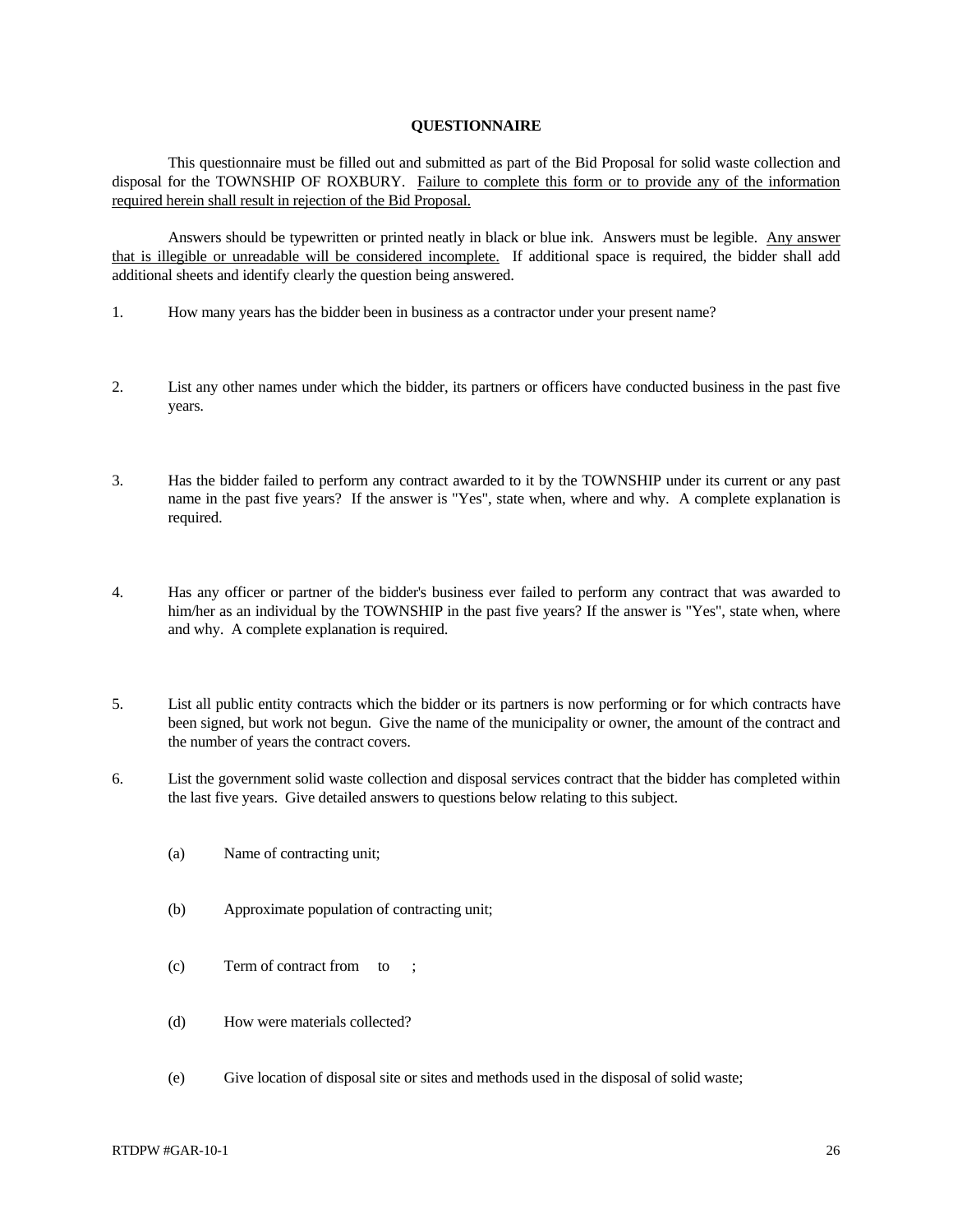## QUESTIONNAIRE

This questionnaire must be filled out and submitted as part of the Bid Proposal for solid waste collection and disposal for the TOWNSHIP OF ROXBURY. <u>Failure to complete this form or to provide any of the information required herein shall result in rejection of the Bid Proposal.</u>

Answers should be typewritten or printed neatly in black or blue ink. Answers must be legible. <u>Any answer that is illegible or unreadable will be considered incomplete.</u> If additional space is required, the bidder shall add additional sheets and identify clearly the question being answered.

1. How many years has the bidder been in business as a contractor under your present name?

2. List any other names under which the bidder, its partners or officers have conducted business in the past five years.

3. Has the bidder failed to perform any contract awarded to it by the TOWNSHIP under its current or any past name in the past five years? If the answer is "Yes", state when, where and why. A complete explanation is required.

4. Has any officer or partner of the bidder's business ever failed to perform any contract that was awarded to him/her as an individual by the TOWNSHIP in the past five years? If the answer is "Yes", state when, where and why. A complete explanation is required.

5. List all public entity contracts which the bidder or its partners is now performing or for which contracts have been signed, but work not begun. Give the name of the municipality or owner, the amount of the contract and the number of years the contract covers.

6. List the government solid waste collection and disposal services contract that the bidder has completed within the last five years. Give detailed answers to questions below relating to this subject.

   (a) Name of contracting unit;

   (b) Approximate population of contracting unit;

   (c) Term of contract from to ;

   (d) How were materials collected?

   (e) Give location of disposal site or sites and methods used in the disposal of solid waste;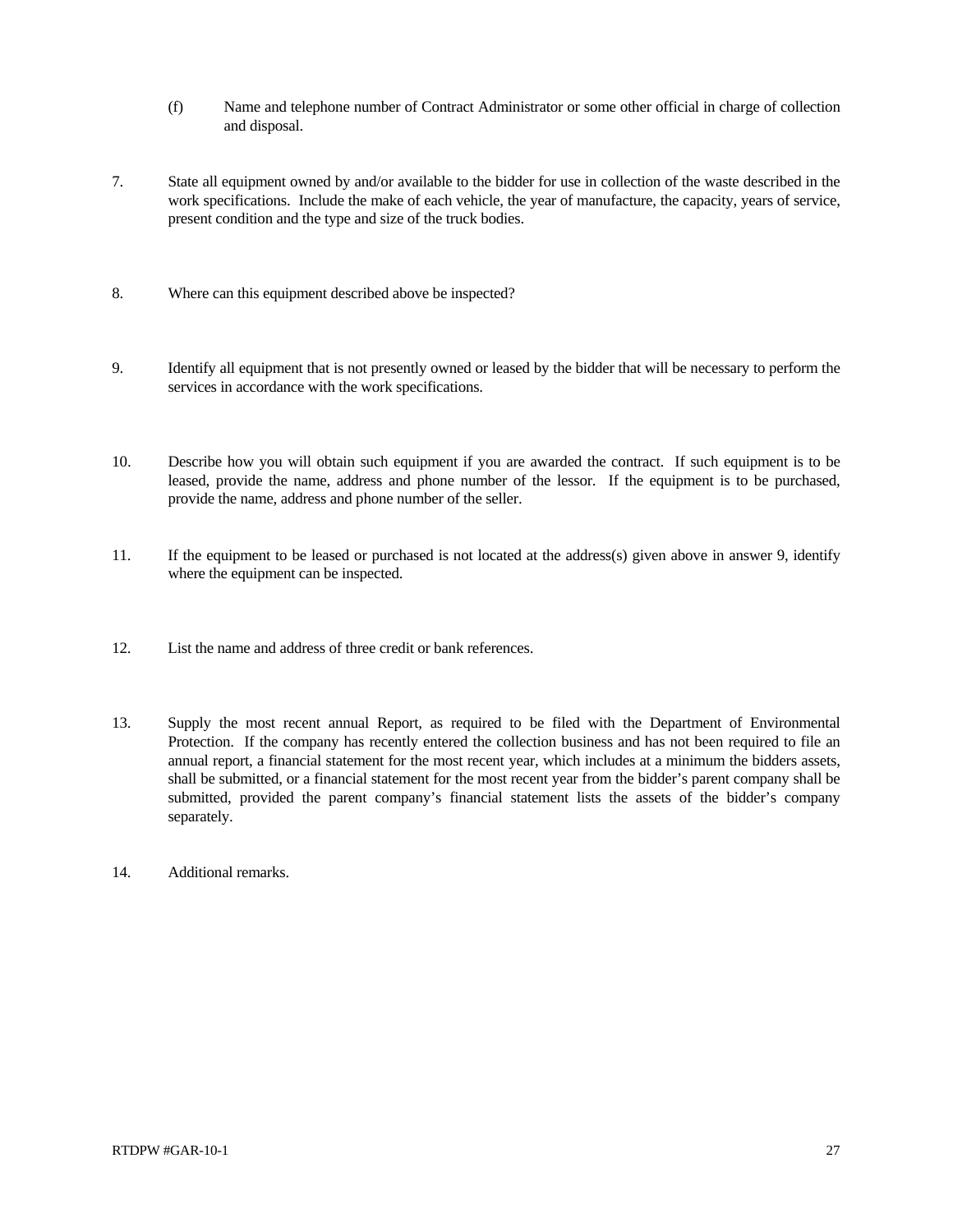(f) Name and telephone number of Contract Administrator or some other official in charge of collection and disposal.

7. State all equipment owned by and/or available to the bidder for use in collection of the waste described in the work specifications. Include the make of each vehicle, the year of manufacture, the capacity, years of service, present condition and the type and size of the truck bodies.

8. Where can this equipment described above be inspected?

9. Identify all equipment that is not presently owned or leased by the bidder that will be necessary to perform the services in accordance with the work specifications.

10. Describe how you will obtain such equipment if you are awarded the contract. If such equipment is to be leased, provide the name, address and phone number of the lessor. If the equipment is to be purchased, provide the name, address and phone number of the seller.

11. If the equipment to be leased or purchased is not located at the address(s) given above in answer 9, identify where the equipment can be inspected.

12. List the name and address of three credit or bank references.

13. Supply the most recent annual Report, as required to be filed with the Department of Environmental Protection. If the company has recently entered the collection business and has not been required to file an annual report, a financial statement for the most recent year, which includes at a minimum the bidders assets, shall be submitted, or a financial statement for the most recent year from the bidder's parent company shall be submitted, provided the parent company's financial statement lists the assets of the bidder's company separately.

14. Additional remarks.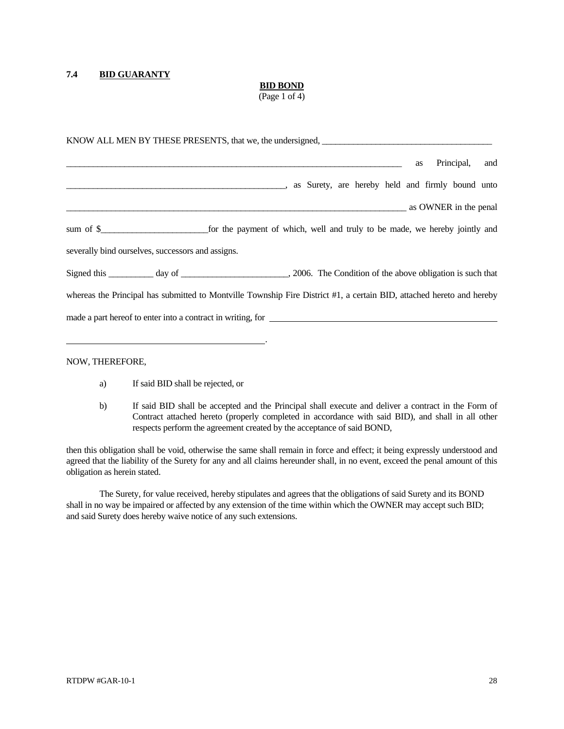**7.4 BID GUARANTY**

**BID BOND**
(Page 1 of 4)

KNOW ALL MEN BY THESE PRESENTS, that we, the undersigned, ______________________________________

___________________________________________________________________________ as Principal, and

_________________________________________________, as Surety, are hereby held and firmly bound unto

____________________________________________________________________________ as OWNER in the penal

sum of $________________________for the payment of which, well and truly to be made, we hereby jointly and severally bind ourselves, successors and assigns.

Signed this __________ day of ________________________, 2006. The Condition of the above obligation is such that whereas the Principal has submitted to Montville Township Fire District #1, a certain BID, attached hereto and hereby made a part hereof to enter into a contract in writing, for ____________________________________________________

____________________________________________.

NOW, THEREFORE,

a) If said BID shall be rejected, or

b) If said BID shall be accepted and the Principal shall execute and deliver a contract in the Form of Contract attached hereto (properly completed in accordance with said BID), and shall in all other respects perform the agreement created by the acceptance of said BOND,

then this obligation shall be void, otherwise the same shall remain in force and effect; it being expressly understood and agreed that the liability of the Surety for any and all claims hereunder shall, in no event, exceed the penal amount of this obligation as herein stated.

The Surety, for value received, hereby stipulates and agrees that the obligations of said Surety and its BOND shall in no way be impaired or affected by any extension of the time within which the OWNER may accept such BID; and said Surety does hereby waive notice of any such extensions.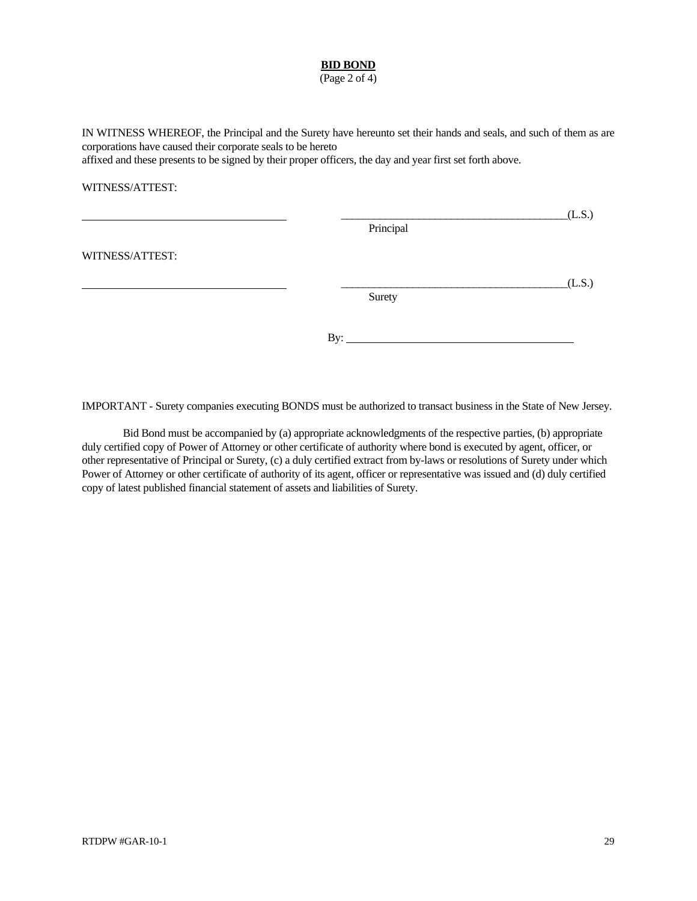**BID BOND**
(Page 2 of 4)

IN WITNESS WHEREOF, the Principal and the Surety have hereunto set their hands and seals, and such of them as are corporations have caused their corporate seals to be hereto affixed and these presents to be signed by their proper officers, the day and year first set forth above.

WITNESS/ATTEST:

\_\_\_\_\_\_\_\_\_\_\_\_\_\_\_\_\_\_\_\_\_\_\_\_\_\_\_\_\_\_\_\_\_\_\_\_ \_\_\_\_\_\_\_\_\_\_\_\_\_\_\_\_\_\_\_\_\_\_\_\_\_\_\_\_\_\_\_\_\_\_\_\_\_\_\_\_(L.S.)
Principal

WITNESS/ATTEST:

\_\_\_\_\_\_\_\_\_\_\_\_\_\_\_\_\_\_\_\_\_\_\_\_\_\_\_\_\_\_\_\_\_\_\_\_ \_\_\_\_\_\_\_\_\_\_\_\_\_\_\_\_\_\_\_\_\_\_\_\_\_\_\_\_\_\_\_\_\_\_\_\_\_\_\_\_(L.S.)
Surety

By: \_\_\_\_\_\_\_\_\_\_\_\_\_\_\_\_\_\_\_\_\_\_\_\_\_\_\_\_\_\_\_\_\_\_\_\_\_\_\_\_

IMPORTANT - Surety companies executing BONDS must be authorized to transact business in the State of New Jersey.

Bid Bond must be accompanied by (a) appropriate acknowledgments of the respective parties, (b) appropriate duly certified copy of Power of Attorney or other certificate of authority where bond is executed by agent, officer, or other representative of Principal or Surety, (c) a duly certified extract from by-laws or resolutions of Surety under which Power of Attorney or other certificate of authority of its agent, officer or representative was issued and (d) duly certified copy of latest published financial statement of assets and liabilities of Surety.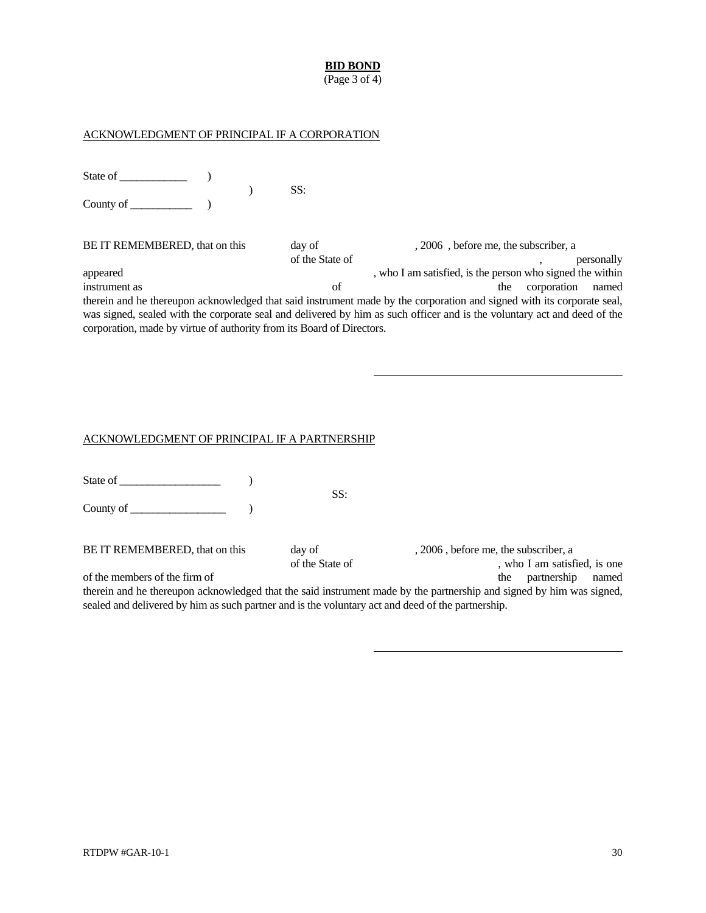**BID BOND**
(Page 3 of 4)

ACKNOWLEDGMENT OF PRINCIPAL IF A CORPORATION

State of ____________ )
) SS:
County of ___________ )

BE IT REMEMBERED, that on this day of , 2006 , before me, the subscriber, a of the State of , personally appeared , who I am satisfied, is the person who signed the within instrument as of the corporation named therein and he thereupon acknowledged that said instrument made by the corporation and signed with its corporate seal, was signed, sealed with the corporate seal and delivered by him as such officer and is the voluntary act and deed of the corporation, made by virtue of authority from its Board of Directors.

\_\_\_\_\_\_\_\_\_\_\_\_\_\_\_\_\_\_\_\_\_\_\_\_\_\_\_\_\_\_\_\_\_\_\_\_\_\_\_\_

ACKNOWLEDGMENT OF PRINCIPAL IF A PARTNERSHIP

State of __________________ )
SS:
County of _________________ )

BE IT REMEMBERED, that on this day of , 2006 , before me, the subscriber, a of the State of , who I am satisfied, is one of the members of the firm of the partnership named therein and he thereupon acknowledged that the said instrument made by the partnership and signed by him was signed, sealed and delivered by him as such partner and is the voluntary act and deed of the partnership.

\_\_\_\_\_\_\_\_\_\_\_\_\_\_\_\_\_\_\_\_\_\_\_\_\_\_\_\_\_\_\_\_\_\_\_\_\_\_\_\_

RTDPW #GAR-10-1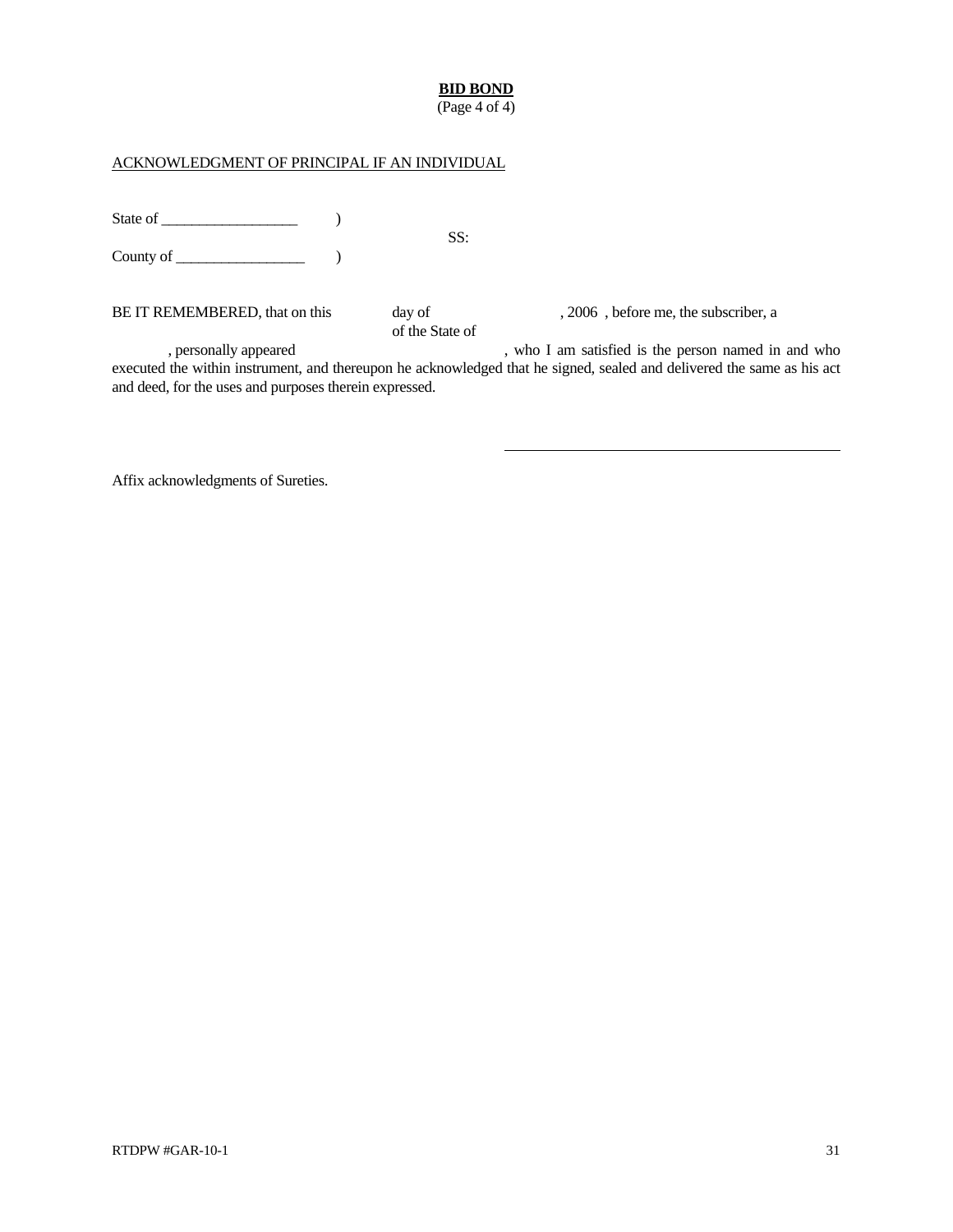**BID BOND**
(Page 4 of 4)

ACKNOWLEDGMENT OF PRINCIPAL IF AN INDIVIDUAL

State of __________________ )
SS:
County of _________________ )

BE IT REMEMBERED, that on this day of , 2006 , before me, the subscriber, a of the State of , personally appeared , who I am satisfied is the person named in and who executed the within instrument, and thereupon he acknowledged that he signed, sealed and delivered the same as his act and deed, for the uses and purposes therein expressed.

_____________________________________________

Affix acknowledgments of Sureties.

RTDPW #GAR-10-1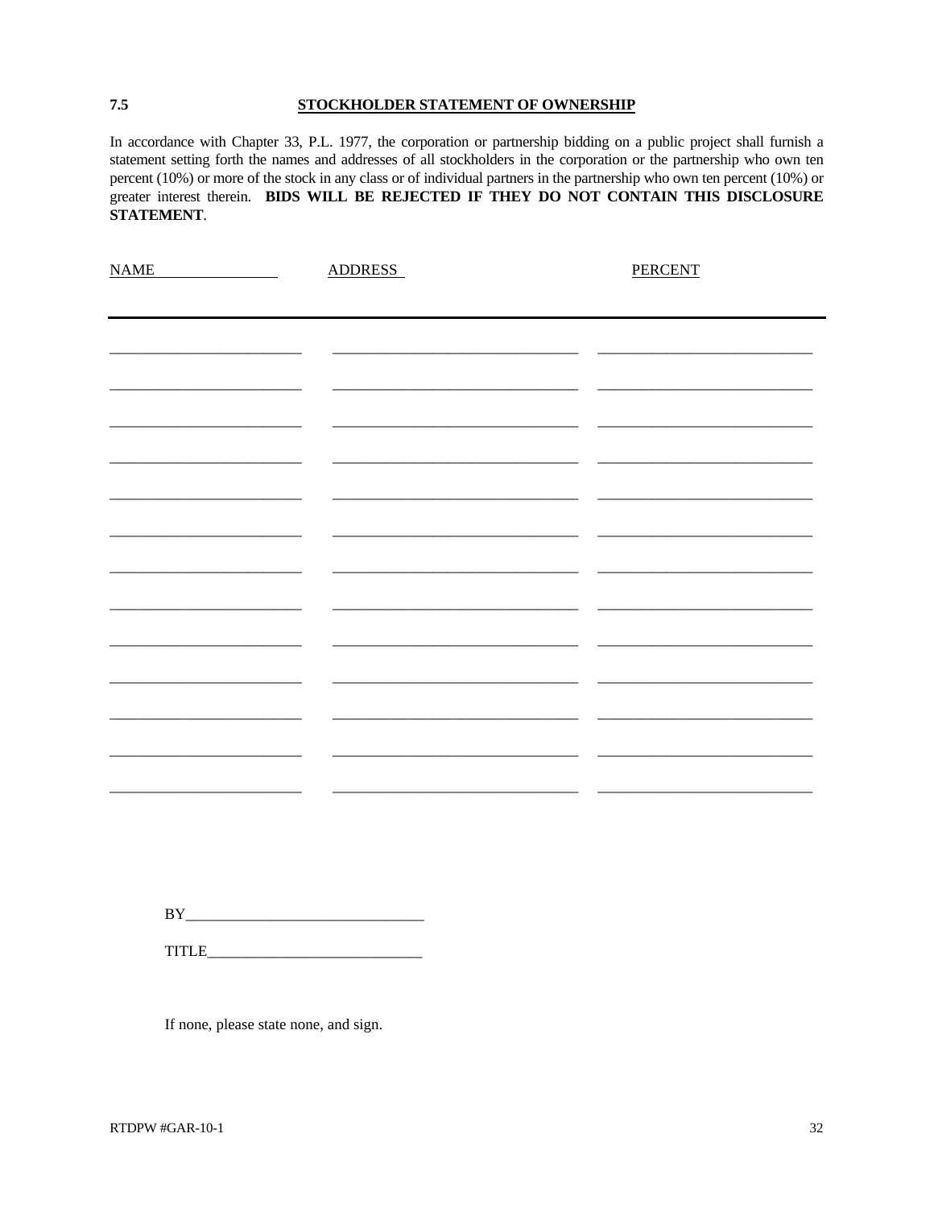## 7.5 STOCKHOLDER STATEMENT OF OWNERSHIP

In accordance with Chapter 33, P.L. 1977, the corporation or partnership bidding on a public project shall furnish a statement setting forth the names and addresses of all stockholders in the corporation or the partnership who own ten percent (10%) or more of the stock in any class or of individual partners in the partnership who own ten percent (10%) or greater interest therein. **BIDS WILL BE REJECTED IF THEY DO NOT CONTAIN THIS DISCLOSURE STATEMENT**.

| NAME | ADDRESS | PERCENT |
|---|---|---|
| | | |
| | | |
| | | |
| | | |
| | | |
| | | |
| | | |
| | | |
| | | |
| | | |
| | | |
| | | |
| | | |

BY_______________________________

TITLE____________________________

If none, please state none, and sign.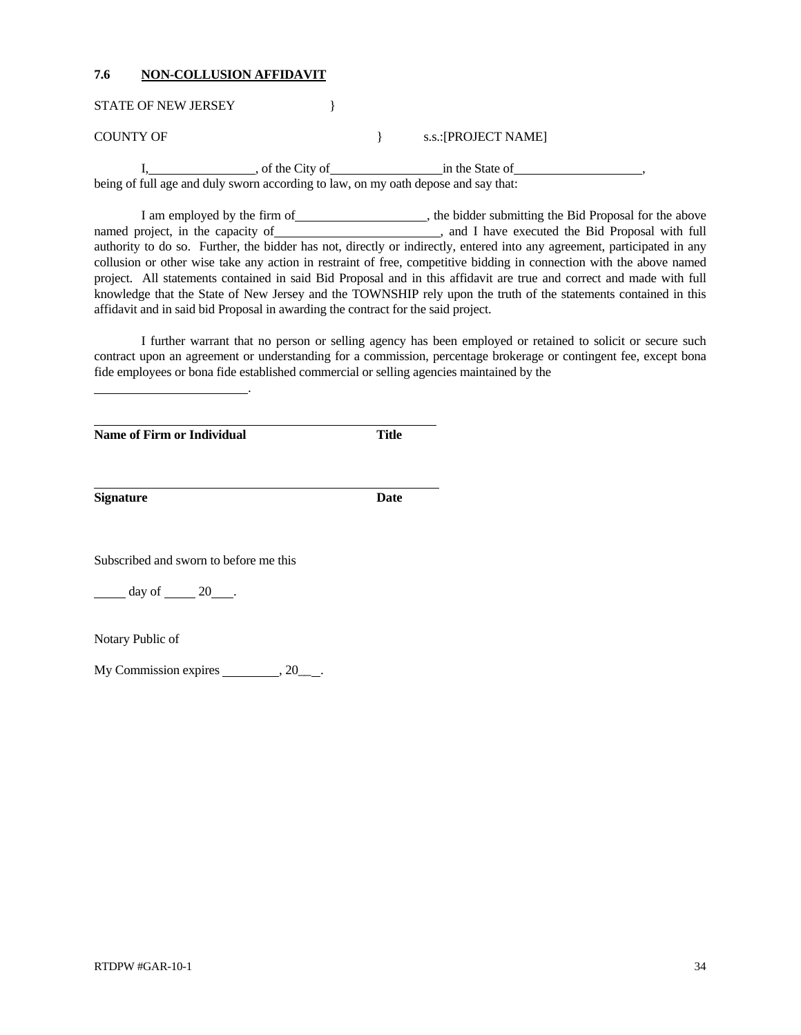### 7.6 NON-COLLUSION AFFIDAVIT

STATE OF NEW JERSEY }

COUNTY OF } s.s.:[PROJECT NAME]

I,\_\_\_\_\_\_\_\_\_\_\_\_\_\_\_\_, of the City of\_\_\_\_\_\_\_\_\_\_\_\_\_\_\_\_in the State of\_\_\_\_\_\_\_\_\_\_\_\_\_\_\_\_\_\_, being of full age and duly sworn according to law, on my oath depose and say that:

I am employed by the firm of\_\_\_\_\_\_\_\_\_\_\_\_\_\_\_\_\_\_\_, the bidder submitting the Bid Proposal for the above named project, in the capacity of\_\_\_\_\_\_\_\_\_\_\_\_\_\_\_\_\_\_\_\_\_\_\_\_, and I have executed the Bid Proposal with full authority to do so. Further, the bidder has not, directly or indirectly, entered into any agreement, participated in any collusion or other wise take any action in restraint of free, competitive bidding in connection with the above named project. All statements contained in said Bid Proposal and in this affidavit are true and correct and made with full knowledge that the State of New Jersey and the TOWNSHIP rely upon the truth of the statements contained in this affidavit and in said bid Proposal in awarding the contract for the said project.

I further warrant that no person or selling agency has been employed or retained to solicit or secure such contract upon an agreement or understanding for a commission, percentage brokerage or contingent fee, except bona fide employees or bona fide established commercial or selling agencies maintained by the

\_\_\_\_\_\_\_\_\_\_\_\_\_\_\_\_\_\_\_\_\_\_\_\_.

\_\_\_\_\_\_\_\_\_\_\_\_\_\_\_\_\_\_\_\_\_\_\_\_\_\_\_\_\_\_\_\_\_\_\_\_\_\_\_\_\_\_\_\_\_\_\_\_

**Name of Firm or Individual** **Title**

\_\_\_\_\_\_\_\_\_\_\_\_\_\_\_\_\_\_\_\_\_\_\_\_\_\_\_\_\_\_\_\_\_\_\_\_\_\_\_\_\_\_\_\_\_\_\_\_

**Signature** **Date**

Subscribed and sworn to before me this

\_\_\_\_\_ day of \_\_\_\_\_ 20\_\_\_.

Notary Public of

My Commission expires \_\_\_\_\_\_\_\_\_, 20\_\_\_.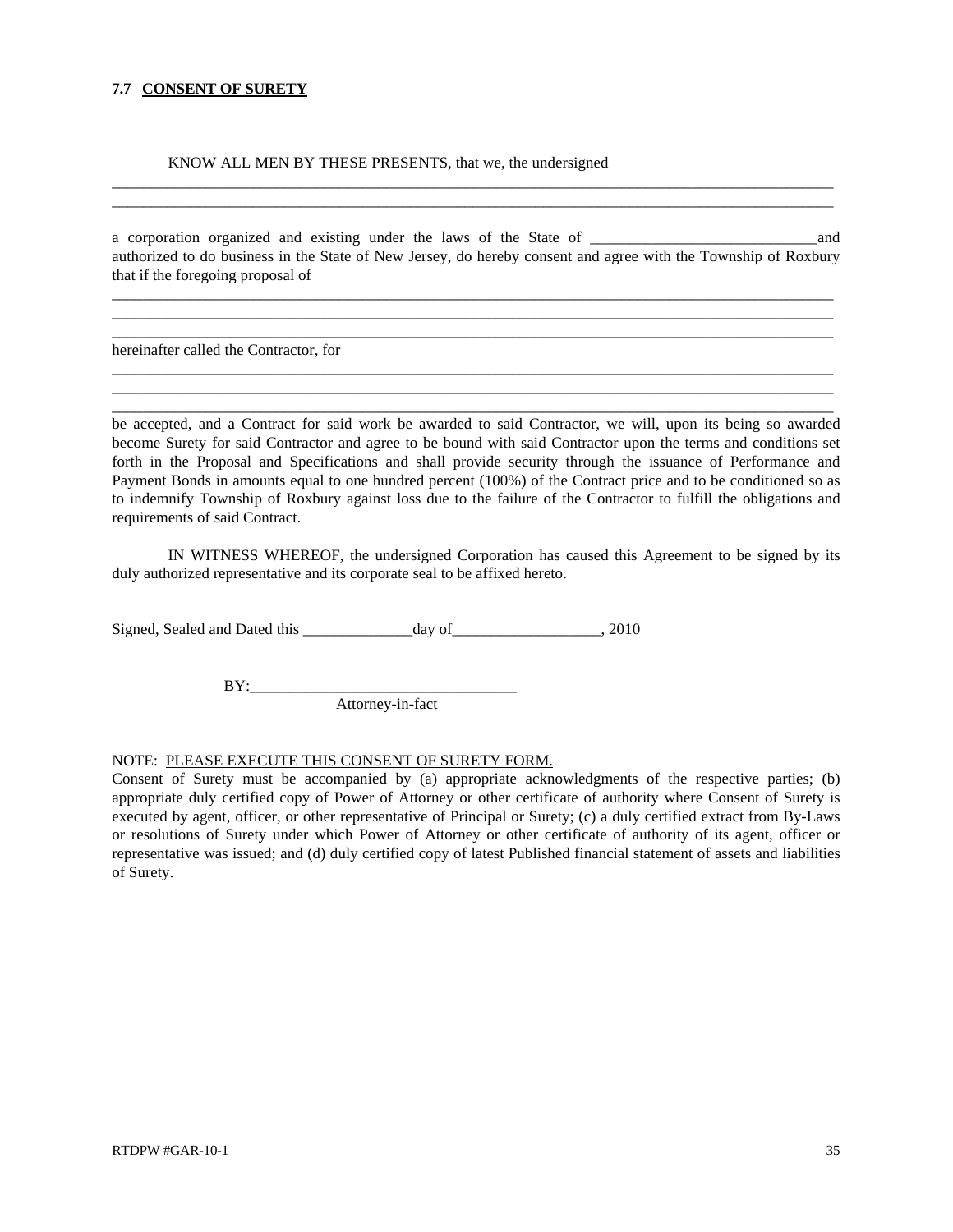**7.7 CONSENT OF SURETY**

KNOW ALL MEN BY THESE PRESENTS, that we, the undersigned

\_\_\_\_\_\_\_\_\_\_\_\_\_\_\_\_\_\_\_\_\_\_\_\_\_\_\_\_\_\_\_\_\_\_\_\_\_\_\_\_\_\_\_\_\_\_\_\_\_\_\_\_\_\_\_\_\_\_\_\_\_\_\_\_\_\_\_\_\_\_\_\_\_\_\_\_\_\_\_\_\_\_\_\_\_\_\_\_\_\_

\_\_\_\_\_\_\_\_\_\_\_\_\_\_\_\_\_\_\_\_\_\_\_\_\_\_\_\_\_\_\_\_\_\_\_\_\_\_\_\_\_\_\_\_\_\_\_\_\_\_\_\_\_\_\_\_\_\_\_\_\_\_\_\_\_\_\_\_\_\_\_\_\_\_\_\_\_\_\_\_\_\_\_\_\_\_\_\_\_\_

a corporation organized and existing under the laws of the State of \_\_\_\_\_\_\_\_\_\_\_\_\_\_\_\_\_\_\_\_\_\_\_\_\_\_\_\_\_\_and authorized to do business in the State of New Jersey, do hereby consent and agree with the Township of Roxbury that if the foregoing proposal of

\_\_\_\_\_\_\_\_\_\_\_\_\_\_\_\_\_\_\_\_\_\_\_\_\_\_\_\_\_\_\_\_\_\_\_\_\_\_\_\_\_\_\_\_\_\_\_\_\_\_\_\_\_\_\_\_\_\_\_\_\_\_\_\_\_\_\_\_\_\_\_\_\_\_\_\_\_\_\_\_\_\_\_\_\_\_\_\_\_\_

\_\_\_\_\_\_\_\_\_\_\_\_\_\_\_\_\_\_\_\_\_\_\_\_\_\_\_\_\_\_\_\_\_\_\_\_\_\_\_\_\_\_\_\_\_\_\_\_\_\_\_\_\_\_\_\_\_\_\_\_\_\_\_\_\_\_\_\_\_\_\_\_\_\_\_\_\_\_\_\_\_\_\_\_\_\_\_\_\_\_

\_\_\_\_\_\_\_\_\_\_\_\_\_\_\_\_\_\_\_\_\_\_\_\_\_\_\_\_\_\_\_\_\_\_\_\_\_\_\_\_\_\_\_\_\_\_\_\_\_\_\_\_\_\_\_\_\_\_\_\_\_\_\_\_\_\_\_\_\_\_\_\_\_\_\_\_\_\_\_\_\_\_\_\_\_\_\_\_\_\_

hereinafter called the Contractor, for

\_\_\_\_\_\_\_\_\_\_\_\_\_\_\_\_\_\_\_\_\_\_\_\_\_\_\_\_\_\_\_\_\_\_\_\_\_\_\_\_\_\_\_\_\_\_\_\_\_\_\_\_\_\_\_\_\_\_\_\_\_\_\_\_\_\_\_\_\_\_\_\_\_\_\_\_\_\_\_\_\_\_\_\_\_\_\_\_\_\_

\_\_\_\_\_\_\_\_\_\_\_\_\_\_\_\_\_\_\_\_\_\_\_\_\_\_\_\_\_\_\_\_\_\_\_\_\_\_\_\_\_\_\_\_\_\_\_\_\_\_\_\_\_\_\_\_\_\_\_\_\_\_\_\_\_\_\_\_\_\_\_\_\_\_\_\_\_\_\_\_\_\_\_\_\_\_\_\_\_\_

\_\_\_\_\_\_\_\_\_\_\_\_\_\_\_\_\_\_\_\_\_\_\_\_\_\_\_\_\_\_\_\_\_\_\_\_\_\_\_\_\_\_\_\_\_\_\_\_\_\_\_\_\_\_\_\_\_\_\_\_\_\_\_\_\_\_\_\_\_\_\_\_\_\_\_\_\_\_\_\_\_\_\_\_\_\_\_\_\_\_

be accepted, and a Contract for said work be awarded to said Contractor, we will, upon its being so awarded become Surety for said Contractor and agree to be bound with said Contractor upon the terms and conditions set forth in the Proposal and Specifications and shall provide security through the issuance of Performance and Payment Bonds in amounts equal to one hundred percent (100%) of the Contract price and to be conditioned so as to indemnify Township of Roxbury against loss due to the failure of the Contractor to fulfill the obligations and requirements of said Contract.

IN WITNESS WHEREOF, the undersigned Corporation has caused this Agreement to be signed by its duly authorized representative and its corporate seal to be affixed hereto.

Signed, Sealed and Dated this \_\_\_\_\_\_\_\_\_\_\_\_\_\_day of\_\_\_\_\_\_\_\_\_\_\_\_\_\_\_\_\_\_\_, 2010

BY:\_\_\_\_\_\_\_\_\_\_\_\_\_\_\_\_\_\_\_\_\_\_\_\_\_\_\_\_\_\_\_\_\_\_

Attorney-in-fact

NOTE: <u>PLEASE EXECUTE THIS CONSENT OF SURETY FORM.</u>
Consent of Surety must be accompanied by (a) appropriate acknowledgments of the respective parties; (b) appropriate duly certified copy of Power of Attorney or other certificate of authority where Consent of Surety is executed by agent, officer, or other representative of Principal or Surety; (c) a duly certified extract from By-Laws or resolutions of Surety under which Power of Attorney or other certificate of authority of its agent, officer or representative was issued; and (d) duly certified copy of latest Published financial statement of assets and liabilities of Surety.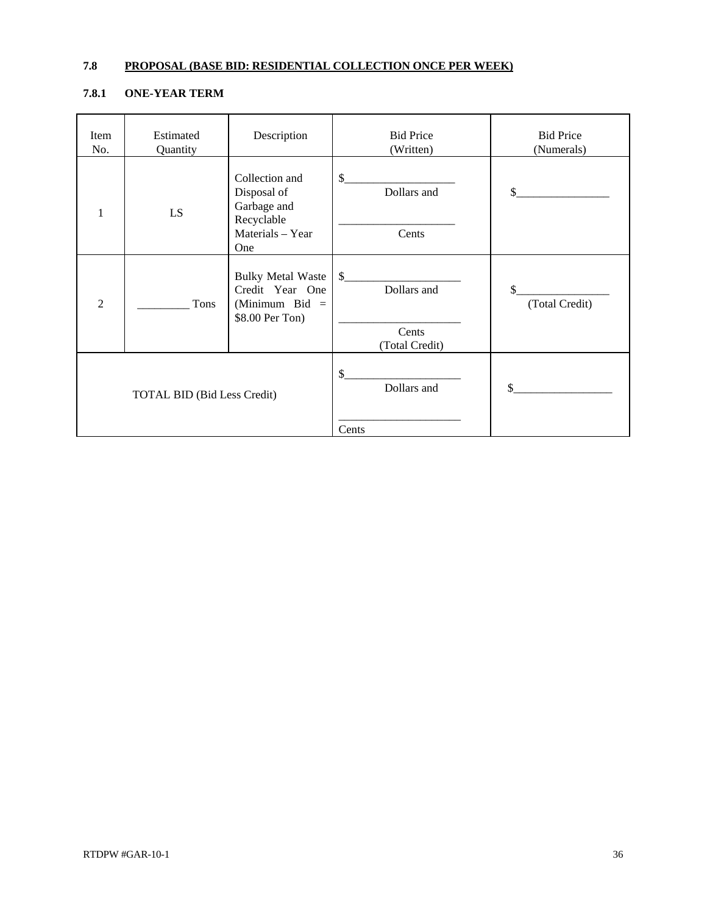### 7.8 PROPOSAL (BASE BID: RESIDENTIAL COLLECTION ONCE PER WEEK)

#### 7.8.1 ONE-YEAR TERM

| Item No. | Estimated Quantity | Description | Bid Price (Written) | Bid Price (Numerals) |
|---|---|---|---|---|
| 1 | LS | Collection and Disposal of Garbage and Recyclable Materials – Year One | $___________________ Dollars and ____________________ Cents | $________________ |
| 2 | _________ Tons | Bulky Metal Waste Credit Year One (Minimum Bid = $8.00 Per Ton) | $____________________ Dollars and _____________________ Cents (Total Credit) | $________________ (Total Credit) |
| TOTAL BID (Bid Less Credit) | | | $____________________ Dollars and _____________________ Cents | $_________________ |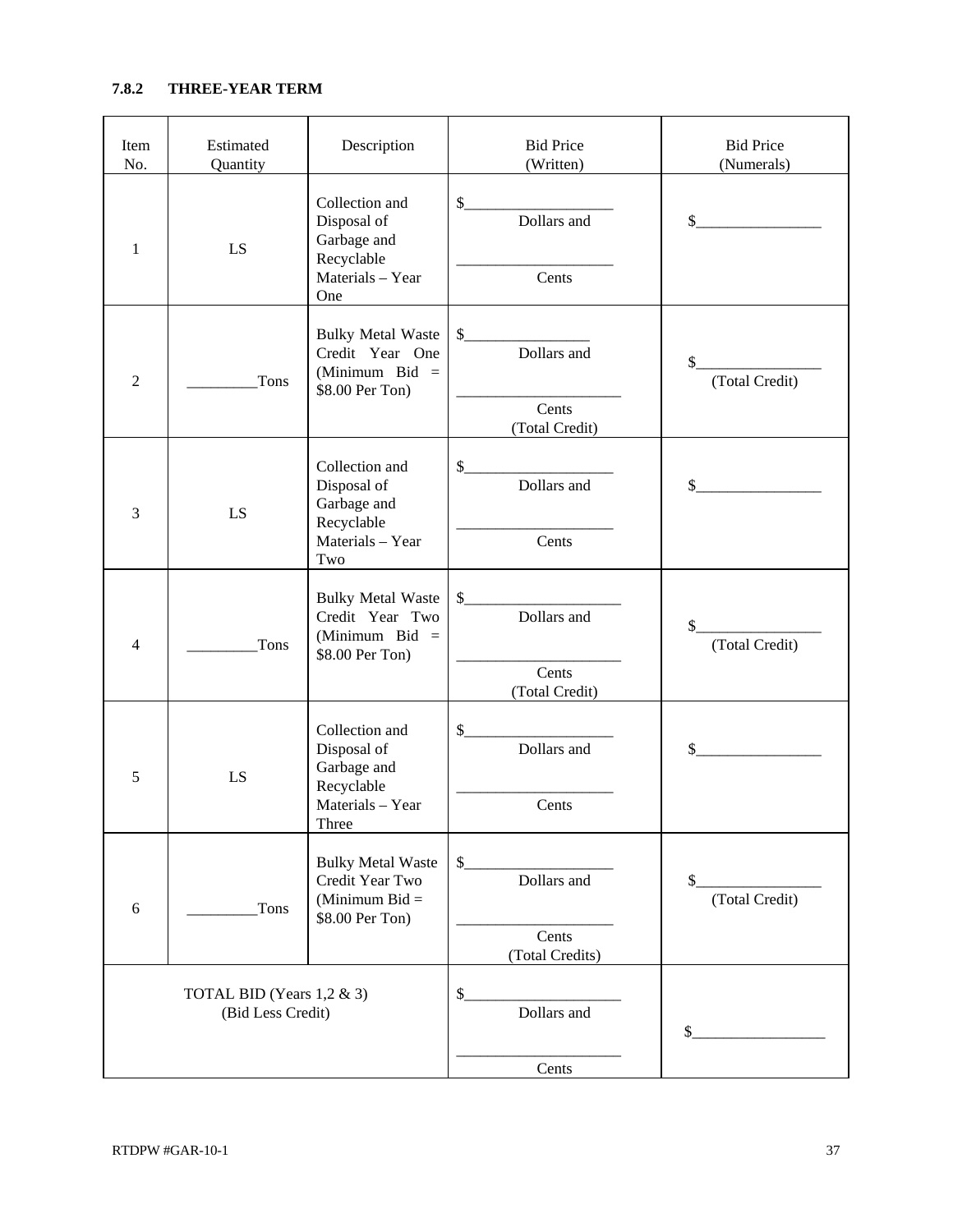### 7.8.2 THREE-YEAR TERM

| Item No. | Estimated Quantity | Description | Bid Price (Written) | Bid Price (Numerals) |
|---|---|---|---|---|
| 1 | LS | Collection and Disposal of Garbage and Recyclable Materials – Year One | $___________________ Dollars and ____________________ Cents | $________________ |
| 2 | _________Tons | Bulky Metal Waste Credit Year One (Minimum Bid = $8.00 Per Ton) | $________________ Dollars and _____________________ Cents (Total Credit) | $________________ (Total Credit) |
| 3 | LS | Collection and Disposal of Garbage and Recyclable Materials – Year Two | $___________________ Dollars and ____________________ Cents | $________________ |
| 4 | _________Tons | Bulky Metal Waste Credit Year Two (Minimum Bid = $8.00 Per Ton) | $____________________ Dollars and _____________________ Cents (Total Credit) | $________________ (Total Credit) |
| 5 | LS | Collection and Disposal of Garbage and Recyclable Materials – Year Three | $___________________ Dollars and ____________________ Cents | $________________ |
| 6 | _________Tons | Bulky Metal Waste Credit Year Two (Minimum Bid = $8.00 Per Ton) | $___________________ Dollars and ____________________ Cents (Total Credits) | $________________ (Total Credit) |
| TOTAL BID (Years 1,2 & 3) (Bid Less Credit) | | | $____________________ Dollars and _____________________ Cents | $_________________ |

RTDPW #GAR-10-1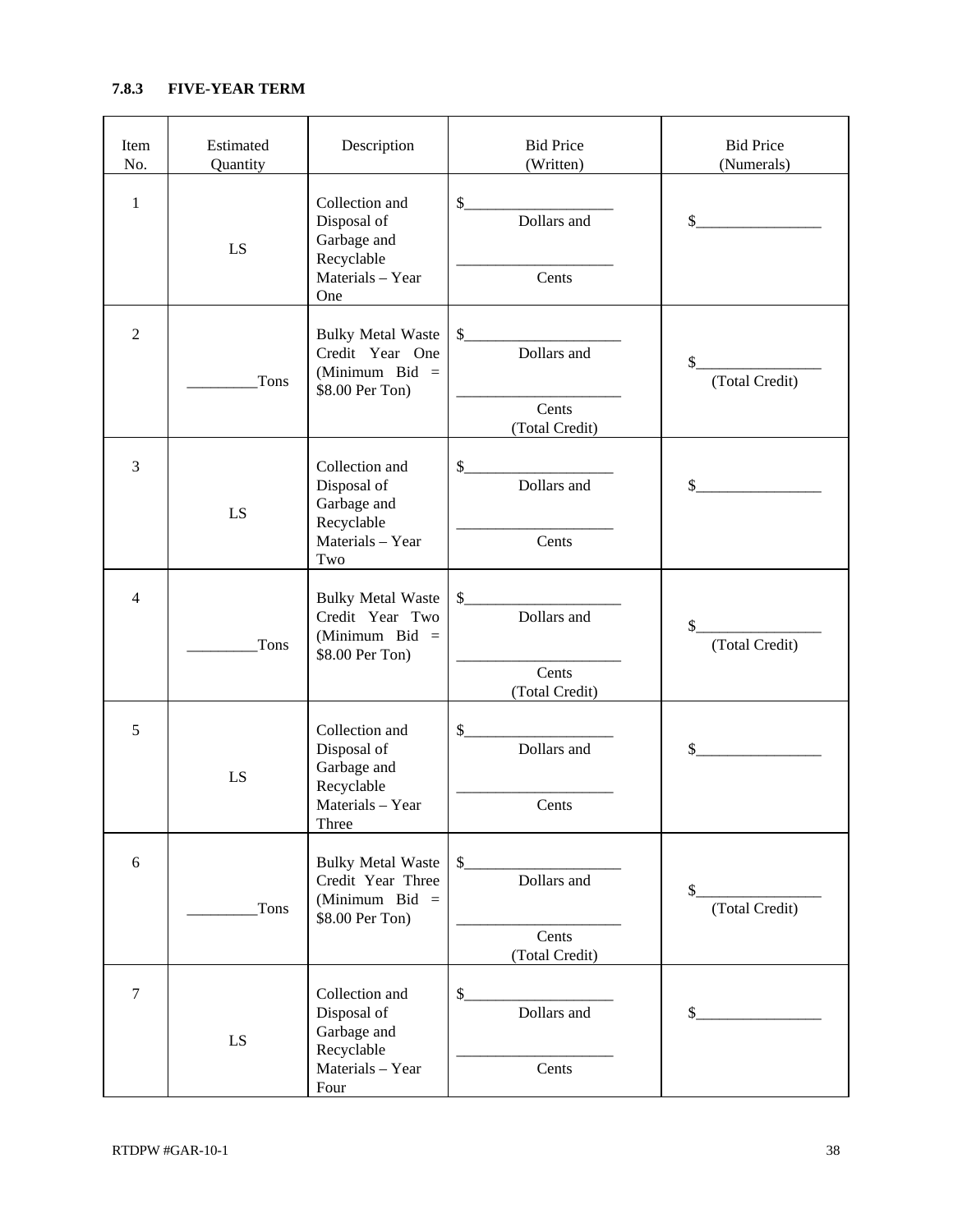### 7.8.3 FIVE-YEAR TERM

| Item No. | Estimated Quantity | Description | Bid Price (Written) | Bid Price (Numerals) |
|---|---|---|---|---|
| 1 | LS | Collection and Disposal of Garbage and Recyclable Materials – Year One | $___________________ Dollars and ____________________ Cents | $________________ |
| 2 | _________Tons | Bulky Metal Waste Credit Year One (Minimum Bid = $8.00 Per Ton) | $____________________ Dollars and _____________________ Cents (Total Credit) | $________________ (Total Credit) |
| 3 | LS | Collection and Disposal of Garbage and Recyclable Materials – Year Two | $___________________ Dollars and ____________________ Cents | $________________ |
| 4 | _________Tons | Bulky Metal Waste Credit Year Two (Minimum Bid = $8.00 Per Ton) | $____________________ Dollars and _____________________ Cents (Total Credit) | $________________ (Total Credit) |
| 5 | LS | Collection and Disposal of Garbage and Recyclable Materials – Year Three | $___________________ Dollars and ____________________ Cents | $________________ |
| 6 | _________Tons | Bulky Metal Waste Credit Year Three (Minimum Bid = $8.00 Per Ton) | $____________________ Dollars and _____________________ Cents (Total Credit) | $________________ (Total Credit) |
| 7 | LS | Collection and Disposal of Garbage and Recyclable Materials – Year Four | $___________________ Dollars and ____________________ Cents | $________________ |

RTDPW #GAR-10-1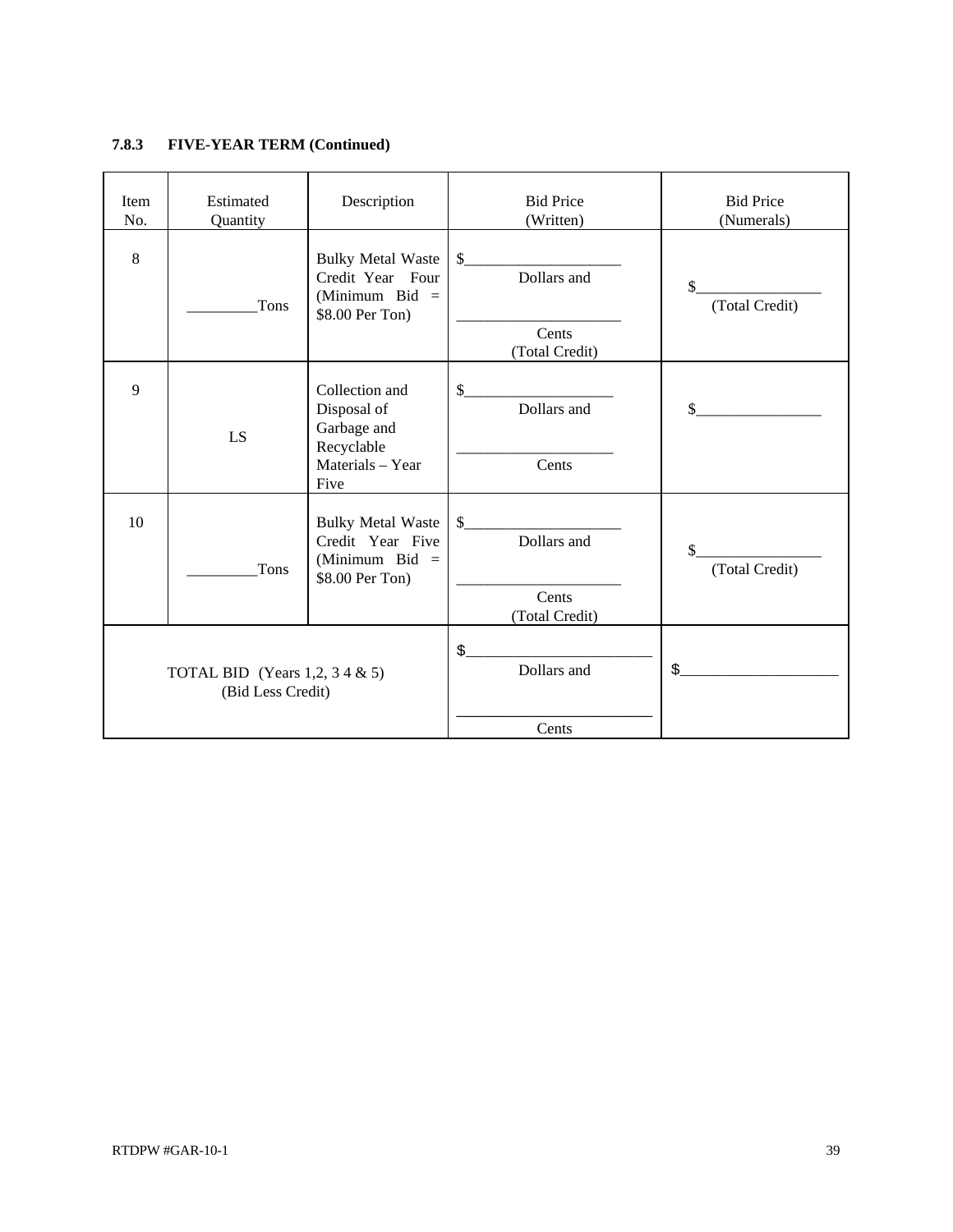**7.8.3 FIVE-YEAR TERM (Continued)**

| Item No. | Estimated Quantity | Description | Bid Price (Written) | Bid Price (Numerals) |
|---|---|---|---|---|
| 8 | _________Tons | Bulky Metal Waste Credit Year Four (Minimum Bid = $8.00 Per Ton) | $____________________ Dollars and ____________________ Cents (Total Credit) | $________________ (Total Credit) |
| 9 | LS | Collection and Disposal of Garbage and Recyclable Materials – Year Five | $___________________ Dollars and ____________________ Cents | $________________ |
| 10 | _________Tons | Bulky Metal Waste Credit Year Five (Minimum Bid = $8.00 Per Ton) | $____________________ Dollars and ____________________ Cents (Total Credit) | $________________ (Total Credit) |
| TOTAL BID (Years 1,2, 3 4 & 5) (Bid Less Credit) | | | $________________________ Dollars and ________________________ Cents | $____________________ |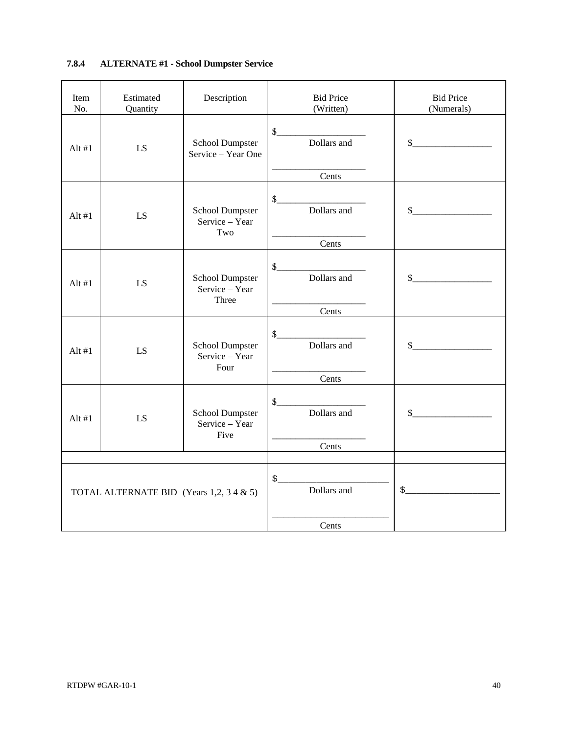### 7.8.4 ALTERNATE #1 - School Dumpster Service

| Item No. | Estimated Quantity | Description | Bid Price (Written) | Bid Price (Numerals) |
|---|---|---|---|---|
| Alt #1 | LS | School Dumpster Service – Year One | $__________________ Dollars and __________________ Cents | $_________________ |
| Alt #1 | LS | School Dumpster Service – Year Two | $__________________ Dollars and __________________ Cents | $_________________ |
| Alt #1 | LS | School Dumpster Service – Year Three | $__________________ Dollars and __________________ Cents | $_________________ |
| Alt #1 | LS | School Dumpster Service – Year Four | $__________________ Dollars and __________________ Cents | $_________________ |
| Alt #1 | LS | School Dumpster Service – Year Five | $__________________ Dollars and __________________ Cents | $_________________ |
| | | | | |
| TOTAL ALTERNATE BID (Years 1,2, 3 4 & 5) | | | $______________________ Dollars and ______________________ Cents | $___________________ |

RTDPW #GAR-10-1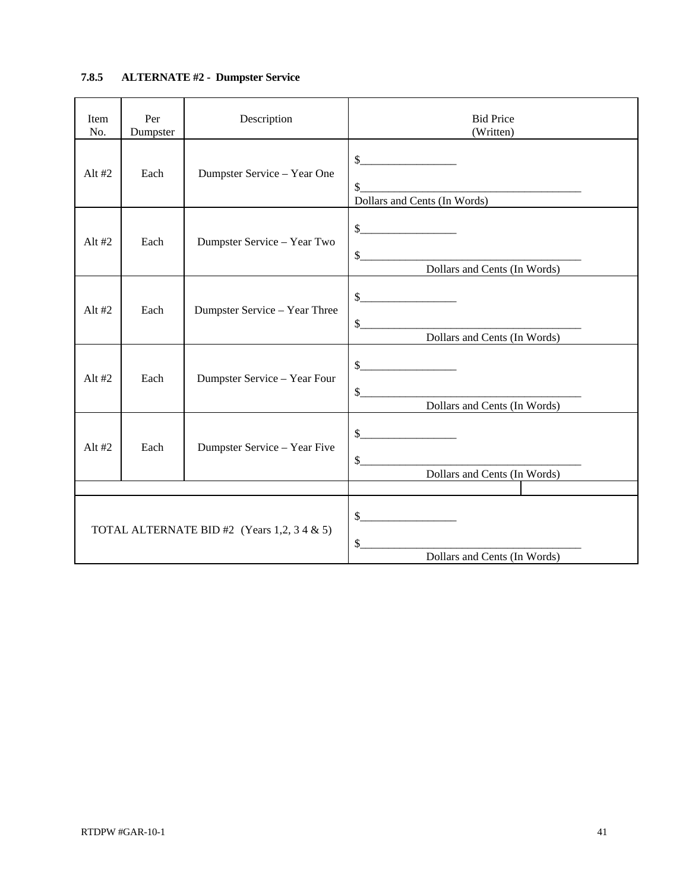**7.8.5 ALTERNATE #2 - Dumpster Service**

| Item No. | Per Dumpster | Description | Bid Price (Written) |
|---|---|---|---|
| Alt #2 | Each | Dumpster Service – Year One | $_________________ <br> $_______________________________________ <br> Dollars and Cents (In Words) |
| Alt #2 | Each | Dumpster Service – Year Two | $_________________ <br> $_______________________________________ <br> Dollars and Cents (In Words) |
| Alt #2 | Each | Dumpster Service – Year Three | $_________________ <br> $_______________________________________ <br> Dollars and Cents (In Words) |
| Alt #2 | Each | Dumpster Service – Year Four | $_________________ <br> $_______________________________________ <br> Dollars and Cents (In Words) |
| Alt #2 | Each | Dumpster Service – Year Five | $_________________ <br> $_______________________________________ <br> Dollars and Cents (In Words) |
| | | | |
| TOTAL ALTERNATE BID #2 (Years 1,2, 3 4 & 5) | | | $_________________ <br> $_______________________________________ <br> Dollars and Cents (In Words) |

RTDPW #GAR-10-1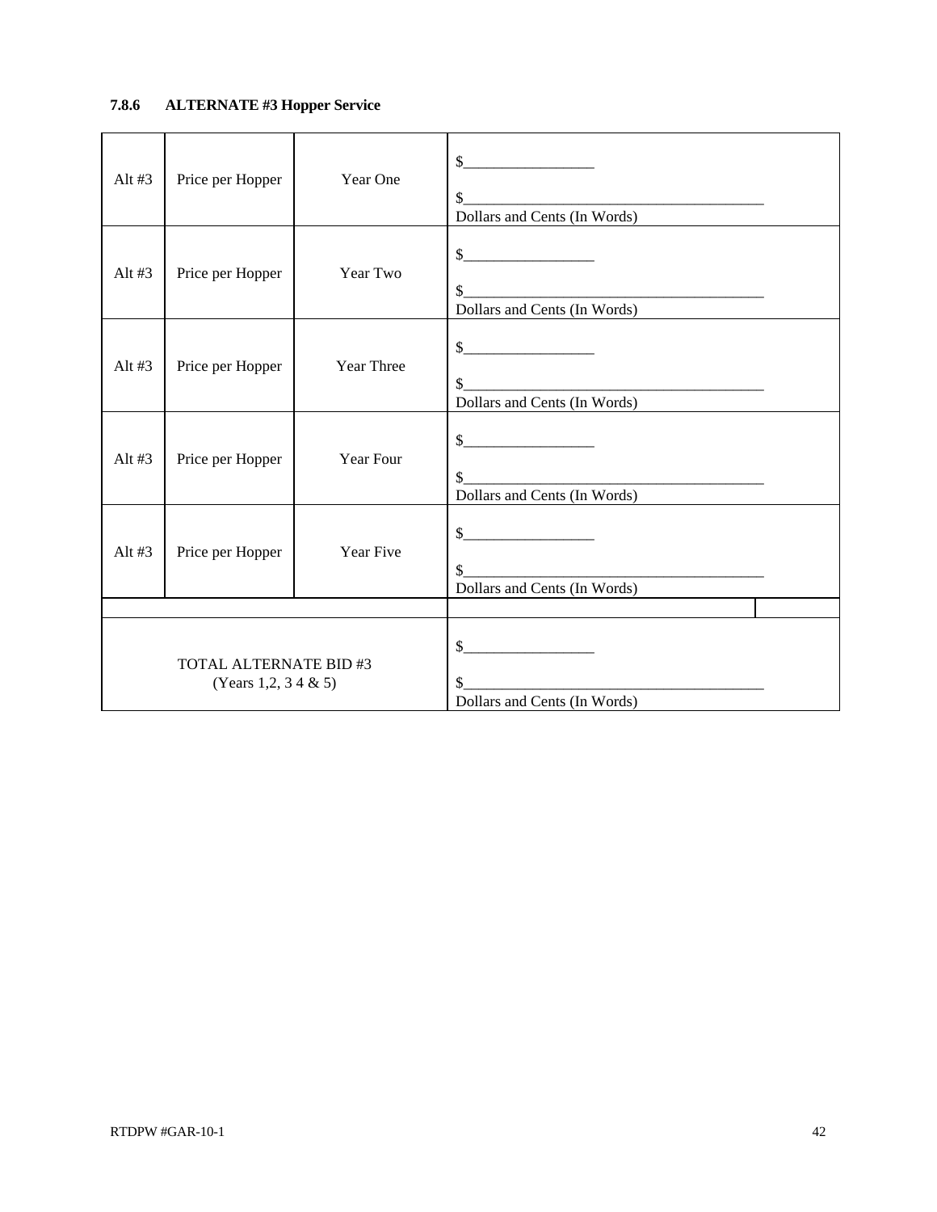**7.8.6 ALTERNATE #3 Hopper Service**

| | | | |
|---|---|---|---|
| Alt #3 | Price per Hopper | Year One | $\_\_\_\_\_\_\_\_\_\_\_\_\_\_\_\_\_ <br><br> $\_\_\_\_\_\_\_\_\_\_\_\_\_\_\_\_\_\_\_\_\_\_\_\_\_\_\_\_\_\_\_\_\_\_\_\_\_\_\_\_ <br> Dollars and Cents (In Words) |
| Alt #3 | Price per Hopper | Year Two | $\_\_\_\_\_\_\_\_\_\_\_\_\_\_\_\_\_ <br><br> $\_\_\_\_\_\_\_\_\_\_\_\_\_\_\_\_\_\_\_\_\_\_\_\_\_\_\_\_\_\_\_\_\_\_\_\_\_\_\_\_ <br> Dollars and Cents (In Words) |
| Alt #3 | Price per Hopper | Year Three | $\_\_\_\_\_\_\_\_\_\_\_\_\_\_\_\_\_ <br><br> $\_\_\_\_\_\_\_\_\_\_\_\_\_\_\_\_\_\_\_\_\_\_\_\_\_\_\_\_\_\_\_\_\_\_\_\_\_\_\_\_ <br> Dollars and Cents (In Words) |
| Alt #3 | Price per Hopper | Year Four | $\_\_\_\_\_\_\_\_\_\_\_\_\_\_\_\_\_ <br><br> $\_\_\_\_\_\_\_\_\_\_\_\_\_\_\_\_\_\_\_\_\_\_\_\_\_\_\_\_\_\_\_\_\_\_\_\_\_\_\_\_ <br> Dollars and Cents (In Words) |
| Alt #3 | Price per Hopper | Year Five | $\_\_\_\_\_\_\_\_\_\_\_\_\_\_\_\_\_ <br><br> $\_\_\_\_\_\_\_\_\_\_\_\_\_\_\_\_\_\_\_\_\_\_\_\_\_\_\_\_\_\_\_\_\_\_\_\_\_\_\_\_ <br> Dollars and Cents (In Words) |
| | | | |
| TOTAL ALTERNATE BID #3 <br> (Years 1,2, 3 4 & 5) | | | $\_\_\_\_\_\_\_\_\_\_\_\_\_\_\_\_\_ <br><br> $\_\_\_\_\_\_\_\_\_\_\_\_\_\_\_\_\_\_\_\_\_\_\_\_\_\_\_\_\_\_\_\_\_\_\_\_\_\_\_\_ <br> Dollars and Cents (In Words) |

RTDPW #GAR-10-1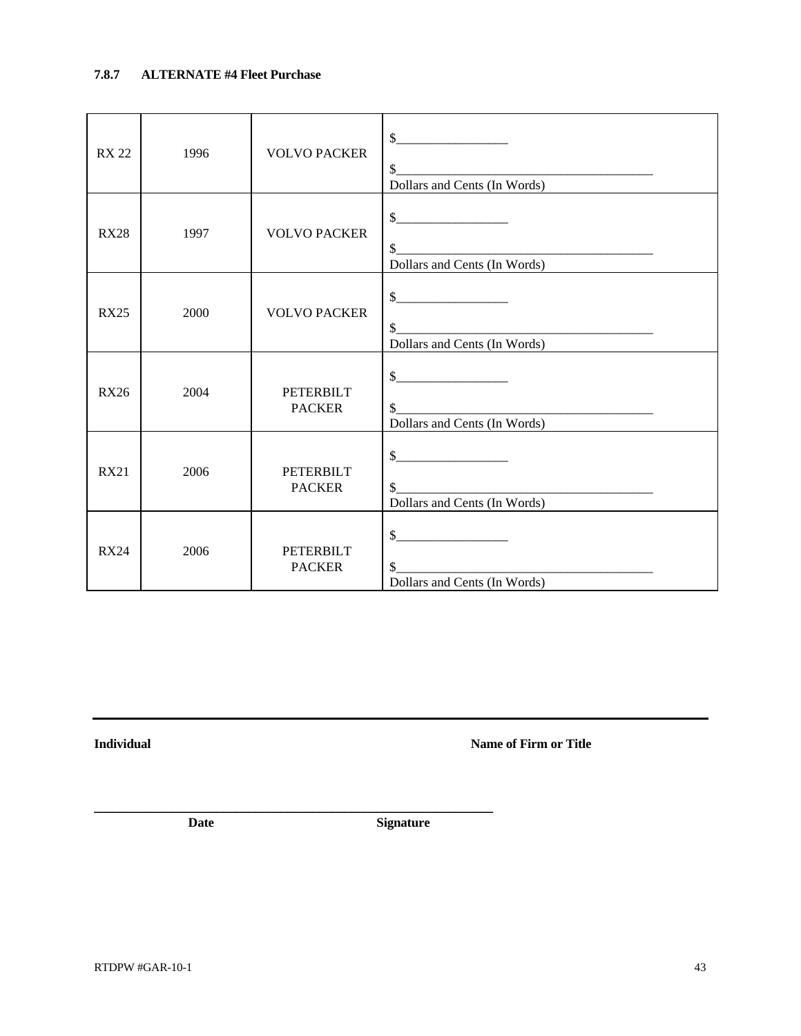### 7.8.7 ALTERNATE #4 Fleet Purchase

| | | | |
|---|---|---|---|
| RX 22 | 1996 | VOLVO PACKER | $_________________<br><br>$_______________________________________<br>Dollars and Cents (In Words) |
| RX28 | 1997 | VOLVO PACKER | $_________________<br><br>$_______________________________________<br>Dollars and Cents (In Words) |
| RX25 | 2000 | VOLVO PACKER | $_________________<br><br>$_______________________________________<br>Dollars and Cents (In Words) |
| RX26 | 2004 | PETERBILT PACKER | $_________________<br><br>$_______________________________________<br>Dollars and Cents (In Words) |
| RX21 | 2006 | PETERBILT PACKER | $_________________<br><br>$_______________________________________<br>Dollars and Cents (In Words) |
| RX24 | 2006 | PETERBILT PACKER | $_________________<br><br>$_______________________________________<br>Dollars and Cents (In Words) |

_______________________________________________________________________________

**Individual** **Name of Firm or Title**

_______________________________________________________________

**Date** **Signature**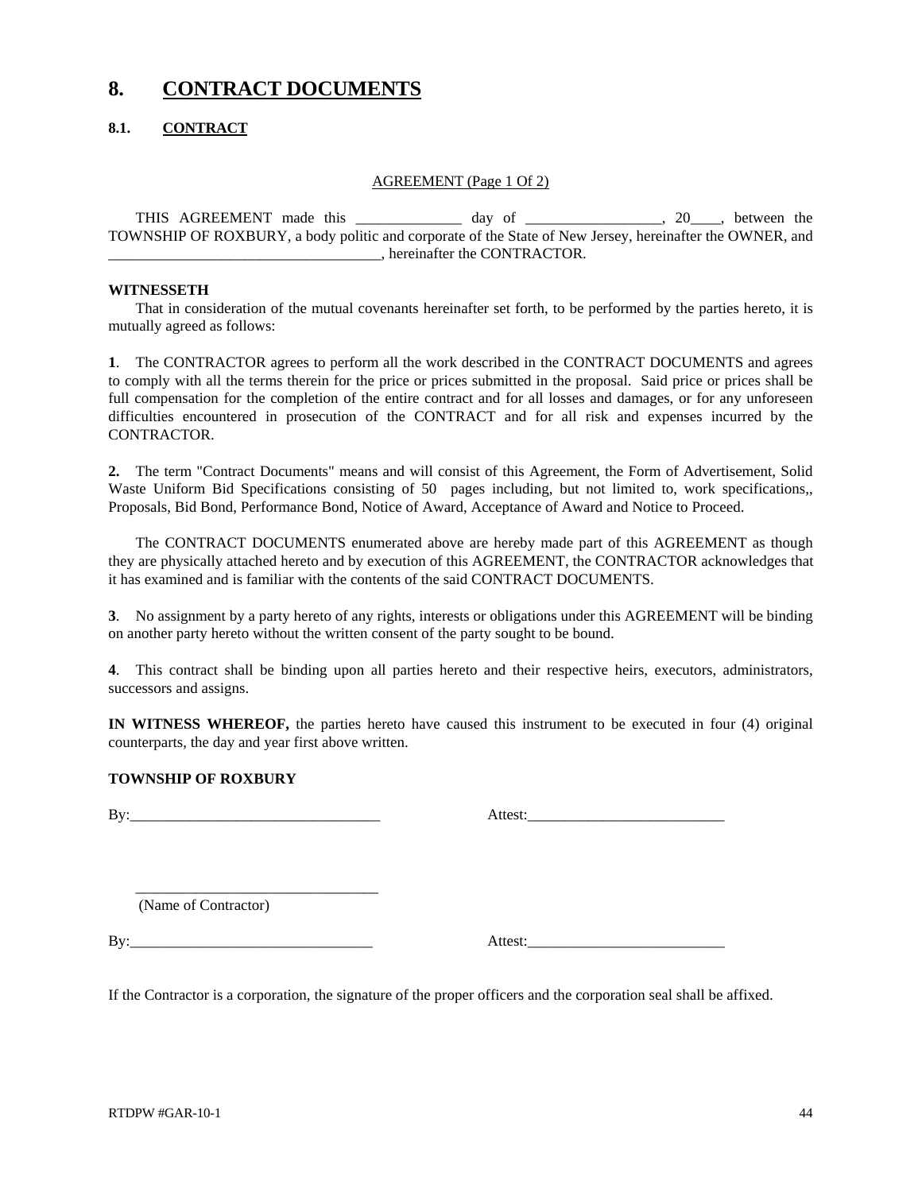# 8. CONTRACT DOCUMENTS

## 8.1. CONTRACT

AGREEMENT (Page 1 Of 2)

THIS AGREEMENT made this ______________ day of __________________, 20____, between the TOWNSHIP OF ROXBURY, a body politic and corporate of the State of New Jersey, hereinafter the OWNER, and ____________________________________, hereinafter the CONTRACTOR.

**WITNESSETH**

That in consideration of the mutual covenants hereinafter set forth, to be performed by the parties hereto, it is mutually agreed as follows:

**1**. The CONTRACTOR agrees to perform all the work described in the CONTRACT DOCUMENTS and agrees to comply with all the terms therein for the price or prices submitted in the proposal. Said price or prices shall be full compensation for the completion of the entire contract and for all losses and damages, or for any unforeseen difficulties encountered in prosecution of the CONTRACT and for all risk and expenses incurred by the CONTRACTOR.

**2.** The term "Contract Documents" means and will consist of this Agreement, the Form of Advertisement, Solid Waste Uniform Bid Specifications consisting of 50 pages including, but not limited to, work specifications,, Proposals, Bid Bond, Performance Bond, Notice of Award, Acceptance of Award and Notice to Proceed.

The CONTRACT DOCUMENTS enumerated above are hereby made part of this AGREEMENT as though they are physically attached hereto and by execution of this AGREEMENT, the CONTRACTOR acknowledges that it has examined and is familiar with the contents of the said CONTRACT DOCUMENTS.

**3**. No assignment by a party hereto of any rights, interests or obligations under this AGREEMENT will be binding on another party hereto without the written consent of the party sought to be bound.

**4**. This contract shall be binding upon all parties hereto and their respective heirs, executors, administrators, successors and assigns.

**IN WITNESS WHEREOF,** the parties hereto have caused this instrument to be executed in four (4) original counterparts, the day and year first above written.

**TOWNSHIP OF ROXBURY**

By:_________________________________ Attest:__________________________

_________________________________
(Name of Contractor)

By:________________________________ Attest:__________________________

If the Contractor is a corporation, the signature of the proper officers and the corporation seal shall be affixed.

RTDPW #GAR-10-1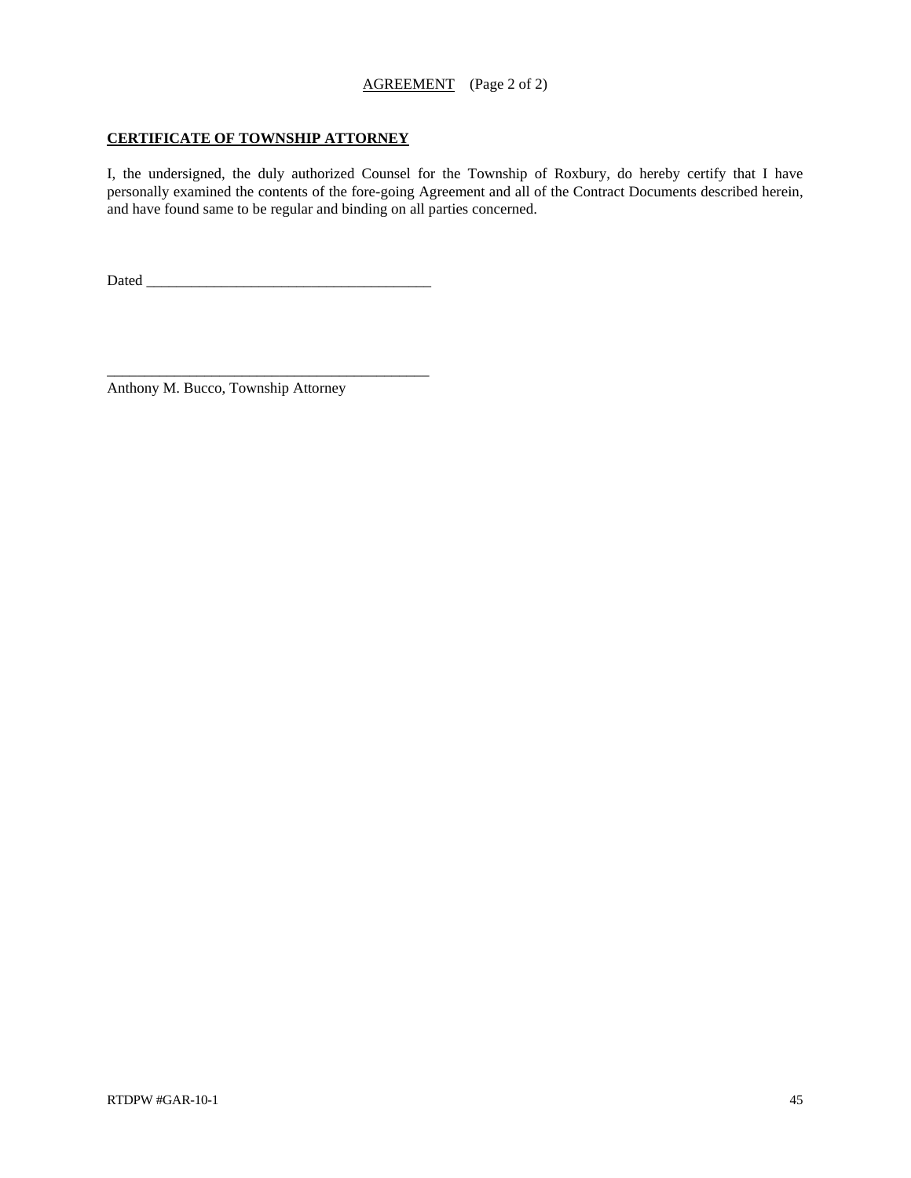AGREEMENT (Page 2 of 2)

## CERTIFICATE OF TOWNSHIP ATTORNEY

I, the undersigned, the duly authorized Counsel for the Township of Roxbury, do hereby certify that I have personally examined the contents of the fore-going Agreement and all of the Contract Documents described herein, and have found same to be regular and binding on all parties concerned.

Dated ______________________________________

_____________________________________________
Anthony M. Bucco, Township Attorney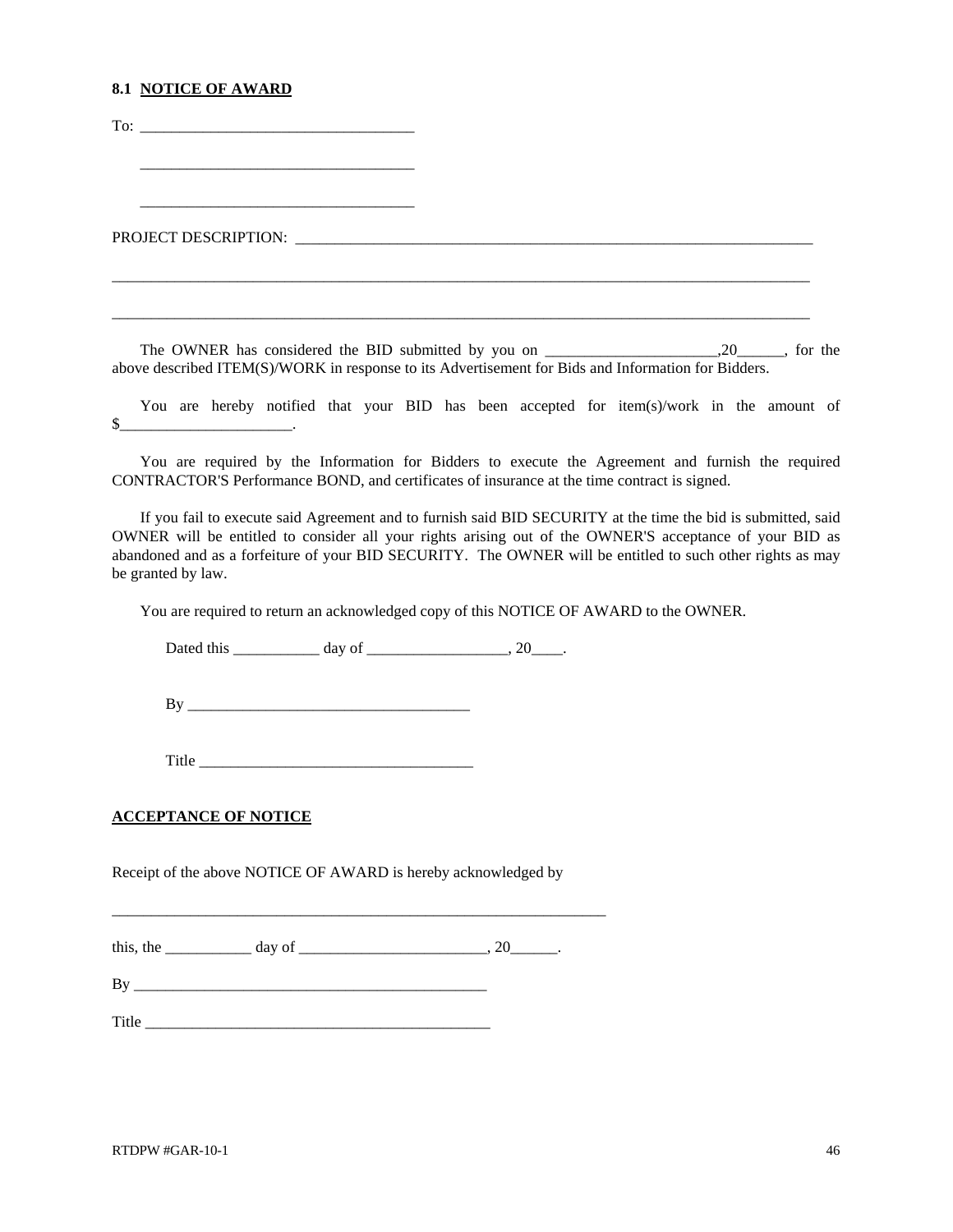### 8.1 <u>NOTICE OF AWARD</u>

To: ___________________________________

___________________________________

___________________________________

PROJECT DESCRIPTION: ____________________________________________________________________

____________________________________________________________________________________________

____________________________________________________________________________________________

The OWNER has considered the BID submitted by you on ______________________,20______, for the above described ITEM(S)/WORK in response to its Advertisement for Bids and Information for Bidders.

You are hereby notified that your BID has been accepted for item(s)/work in the amount of $______________________.

You are required by the Information for Bidders to execute the Agreement and furnish the required CONTRACTOR'S Performance BOND, and certificates of insurance at the time contract is signed.

If you fail to execute said Agreement and to furnish said BID SECURITY at the time the bid is submitted, said OWNER will be entitled to consider all your rights arising out of the OWNER'S acceptance of your BID as abandoned and as a forfeiture of your BID SECURITY. The OWNER will be entitled to such other rights as may be granted by law.

You are required to return an acknowledged copy of this NOTICE OF AWARD to the OWNER.

Dated this ___________ day of __________________, 20____.

By ____________________________________

Title ___________________________________

**<u>ACCEPTANCE OF NOTICE</u>**

Receipt of the above NOTICE OF AWARD is hereby acknowledged by

_________________________________________________________________

this, the ___________ day of ________________________, 20______.

By ______________________________________________

Title _____________________________________________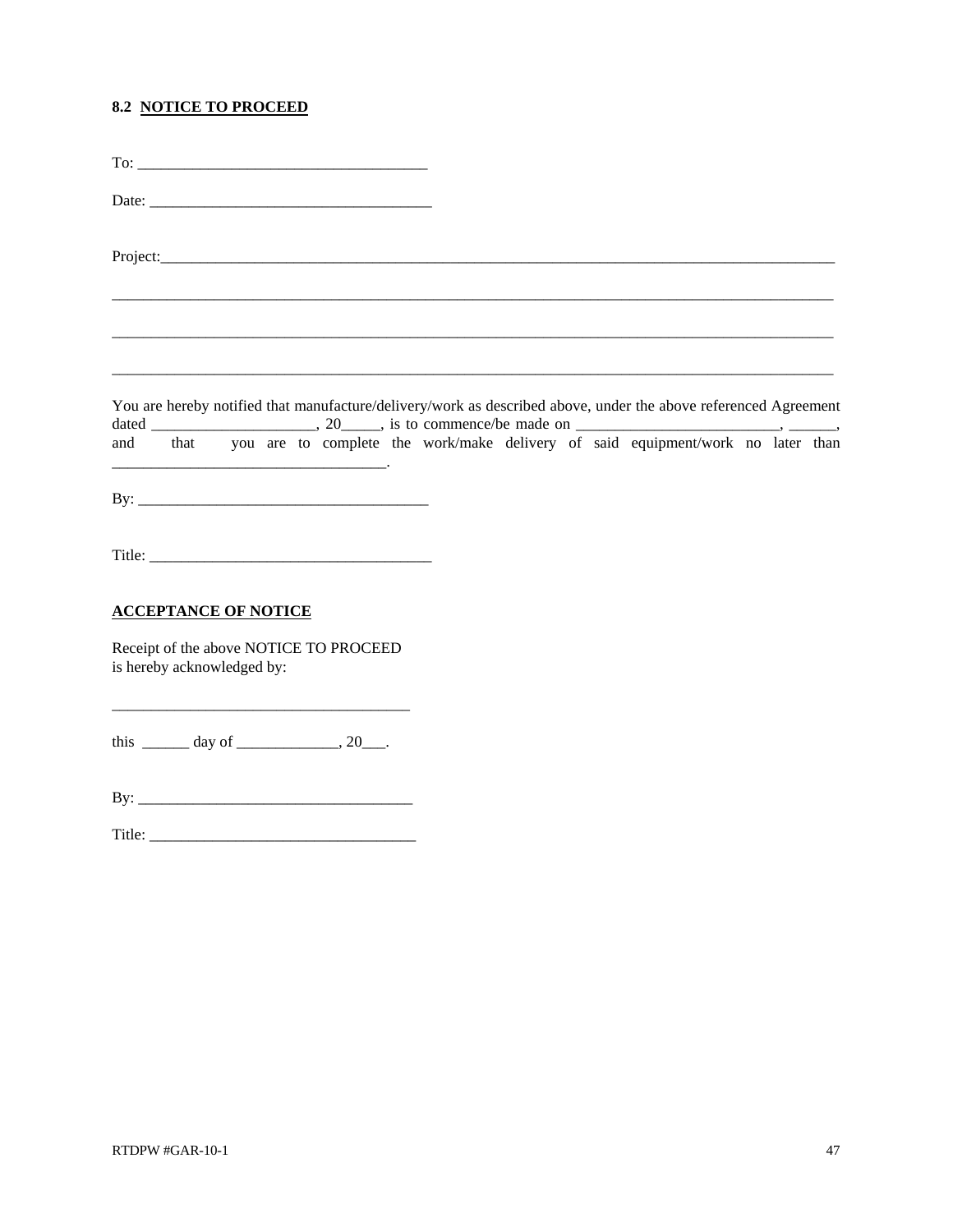### 8.2 NOTICE TO PROCEED

To: ____________________________________

Date: ___________________________________

Project:___________________________________________________________________________________

__________________________________________________________________________________________

__________________________________________________________________________________________

__________________________________________________________________________________________

You are hereby notified that manufacture/delivery/work as described above, under the above referenced Agreement dated _____________________, 20_____, is to commence/be made on __________________________, ______, and that you are to complete the work/make delivery of said equipment/work no later than __________________________________.

By: ____________________________________

Title: ___________________________________

**ACCEPTANCE OF NOTICE**

Receipt of the above NOTICE TO PROCEED
is hereby acknowledged by:

_____________________________________

this ______ day of _____________, 20___.

By: __________________________________

Title: _________________________________

RTDPW #GAR-10-1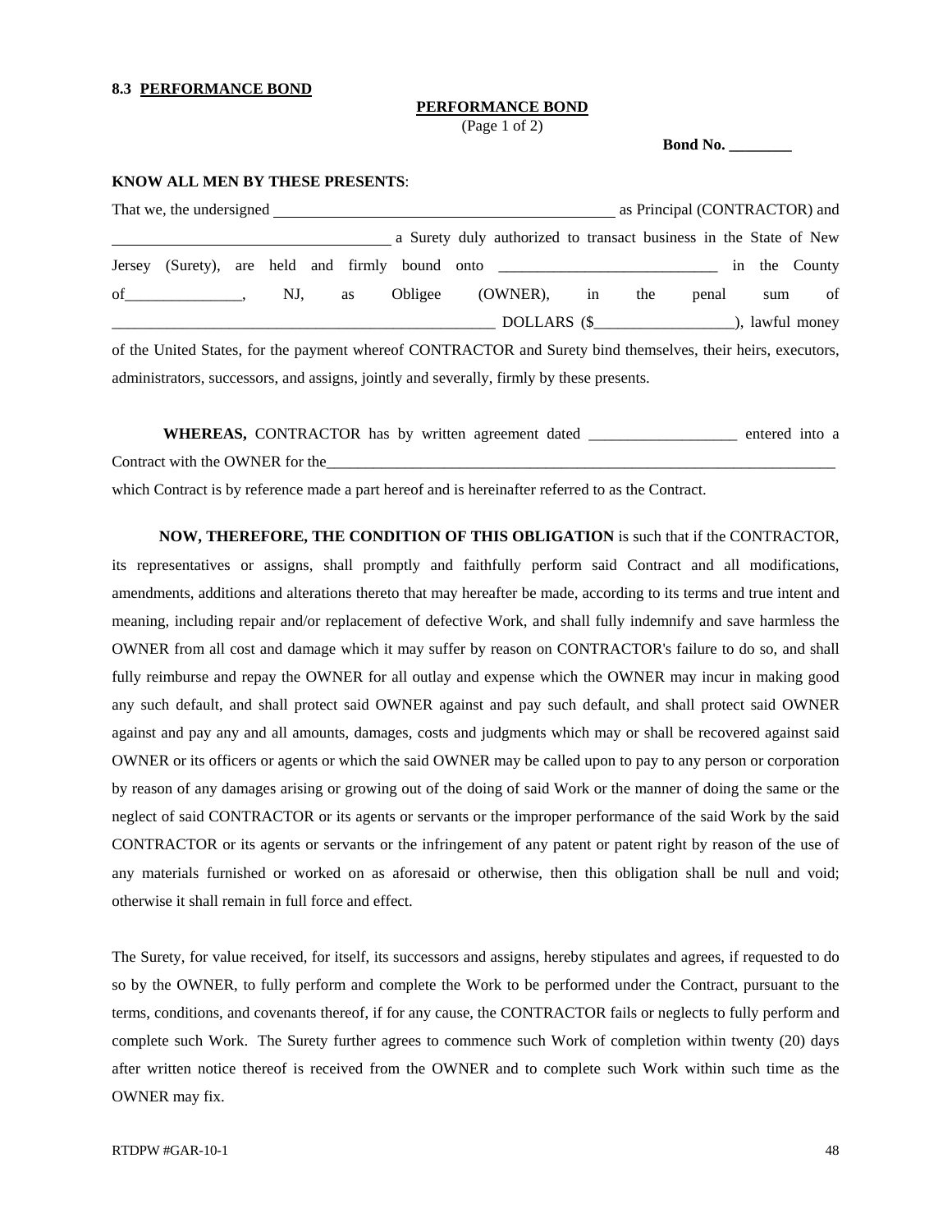**8.3 PERFORMANCE BOND**

**PERFORMANCE BOND**

(Page 1 of 2)

**Bond No. ________**

**KNOW ALL MEN BY THESE PRESENTS**:

That we, the undersigned ____________________________________________ as Principal (CONTRACTOR) and ____________________________________ a Surety duly authorized to transact business in the State of New Jersey (Surety), are held and firmly bound onto ____________________________ in the County of_______________, NJ, as Obligee (OWNER), in the penal sum of ___________________________________________________ DOLLARS ($__________________), lawful money of the United States, for the payment whereof CONTRACTOR and Surety bind themselves, their heirs, executors, administrators, successors, and assigns, jointly and severally, firmly by these presents.

**WHEREAS,** CONTRACTOR has by written agreement dated ___________________ entered into a Contract with the OWNER for the______________________________________________________________________ which Contract is by reference made a part hereof and is hereinafter referred to as the Contract.

**NOW, THEREFORE, THE CONDITION OF THIS OBLIGATION** is such that if the CONTRACTOR, its representatives or assigns, shall promptly and faithfully perform said Contract and all modifications, amendments, additions and alterations thereto that may hereafter be made, according to its terms and true intent and meaning, including repair and/or replacement of defective Work, and shall fully indemnify and save harmless the OWNER from all cost and damage which it may suffer by reason on CONTRACTOR's failure to do so, and shall fully reimburse and repay the OWNER for all outlay and expense which the OWNER may incur in making good any such default, and shall protect said OWNER against and pay such default, and shall protect said OWNER against and pay any and all amounts, damages, costs and judgments which may or shall be recovered against said OWNER or its officers or agents or which the said OWNER may be called upon to pay to any person or corporation by reason of any damages arising or growing out of the doing of said Work or the manner of doing the same or the neglect of said CONTRACTOR or its agents or servants or the improper performance of the said Work by the said CONTRACTOR or its agents or servants or the infringement of any patent or patent right by reason of the use of any materials furnished or worked on as aforesaid or otherwise, then this obligation shall be null and void; otherwise it shall remain in full force and effect.

The Surety, for value received, for itself, its successors and assigns, hereby stipulates and agrees, if requested to do so by the OWNER, to fully perform and complete the Work to be performed under the Contract, pursuant to the terms, conditions, and covenants thereof, if for any cause, the CONTRACTOR fails or neglects to fully perform and complete such Work. The Surety further agrees to commence such Work of completion within twenty (20) days after written notice thereof is received from the OWNER and to complete such Work within such time as the OWNER may fix.

RTDPW #GAR-10-1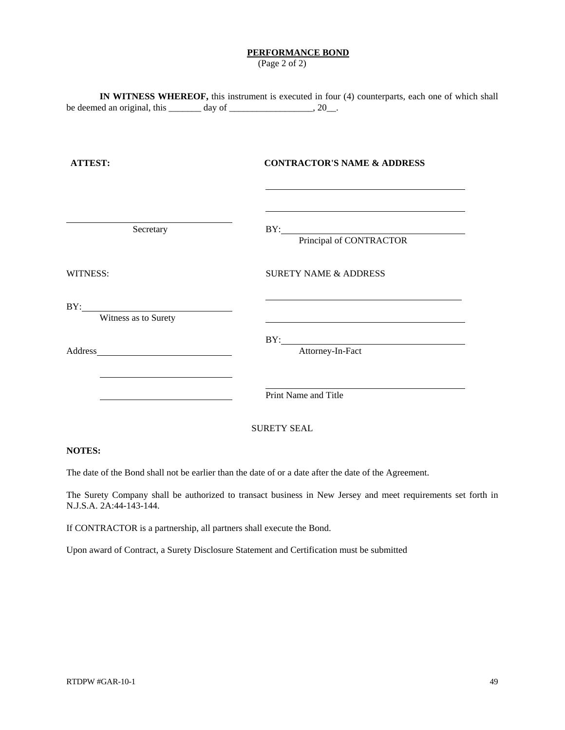# PERFORMANCE BOND

(Page 2 of 2)

**IN WITNESS WHEREOF,** this instrument is executed in four (4) counterparts, each one of which shall be deemed an original, this _______ day of __________________, 20__.

**ATTEST:**

______________________________
Secretary

**CONTRACTOR'S NAME & ADDRESS**

______________________________

______________________________

BY: ______________________________
Principal of CONTRACTOR

WITNESS:

BY: ______________________________
Witness as to Surety

Address ______________________________

______________________________

______________________________

SURETY NAME & ADDRESS

______________________________

______________________________

BY: ______________________________
Attorney-In-Fact

______________________________
Print Name and Title

SURETY SEAL

**NOTES:**

The date of the Bond shall not be earlier than the date of or a date after the date of the Agreement.

The Surety Company shall be authorized to transact business in New Jersey and meet requirements set forth in N.J.S.A. 2A:44-143-144.

If CONTRACTOR is a partnership, all partners shall execute the Bond.

Upon award of Contract, a Surety Disclosure Statement and Certification must be submitted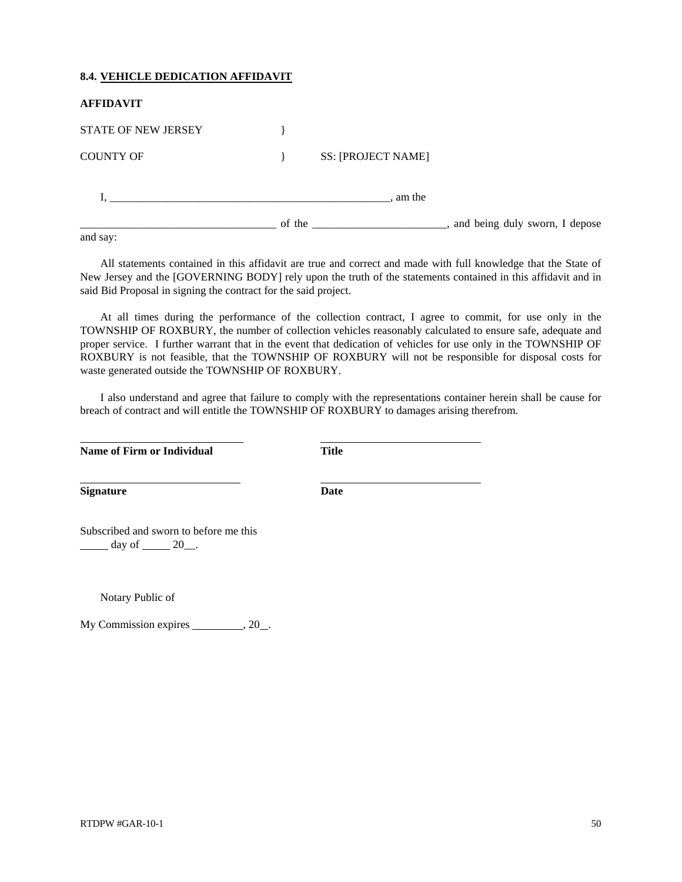### 8.4. <u>VEHICLE DEDICATION AFFIDAVIT</u>

**AFFIDAVIT**

STATE OF NEW JERSEY }

COUNTY OF } SS: [PROJECT NAME]

I, ____________________________________________________, am the

___________________________________ of the ________________________, and being duly sworn, I depose and say:

All statements contained in this affidavit are true and correct and made with full knowledge that the State of New Jersey and the [GOVERNING BODY] rely upon the truth of the statements contained in this affidavit and in said Bid Proposal in signing the contract for the said project.

At all times during the performance of the collection contract, I agree to commit, for use only in the TOWNSHIP OF ROXBURY, the number of collection vehicles reasonably calculated to ensure safe, adequate and proper service. I further warrant that in the event that dedication of vehicles for use only in the TOWNSHIP OF ROXBURY is not feasible, that the TOWNSHIP OF ROXBURY will not be responsible for disposal costs for waste generated outside the TOWNSHIP OF ROXBURY.

I also understand and agree that failure to comply with the representations container herein shall be cause for breach of contract and will entitle the TOWNSHIP OF ROXBURY to damages arising therefrom.

______________________________ ______________________________
**Name of Firm or Individual** **Title**

______________________________ ______________________________
**Signature** **Date**

Subscribed and sworn to before me this
_____ day of _____ 20__.

Notary Public of

My Commission expires _________, 20__.

RTDPW #GAR-10-1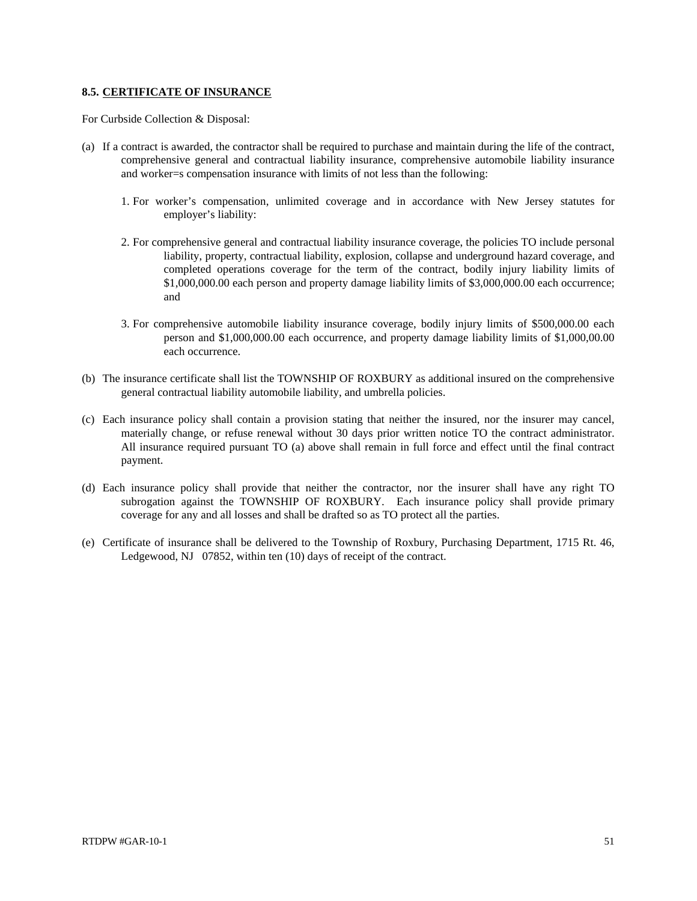**8.5. CERTIFICATE OF INSURANCE**

For Curbside Collection & Disposal:

(a) If a contract is awarded, the contractor shall be required to purchase and maintain during the life of the contract, comprehensive general and contractual liability insurance, comprehensive automobile liability insurance and worker=s compensation insurance with limits of not less than the following:

1. For worker's compensation, unlimited coverage and in accordance with New Jersey statutes for employer's liability:

2. For comprehensive general and contractual liability insurance coverage, the policies TO include personal liability, property, contractual liability, explosion, collapse and underground hazard coverage, and completed operations coverage for the term of the contract, bodily injury liability limits of $1,000,000.00 each person and property damage liability limits of $3,000,000.00 each occurrence; and

3. For comprehensive automobile liability insurance coverage, bodily injury limits of $500,000.00 each person and $1,000,000.00 each occurrence, and property damage liability limits of $1,000,00.00 each occurrence.

(b) The insurance certificate shall list the TOWNSHIP OF ROXBURY as additional insured on the comprehensive general contractual liability automobile liability, and umbrella policies.

(c) Each insurance policy shall contain a provision stating that neither the insured, nor the insurer may cancel, materially change, or refuse renewal without 30 days prior written notice TO the contract administrator. All insurance required pursuant TO (a) above shall remain in full force and effect until the final contract payment.

(d) Each insurance policy shall provide that neither the contractor, nor the insurer shall have any right TO subrogation against the TOWNSHIP OF ROXBURY. Each insurance policy shall provide primary coverage for any and all losses and shall be drafted so as TO protect all the parties.

(e) Certificate of insurance shall be delivered to the Township of Roxbury, Purchasing Department, 1715 Rt. 46, Ledgewood, NJ 07852, within ten (10) days of receipt of the contract.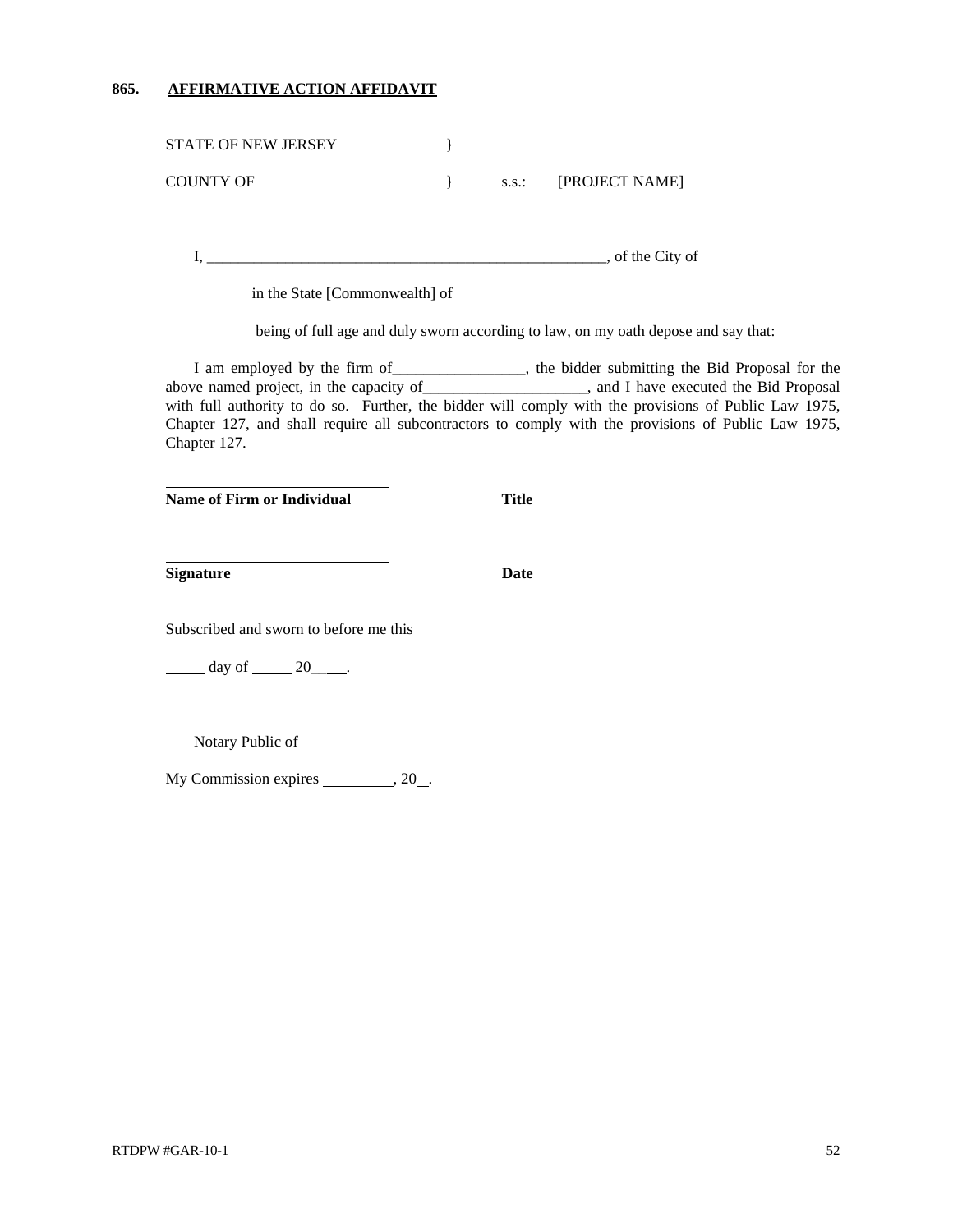**865. AFFIRMATIVE ACTION AFFIDAVIT**

STATE OF NEW JERSEY }

COUNTY OF } s.s.: [PROJECT NAME]

I, _____________________________________________________, of the City of

__________ in the State [Commonwealth] of

___________ being of full age and duly sworn according to law, on my oath depose and say that:

I am employed by the firm of_________________, the bidder submitting the Bid Proposal for the above named project, in the capacity of_____________________, and I have executed the Bid Proposal with full authority to do so. Further, the bidder will comply with the provisions of Public Law 1975, Chapter 127, and shall require all subcontractors to comply with the provisions of Public Law 1975, Chapter 127.

____________________________

**Name of Firm or Individual** **Title**

____________________________

**Signature** **Date**

Subscribed and sworn to before me this

_____ day of _____ 20_____.

Notary Public of

My Commission expires _________, 20__.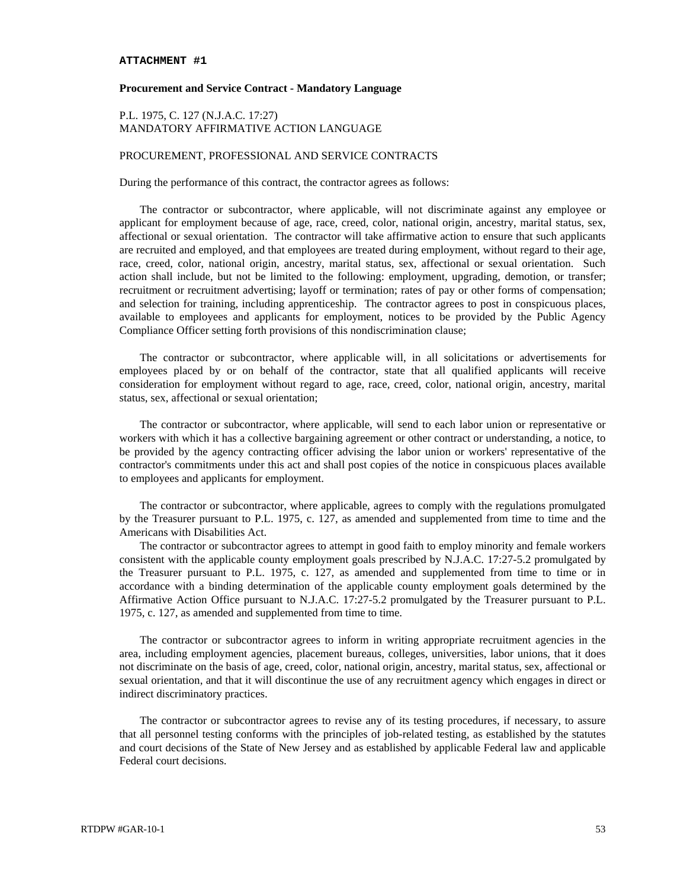**ATTACHMENT #1**

**Procurement and Service Contract - Mandatory Language**

P.L. 1975, C. 127 (N.J.A.C. 17:27)
MANDATORY AFFIRMATIVE ACTION LANGUAGE

PROCUREMENT, PROFESSIONAL AND SERVICE CONTRACTS

During the performance of this contract, the contractor agrees as follows:

The contractor or subcontractor, where applicable, will not discriminate against any employee or applicant for employment because of age, race, creed, color, national origin, ancestry, marital status, sex, affectional or sexual orientation. The contractor will take affirmative action to ensure that such applicants are recruited and employed, and that employees are treated during employment, without regard to their age, race, creed, color, national origin, ancestry, marital status, sex, affectional or sexual orientation. Such action shall include, but not be limited to the following: employment, upgrading, demotion, or transfer; recruitment or recruitment advertising; layoff or termination; rates of pay or other forms of compensation; and selection for training, including apprenticeship. The contractor agrees to post in conspicuous places, available to employees and applicants for employment, notices to be provided by the Public Agency Compliance Officer setting forth provisions of this nondiscrimination clause;

The contractor or subcontractor, where applicable will, in all solicitations or advertisements for employees placed by or on behalf of the contractor, state that all qualified applicants will receive consideration for employment without regard to age, race, creed, color, national origin, ancestry, marital status, sex, affectional or sexual orientation;

The contractor or subcontractor, where applicable, will send to each labor union or representative or workers with which it has a collective bargaining agreement or other contract or understanding, a notice, to be provided by the agency contracting officer advising the labor union or workers' representative of the contractor's commitments under this act and shall post copies of the notice in conspicuous places available to employees and applicants for employment.

The contractor or subcontractor, where applicable, agrees to comply with the regulations promulgated by the Treasurer pursuant to P.L. 1975, c. 127, as amended and supplemented from time to time and the Americans with Disabilities Act.

The contractor or subcontractor agrees to attempt in good faith to employ minority and female workers consistent with the applicable county employment goals prescribed by N.J.A.C. 17:27-5.2 promulgated by the Treasurer pursuant to P.L. 1975, c. 127, as amended and supplemented from time to time or in accordance with a binding determination of the applicable county employment goals determined by the Affirmative Action Office pursuant to N.J.A.C. 17:27-5.2 promulgated by the Treasurer pursuant to P.L. 1975, c. 127, as amended and supplemented from time to time.

The contractor or subcontractor agrees to inform in writing appropriate recruitment agencies in the area, including employment agencies, placement bureaus, colleges, universities, labor unions, that it does not discriminate on the basis of age, creed, color, national origin, ancestry, marital status, sex, affectional or sexual orientation, and that it will discontinue the use of any recruitment agency which engages in direct or indirect discriminatory practices.

The contractor or subcontractor agrees to revise any of its testing procedures, if necessary, to assure that all personnel testing conforms with the principles of job-related testing, as established by the statutes and court decisions of the State of New Jersey and as established by applicable Federal law and applicable Federal court decisions.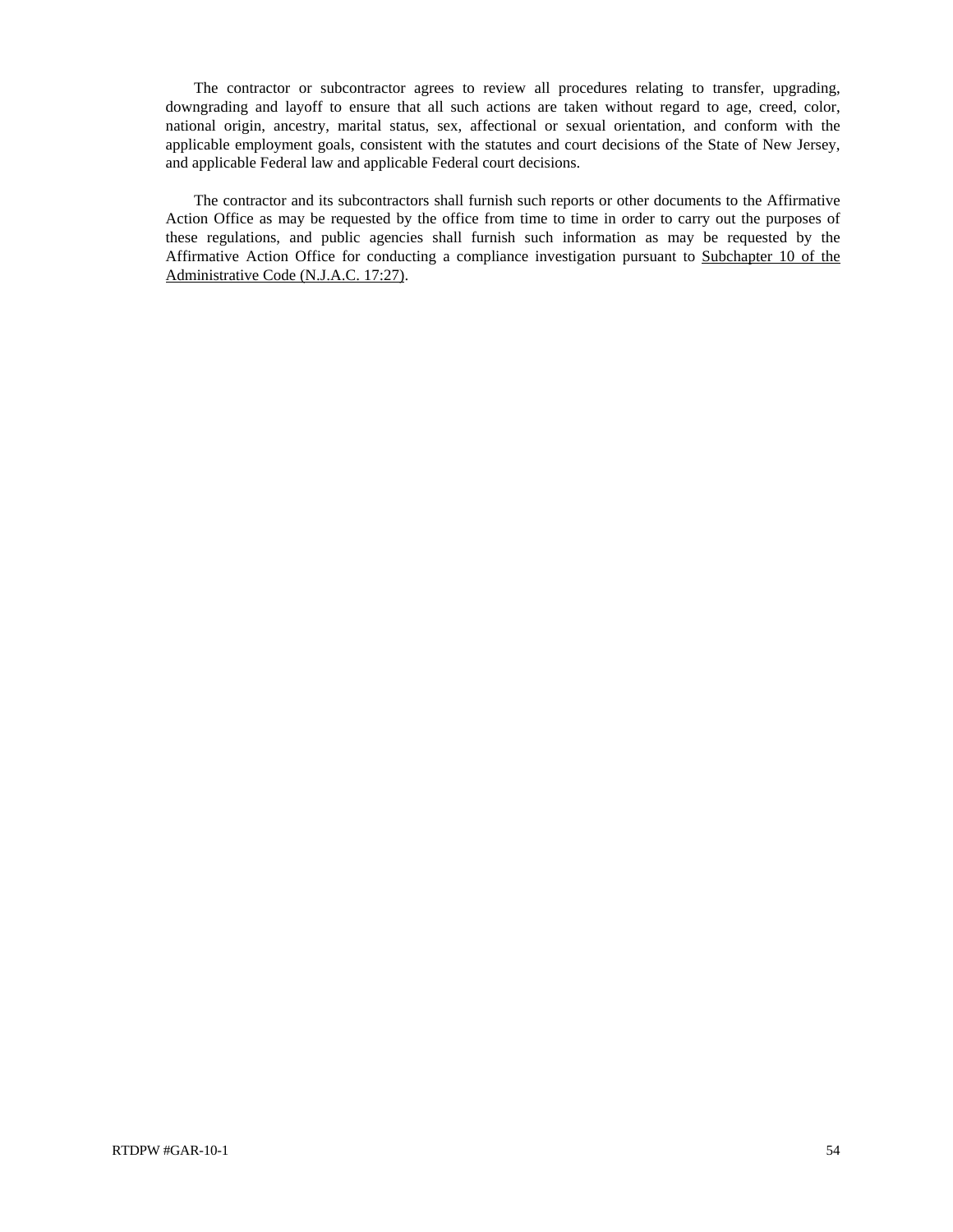The contractor or subcontractor agrees to review all procedures relating to transfer, upgrading, downgrading and layoff to ensure that all such actions are taken without regard to age, creed, color, national origin, ancestry, marital status, sex, affectional or sexual orientation, and conform with the applicable employment goals, consistent with the statutes and court decisions of the State of New Jersey, and applicable Federal law and applicable Federal court decisions.

The contractor and its subcontractors shall furnish such reports or other documents to the Affirmative Action Office as may be requested by the office from time to time in order to carry out the purposes of these regulations, and public agencies shall furnish such information as may be requested by the Affirmative Action Office for conducting a compliance investigation pursuant to <u>Subchapter 10 of the Administrative Code (N.J.A.C. 17:27)</u>.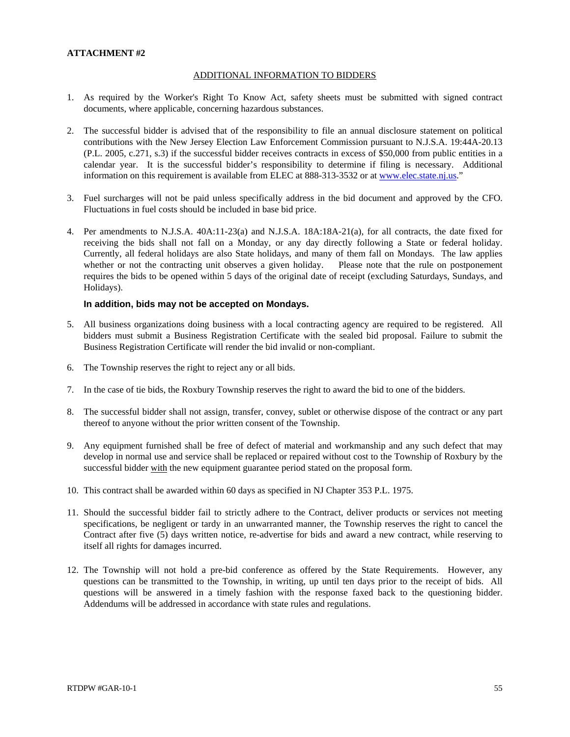**ATTACHMENT #2**

ADDITIONAL INFORMATION TO BIDDERS

1. As required by the Worker's Right To Know Act, safety sheets must be submitted with signed contract documents, where applicable, concerning hazardous substances.

2. The successful bidder is advised that of the responsibility to file an annual disclosure statement on political contributions with the New Jersey Election Law Enforcement Commission pursuant to N.J.S.A. 19:44A-20.13 (P.L. 2005, c.271, s.3) if the successful bidder receives contracts in excess of $50,000 from public entities in a calendar year. It is the successful bidder's responsibility to determine if filing is necessary. Additional information on this requirement is available from ELEC at 888-313-3532 or at www.elec.state.nj.us."

3. Fuel surcharges will not be paid unless specifically address in the bid document and approved by the CFO. Fluctuations in fuel costs should be included in base bid price.

4. Per amendments to N.J.S.A. 40A:11-23(a) and N.J.S.A. 18A:18A-21(a), for all contracts, the date fixed for receiving the bids shall not fall on a Monday, or any day directly following a State or federal holiday. Currently, all federal holidays are also State holidays, and many of them fall on Mondays. The law applies whether or not the contracting unit observes a given holiday. Please note that the rule on postponement requires the bids to be opened within 5 days of the original date of receipt (excluding Saturdays, Sundays, and Holidays).

   **In addition, bids may not be accepted on Mondays.**

5. All business organizations doing business with a local contracting agency are required to be registered. All bidders must submit a Business Registration Certificate with the sealed bid proposal. Failure to submit the Business Registration Certificate will render the bid invalid or non-compliant.

6. The Township reserves the right to reject any or all bids.

7. In the case of tie bids, the Roxbury Township reserves the right to award the bid to one of the bidders.

8. The successful bidder shall not assign, transfer, convey, sublet or otherwise dispose of the contract or any part thereof to anyone without the prior written consent of the Township.

9. Any equipment furnished shall be free of defect of material and workmanship and any such defect that may develop in normal use and service shall be replaced or repaired without cost to the Township of Roxbury by the successful bidder with the new equipment guarantee period stated on the proposal form.

10. This contract shall be awarded within 60 days as specified in NJ Chapter 353 P.L. 1975.

11. Should the successful bidder fail to strictly adhere to the Contract, deliver products or services not meeting specifications, be negligent or tardy in an unwarranted manner, the Township reserves the right to cancel the Contract after five (5) days written notice, re-advertise for bids and award a new contract, while reserving to itself all rights for damages incurred.

12. The Township will not hold a pre-bid conference as offered by the State Requirements. However, any questions can be transmitted to the Township, in writing, up until ten days prior to the receipt of bids. All questions will be answered in a timely fashion with the response faxed back to the questioning bidder. Addendums will be addressed in accordance with state rules and regulations.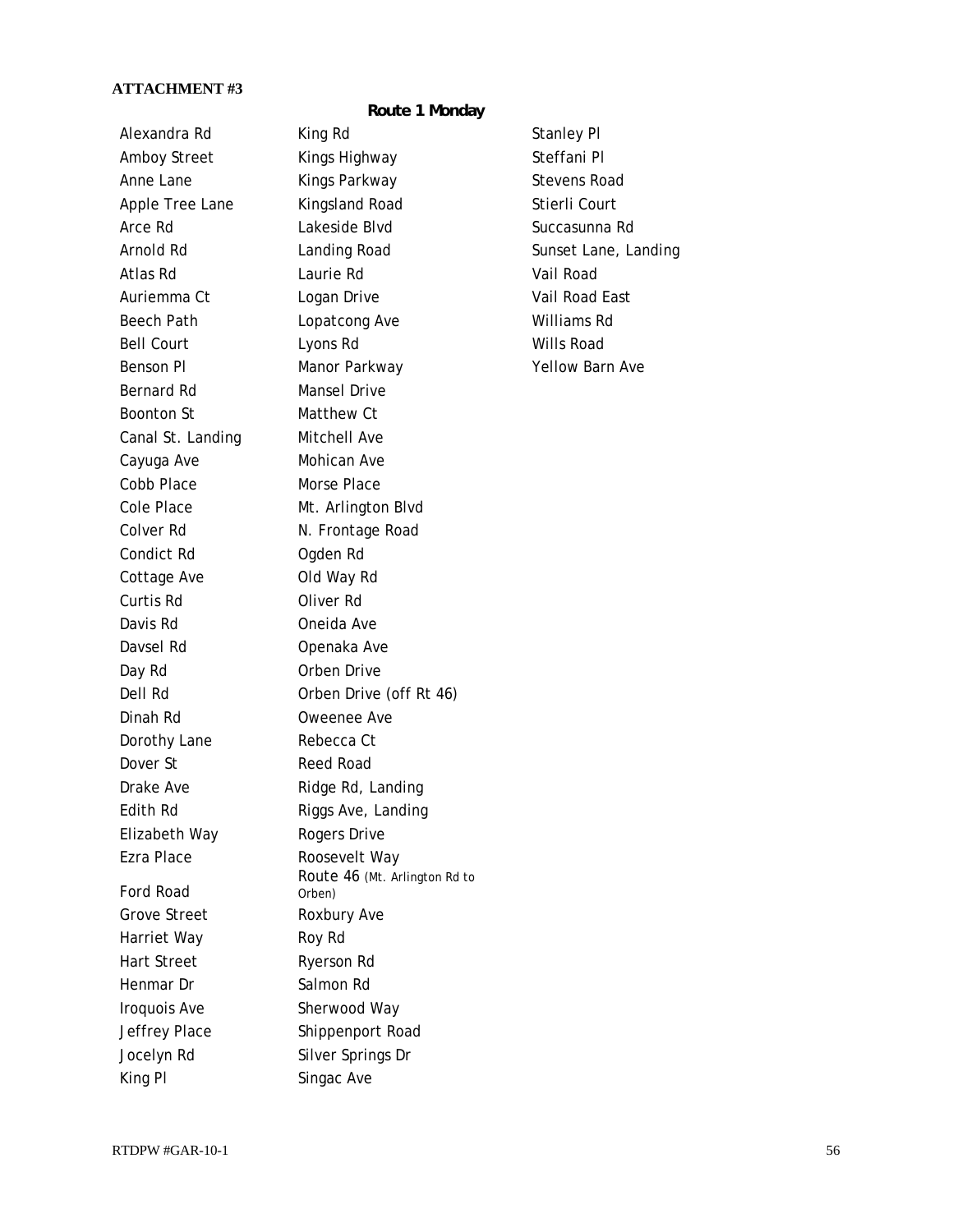**ATTACHMENT #3**

**Route 1 Monday**

Alexandra Rd
Amboy Street
Anne Lane
Apple Tree Lane
Arce Rd
Arnold Rd
Atlas Rd
Auriemma Ct
Beech Path
Bell Court
Benson Pl
Bernard Rd
Boonton St
Canal St. Landing
Cayuga Ave
Cobb Place
Cole Place
Colver Rd
Condict Rd
Cottage Ave
Curtis Rd
Davis Rd
Davsel Rd
Day Rd
Dell Rd
Dinah Rd
Dorothy Lane
Dover St
Drake Ave
Edith Rd
Elizabeth Way
Ezra Place
Ford Road
Grove Street
Harriet Way
Hart Street
Henmar Dr
Iroquois Ave
Jeffrey Place
Jocelyn Rd
King Pl
King Rd
Kings Highway
Kings Parkway
Kingsland Road
Lakeside Blvd
Landing Road
Laurie Rd
Logan Drive
Lopatcong Ave
Lyons Rd
Manor Parkway
Mansel Drive
Matthew Ct
Mitchell Ave
Mohican Ave
Morse Place
Mt. Arlington Blvd
N. Frontage Road
Ogden Rd
Old Way Rd
Oliver Rd
Oneida Ave
Openaka Ave
Orben Drive
Orben Drive (off Rt 46)
Oweenee Ave
Rebecca Ct
Reed Road
Ridge Rd, Landing
Riggs Ave, Landing
Rogers Drive
Roosevelt Way
Route 46 (Mt. Arlington Rd to Orben)
Roxbury Ave
Roy Rd
Ryerson Rd
Salmon Rd
Sherwood Way
Shippenport Road
Silver Springs Dr
Singac Ave
Stanley Pl
Steffani Pl
Stevens Road
Stierli Court
Succasunna Rd
Sunset Lane, Landing
Vail Road
Vail Road East
Williams Rd
Wills Road
Yellow Barn Ave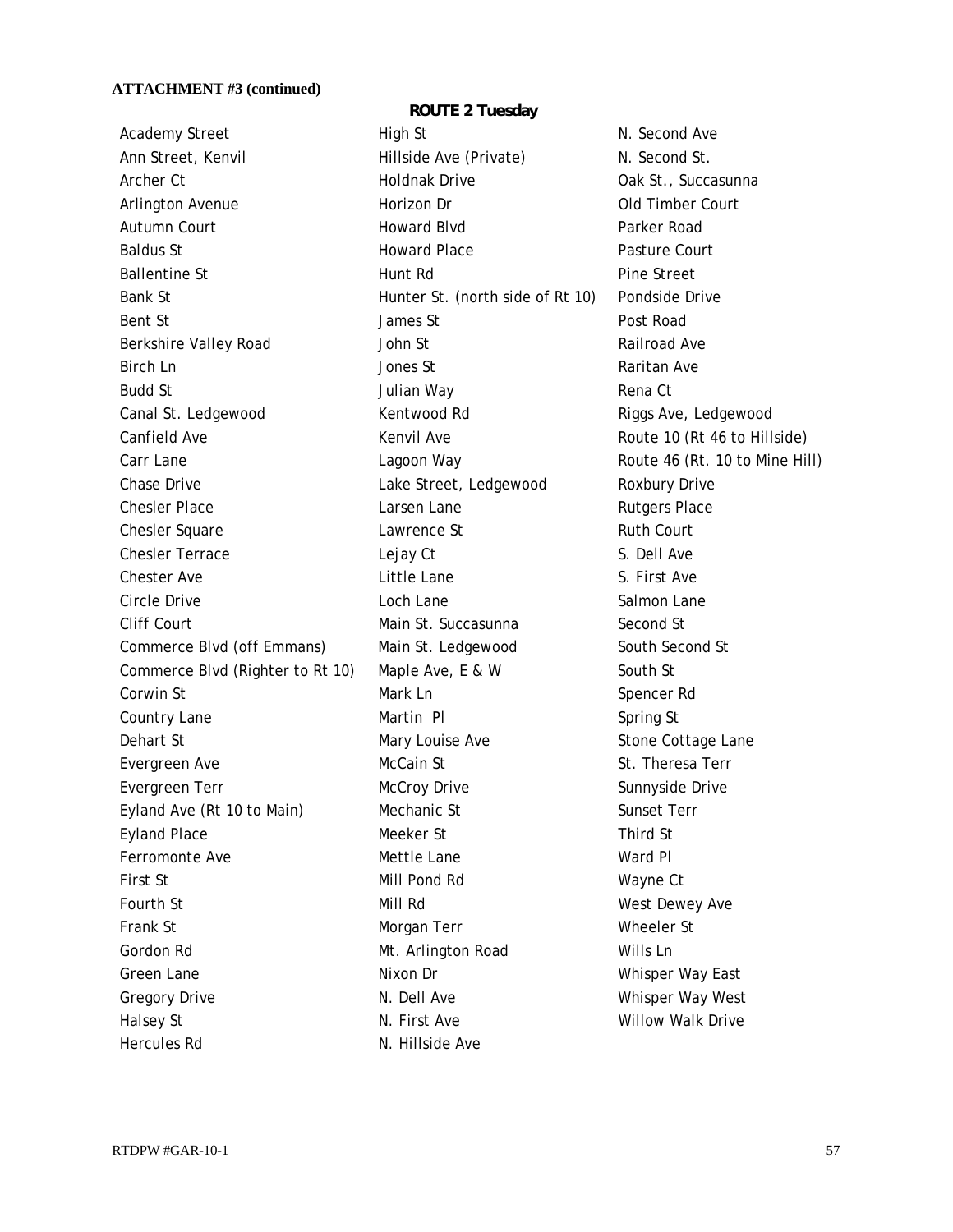**ATTACHMENT #3 (continued)**

**ROUTE 2 Tuesday**

Academy Street
Ann Street, Kenvil
Archer Ct
Arlington Avenue
Autumn Court
Baldus St
Ballentine St
Bank St
Bent St
Berkshire Valley Road
Birch Ln
Budd St
Canal St. Ledgewood
Canfield Ave
Carr Lane
Chase Drive
Chesler Place
Chesler Square
Chesler Terrace
Chester Ave
Circle Drive
Cliff Court
Commerce Blvd (off Emmans)
Commerce Blvd (Righter to Rt 10)
Corwin St
Country Lane
Dehart St
Evergreen Ave
Evergreen Terr
Eyland Ave (Rt 10 to Main)
Eyland Place
Ferromonte Ave
First St
Fourth St
Frank St
Gordon Rd
Green Lane
Gregory Drive
Halsey St
Hercules Rd
High St
Hillside Ave (Private)
Holdnak Drive
Horizon Dr
Howard Blvd
Howard Place
Hunt Rd
Hunter St. (north side of Rt 10)
James St
John St
Jones St
Julian Way
Kentwood Rd
Kenvil Ave
Lagoon Way
Lake Street, Ledgewood
Larsen Lane
Lawrence St
Lejay Ct
Little Lane
Loch Lane
Main St. Succasunna
Main St. Ledgewood
Maple Ave, E & W
Mark Ln
Martin Pl
Mary Louise Ave
McCain St
McCroy Drive
Mechanic St
Meeker St
Mettle Lane
Mill Pond Rd
Mill Rd
Morgan Terr
Mt. Arlington Road
Nixon Dr
N. Dell Ave
N. First Ave
N. Hillside Ave
N. Second Ave
N. Second St.
Oak St., Succasunna
Old Timber Court
Parker Road
Pasture Court
Pine Street
Pondside Drive
Post Road
Railroad Ave
Raritan Ave
Rena Ct
Riggs Ave, Ledgewood
Route 10 (Rt 46 to Hillside)
Route 46 (Rt. 10 to Mine Hill)
Roxbury Drive
Rutgers Place
Ruth Court
S. Dell Ave
S. First Ave
Salmon Lane
Second St
South Second St
South St
Spencer Rd
Spring St
Stone Cottage Lane
St. Theresa Terr
Sunnyside Drive
Sunset Terr
Third St
Ward Pl
Wayne Ct
West Dewey Ave
Wheeler St
Wills Ln
Whisper Way East
Whisper Way West
Willow Walk Drive

RTDPW #GAR-10-1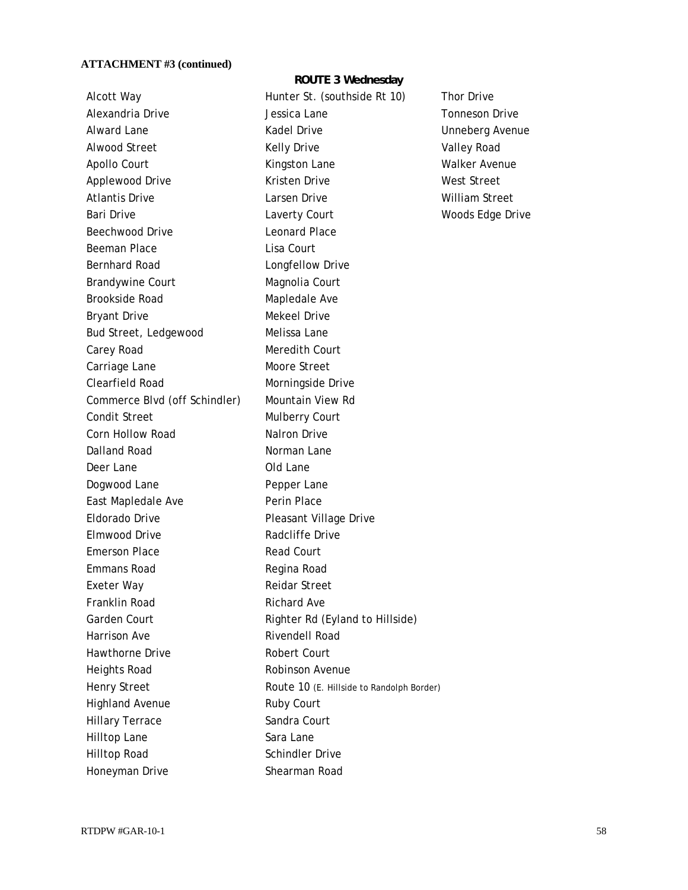**ATTACHMENT #3 (continued)**

## ROUTE 3 Wednesday

Alcott Way
Alexandria Drive
Alward Lane
Alwood Street
Apollo Court
Applewood Drive
Atlantis Drive
Bari Drive
Beechwood Drive
Beeman Place
Bernhard Road
Brandywine Court
Brookside Road
Bryant Drive
Bud Street, Ledgewood
Carey Road
Carriage Lane
Clearfield Road
Commerce Blvd (off Schindler)
Condit Street
Corn Hollow Road
Dalland Road
Deer Lane
Dogwood Lane
East Mapledale Ave
Eldorado Drive
Elmwood Drive
Emerson Place
Emmans Road
Exeter Way
Franklin Road
Garden Court
Harrison Ave
Hawthorne Drive
Heights Road
Henry Street
Highland Avenue
Hillary Terrace
Hilltop Lane
Hilltop Road
Honeyman Drive
Hunter St. (southside Rt 10)
Jessica Lane
Kadel Drive
Kelly Drive
Kingston Lane
Kristen Drive
Larsen Drive
Laverty Court
Leonard Place
Lisa Court
Longfellow Drive
Magnolia Court
Mapledale Ave
Mekeel Drive
Melissa Lane
Meredith Court
Moore Street
Morningside Drive
Mountain View Rd
Mulberry Court
Nalron Drive
Norman Lane
Old Lane
Pepper Lane
Perin Place
Pleasant Village Drive
Radcliffe Drive
Read Court
Regina Road
Reidar Street
Richard Ave
Righter Rd (Eyland to Hillside)
Rivendell Road
Robert Court
Robinson Avenue
Route 10 (E. Hillside to Randolph Border)
Ruby Court
Sandra Court
Sara Lane
Schindler Drive
Shearman Road
Thor Drive
Tonneson Drive
Unneberg Avenue
Valley Road
Walker Avenue
West Street
William Street
Woods Edge Drive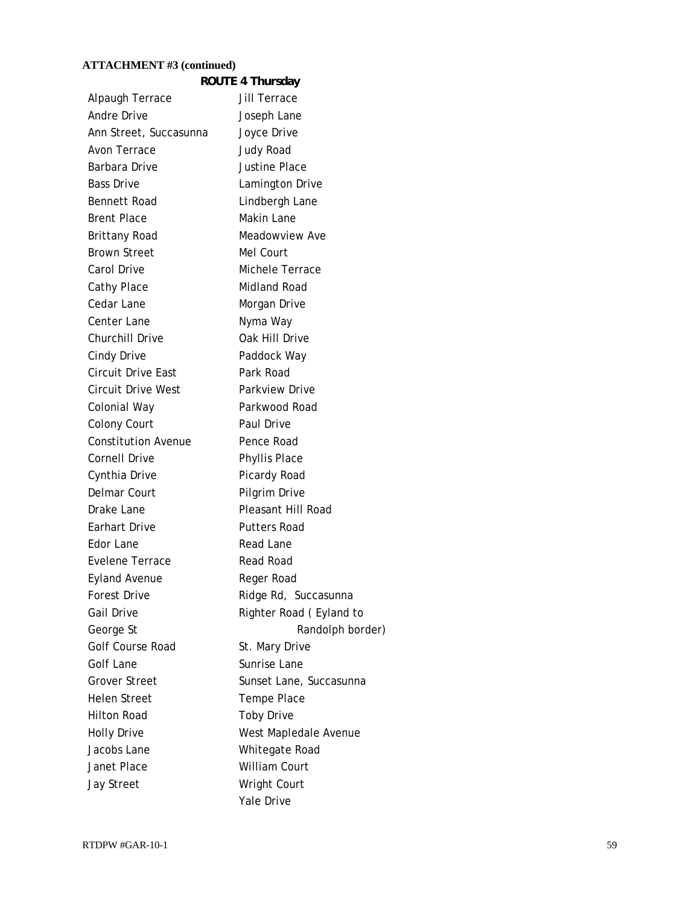**ATTACHMENT #3 (continued)**

**ROUTE 4 Thursday**

Alpaugh Terrace
Andre Drive
Ann Street, Succasunna
Avon Terrace
Barbara Drive
Bass Drive
Bennett Road
Brent Place
Brittany Road
Brown Street
Carol Drive
Cathy Place
Cedar Lane
Center Lane
Churchill Drive
Cindy Drive
Circuit Drive East
Circuit Drive West
Colonial Way
Colony Court
Constitution Avenue
Cornell Drive
Cynthia Drive
Delmar Court
Drake Lane
Earhart Drive
Edor Lane
Evelene Terrace
Eyland Avenue
Forest Drive
Gail Drive
George St
Golf Course Road
Golf Lane
Grover Street
Helen Street
Hilton Road
Holly Drive
Jacobs Lane
Janet Place
Jay Street
Jill Terrace
Joseph Lane
Joyce Drive
Judy Road
Justine Place
Lamington Drive
Lindbergh Lane
Makin Lane
Meadowview Ave
Mel Court
Michele Terrace
Midland Road
Morgan Drive
Nyma Way
Oak Hill Drive
Paddock Way
Park Road
Parkview Drive
Parkwood Road
Paul Drive
Pence Road
Phyllis Place
Picardy Road
Pilgrim Drive
Pleasant Hill Road
Putters Road
Read Lane
Read Road
Reger Road
Ridge Rd, Succasunna
Righter Road ( Eyland to Randolph border)
St. Mary Drive
Sunrise Lane
Sunset Lane, Succasunna
Tempe Place
Toby Drive
West Mapledale Avenue
Whitegate Road
William Court
Wright Court
Yale Drive

RTDPW #GAR-10-1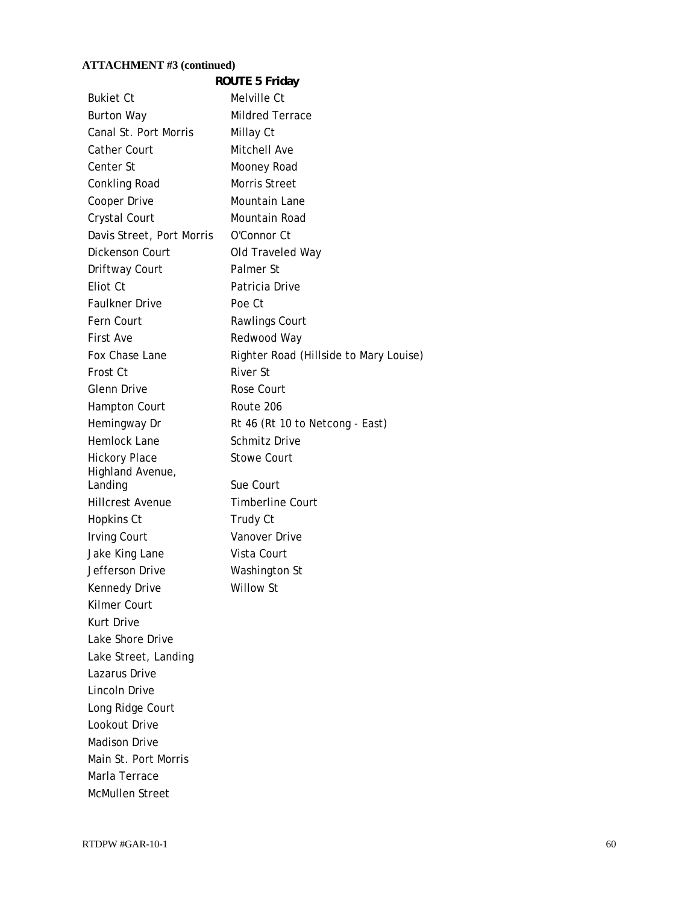**ATTACHMENT #3 (continued)**

**ROUTE 5 Friday**

- Bukiet Ct
- Burton Way
- Canal St. Port Morris
- Cather Court
- Center St
- Conkling Road
- Cooper Drive
- Crystal Court
- Davis Street, Port Morris
- Dickenson Court
- Driftway Court
- Eliot Ct
- Faulkner Drive
- Fern Court
- First Ave
- Fox Chase Lane
- Frost Ct
- Glenn Drive
- Hampton Court
- Hemingway Dr
- Hemlock Lane
- Hickory Place
- Highland Avenue, Landing
- Hillcrest Avenue
- Hopkins Ct
- Irving Court
- Jake King Lane
- Jefferson Drive
- Kennedy Drive
- Kilmer Court
- Kurt Drive
- Lake Shore Drive
- Lake Street, Landing
- Lazarus Drive
- Lincoln Drive
- Long Ridge Court
- Lookout Drive
- Madison Drive
- Main St. Port Morris
- Marla Terrace
- McMullen Street
- Melville Ct
- Mildred Terrace
- Millay Ct
- Mitchell Ave
- Mooney Road
- Morris Street
- Mountain Lane
- Mountain Road
- O'Connor Ct
- Old Traveled Way
- Palmer St
- Patricia Drive
- Poe Ct
- Rawlings Court
- Redwood Way
- Righter Road (Hillside to Mary Louise)
- River St
- Rose Court
- Route 206
- Rt 46 (Rt 10 to Netcong - East)
- Schmitz Drive
- Stowe Court
- Sue Court
- Timberline Court
- Trudy Ct
- Vanover Drive
- Vista Court
- Washington St
- Willow St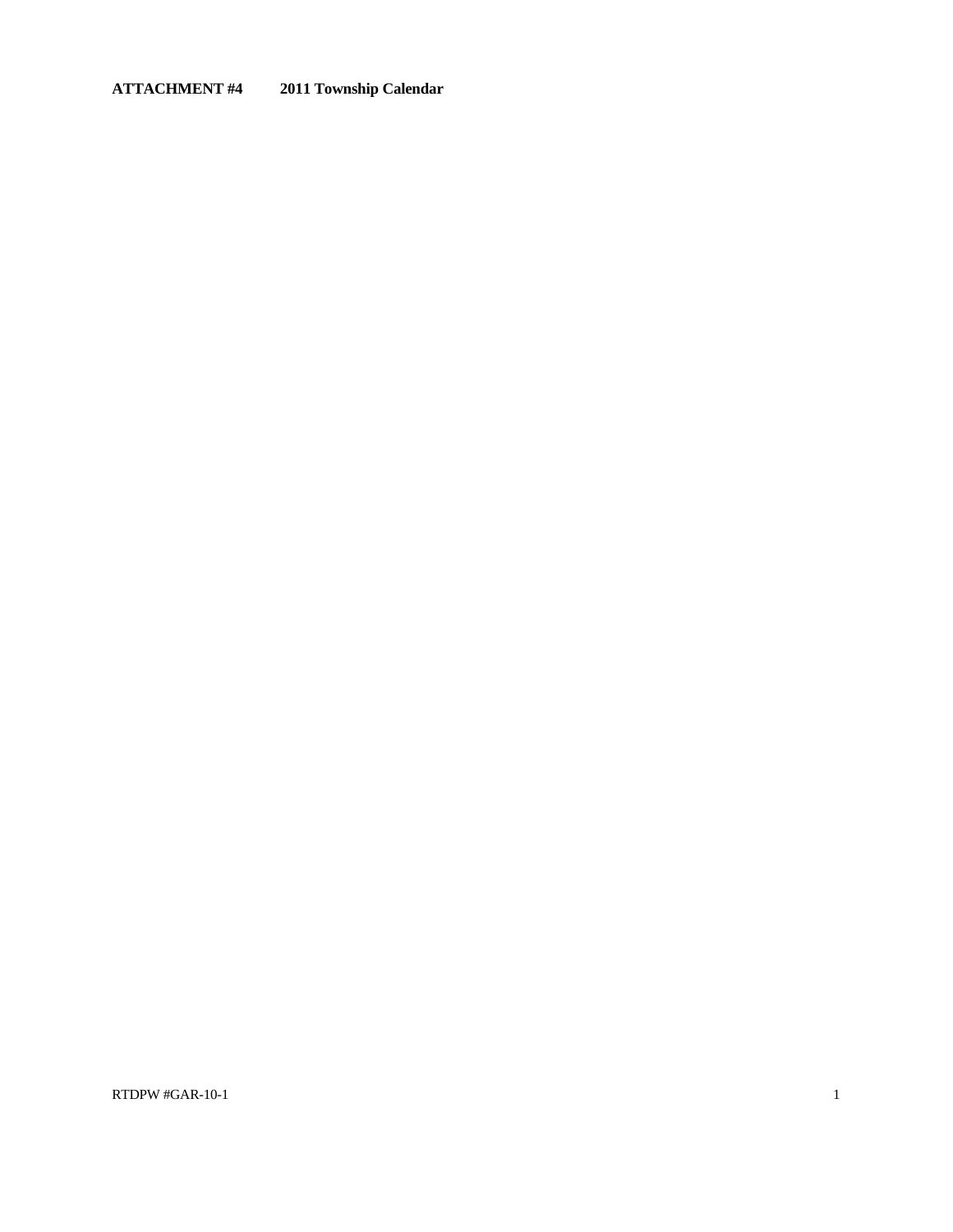**ATTACHMENT #4 2011 Township Calendar**